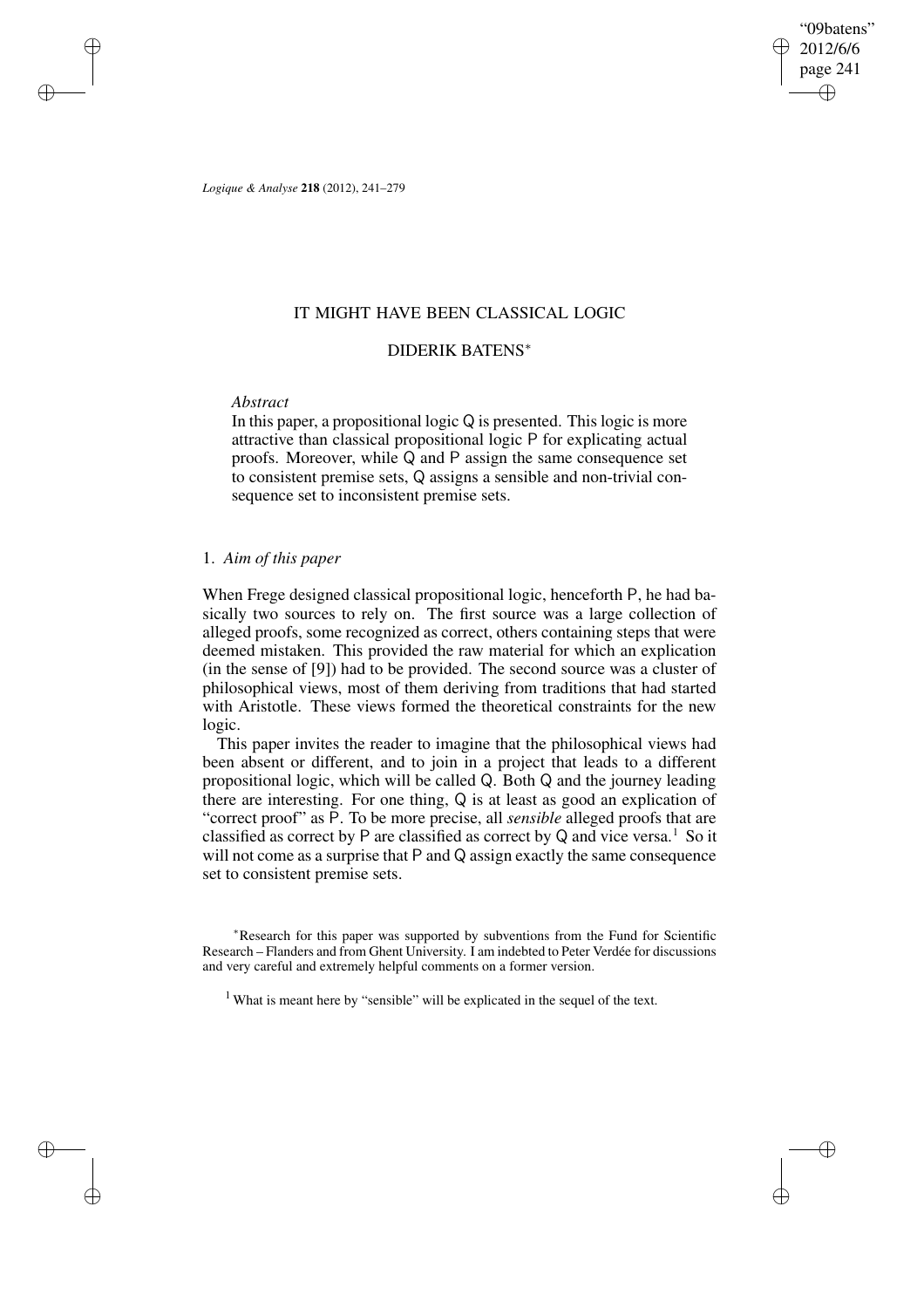# IT MIGHT HAVE BEEN CLASSICAL LOGIC

## DIDERIK BATENS*

*Abstract*

In this paper, a propositional logic Q is presented. This logic is more attractive than classical propositional logic P for explicating actual proofs. Moreover, while Q and P assign the same consequence set to consistent premise sets, Q assigns a sensible and non-trivial consequence set to inconsistent premise sets.

## 1. *Aim of this paper*

When Frege designed classical propositional logic, henceforth P, he had basically two sources to rely on. The first source was a large collection of alleged proofs, some recognized as correct, others containing steps that were deemed mistaken. This provided the raw material for which an explication (in the sense of [9]) had to be provided. The second source was a cluster of philosophical views, most of them deriving from traditions that had started with Aristotle. These views formed the theoretical constraints for the new logic.

This paper invites the reader to imagine that the philosophical views had been absent or different, and to join in a project that leads to a different propositional logic, which will be called Q. Both Q and the journey leading there are interesting. For one thing, Q is at least as good an explication of "correct proof" as P. To be more precise, all *sensible* alleged proofs that are classified as correct by P are classified as correct by Q and vice versa.[1] So it will not come as a surprise that P and Q assign exactly the same consequence set to consistent premise sets.

*Research for this paper was supported by subventions from the Fund for Scientific Research – Flanders and from Ghent University. I am indebted to Peter Verdée for discussions and very careful and extremely helpful comments on a former version.

[1] What is meant here by "sensible" will be explicated in the sequel of the text.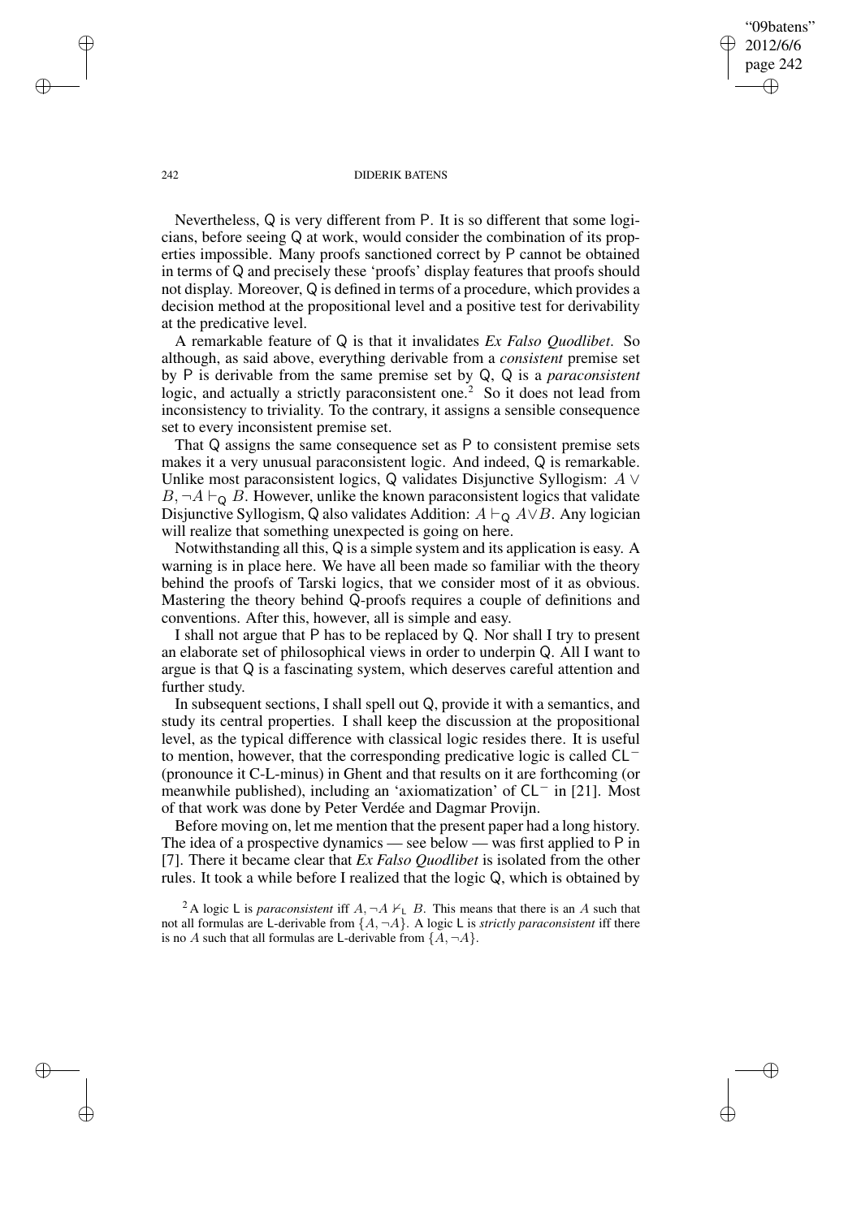Nevertheless, Q is very different from P. It is so different that some logicians, before seeing Q at work, would consider the combination of its properties impossible. Many proofs sanctioned correct by P cannot be obtained in terms of Q and precisely these 'proofs' display features that proofs should not display. Moreover, Q is defined in terms of a procedure, which provides a decision method at the propositional level and a positive test for derivability at the predicative level.

A remarkable feature of Q is that it invalidates *Ex Falso Quodlibet*. So although, as said above, everything derivable from a *consistent* premise set by P is derivable from the same premise set by Q, Q is a *paraconsistent* logic, and actually a strictly paraconsistent one.[2] So it does not lead from inconsistency to triviality. To the contrary, it assigns a sensible consequence set to every inconsistent premise set.

That Q assigns the same consequence set as P to consistent premise sets makes it a very unusual paraconsistent logic. And indeed, Q is remarkable. Unlike most paraconsistent logics, Q validates Disjunctive Syllogism: $A \vee B, \neg A \vdash_{\mathsf{Q}} B$. However, unlike the known paraconsistent logics that validate Disjunctive Syllogism, Q also validates Addition: $A \vdash_{\mathsf{Q}} A \vee B$. Any logician will realize that something unexpected is going on here.

Notwithstanding all this, Q is a simple system and its application is easy. A warning is in place here. We have all been made so familiar with the theory behind the proofs of Tarski logics, that we consider most of it as obvious. Mastering the theory behind Q-proofs requires a couple of definitions and conventions. After this, however, all is simple and easy.

I shall not argue that P has to be replaced by Q. Nor shall I try to present an elaborate set of philosophical views in order to underpin Q. All I want to argue is that Q is a fascinating system, which deserves careful attention and further study.

In subsequent sections, I shall spell out Q, provide it with a semantics, and study its central properties. I shall keep the discussion at the propositional level, as the typical difference with classical logic resides there. It is useful to mention, however, that the corresponding predicative logic is called $\mathsf{CL}^{-}$ (pronounce it C-L-minus) in Ghent and that results on it are forthcoming (or meanwhile published), including an 'axiomatization' of $\mathsf{CL}^{-}$ in [21]. Most of that work was done by Peter Verdée and Dagmar Provijn.

Before moving on, let me mention that the present paper had a long history. The idea of a prospective dynamics — see below — was first applied to P in [7]. There it became clear that *Ex Falso Quodlibet* is isolated from the other rules. It took a while before I realized that the logic Q, which is obtained by

[2] A logic L is *paraconsistent* iff $A, \neg A \nvdash_{\mathsf{L}} B$. This means that there is an $A$ such that not all formulas are L-derivable from $\{A, \neg A\}$. A logic L is *strictly paraconsistent* iff there is no $A$ such that all formulas are L-derivable from $\{A, \neg A\}$.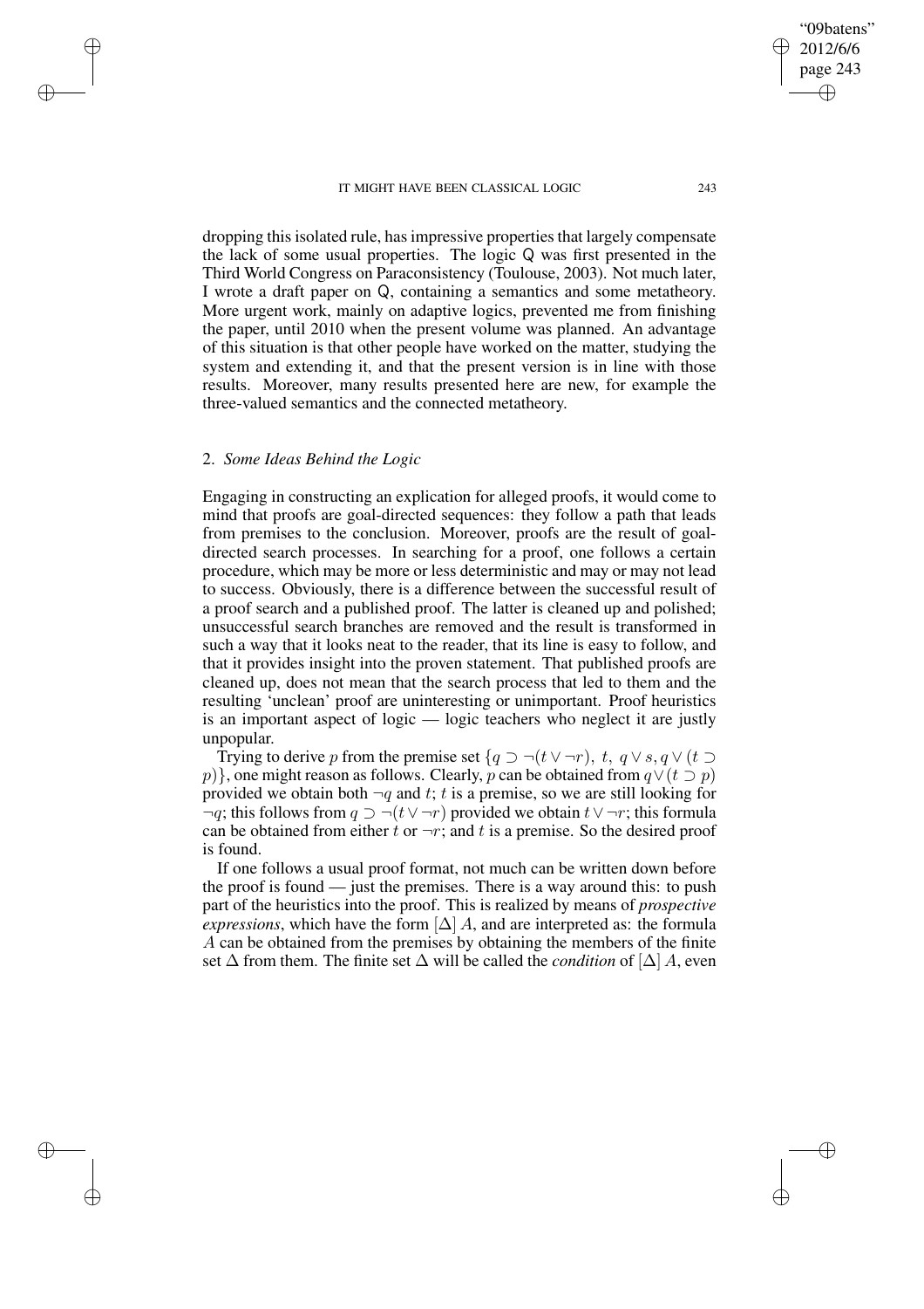dropping this isolated rule, has impressive properties that largely compensate the lack of some usual properties. The logic Q was first presented in the Third World Congress on Paraconsistency (Toulouse, 2003). Not much later, I wrote a draft paper on Q, containing a semantics and some metatheory. More urgent work, mainly on adaptive logics, prevented me from finishing the paper, until 2010 when the present volume was planned. An advantage of this situation is that other people have worked on the matter, studying the system and extending it, and that the present version is in line with those results. Moreover, many results presented here are new, for example the three-valued semantics and the connected metatheory.

## 2. *Some Ideas Behind the Logic*

Engaging in constructing an explication for alleged proofs, it would come to mind that proofs are goal-directed sequences: they follow a path that leads from premises to the conclusion. Moreover, proofs are the result of goal-directed search processes. In searching for a proof, one follows a certain procedure, which may be more or less deterministic and may or may not lead to success. Obviously, there is a difference between the successful result of a proof search and a published proof. The latter is cleaned up and polished; unsuccessful search branches are removed and the result is transformed in such a way that it looks neat to the reader, that its line is easy to follow, and that it provides insight into the proven statement. That published proofs are cleaned up, does not mean that the search process that led to them and the resulting 'unclean' proof are uninteresting or unimportant. Proof heuristics is an important aspect of logic — logic teachers who neglect it are justly unpopular.

Trying to derive $p$ from the premise set $\{q \supset \neg(t \vee \neg r),\ t,\ q \vee s, q \vee (t \supset p)\}$, one might reason as follows. Clearly, $p$ can be obtained from $q \vee (t \supset p)$ provided we obtain both $\neg q$ and $t$; $t$ is a premise, so we are still looking for $\neg q$; this follows from $q \supset \neg(t \vee \neg r)$ provided we obtain $t \vee \neg r$; this formula can be obtained from either $t$ or $\neg r$; and $t$ is a premise. So the desired proof is found.

If one follows a usual proof format, not much can be written down before the proof is found — just the premises. There is a way around this: to push part of the heuristics into the proof. This is realized by means of *prospective expressions*, which have the form $[\Delta]\ A$, and are interpreted as: the formula $A$ can be obtained from the premises by obtaining the members of the finite set $\Delta$ from them. The finite set $\Delta$ will be called the *condition* of $[\Delta]\ A$, even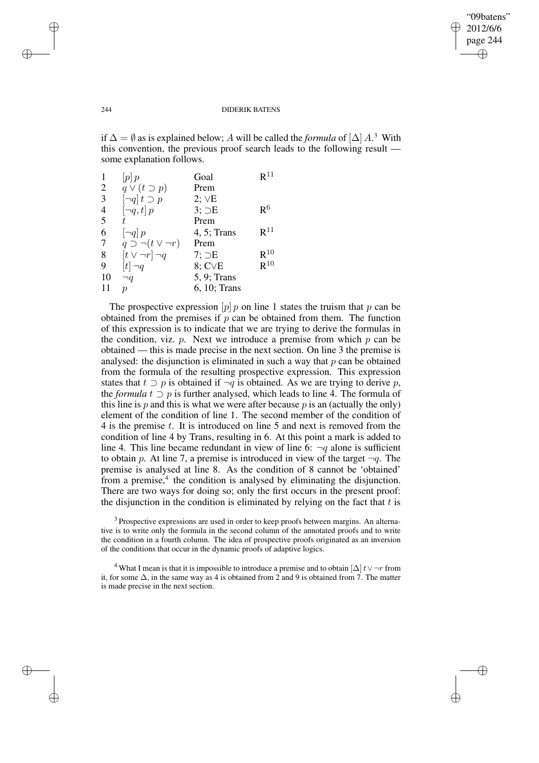if $\Delta = \emptyset$ as is explained below; $A$ will be called the *formula* of $[\Delta]\, A$.[3] With this convention, the previous proof search leads to the following result — some explanation follows.

| | | | |
|---|---|---|---|
| 1 | $[p]\, p$ | Goal | $R^{11}$ |
| 2 | $q \vee (t \supset p)$ | Prem | |
| 3 | $[\neg q]\, t \supset p$ | 2; $\vee$E | |
| 4 | $[\neg q, t]\, p$ | 3; $\supset$E | $R^{6}$ |
| 5 | $t$ | Prem | |
| 6 | $[\neg q]\, p$ | 4, 5; Trans | $R^{11}$ |
| 7 | $q \supset \neg(t \vee \neg r)$ | Prem | |
| 8 | $[t \vee \neg r]\, \neg q$ | 7; $\supset$E | $R^{10}$ |
| 9 | $[t]\, \neg q$ | 8; C$\vee$E | $R^{10}$ |
| 10 | $\neg q$ | 5, 9; Trans | |
| 11 | $p$ | 6, 10; Trans | |

The prospective expression $[p]\, p$ on line 1 states the truism that $p$ can be obtained from the premises if $p$ can be obtained from them. The function of this expression is to indicate that we are trying to derive the formulas in the condition, viz. $p$. Next we introduce a premise from which $p$ can be obtained — this is made precise in the next section. On line 3 the premise is analysed: the disjunction is eliminated in such a way that $p$ can be obtained from the formula of the resulting prospective expression. This expression states that $t \supset p$ is obtained if $\neg q$ is obtained. As we are trying to derive $p$, the *formula* $t \supset p$ is further analysed, which leads to line 4. The formula of this line is $p$ and this is what we were after because $p$ is an (actually the only) element of the condition of line 1. The second member of the condition of 4 is the premise $t$. It is introduced on line 5 and next is removed from the condition of line 4 by Trans, resulting in 6. At this point a mark is added to line 4. This line became redundant in view of line 6: $\neg q$ alone is sufficient to obtain $p$. At line 7, a premise is introduced in view of the target $\neg q$. The premise is analysed at line 8. As the condition of 8 cannot be 'obtained' from a premise,[4] the condition is analysed by eliminating the disjunction. There are two ways for doing so; only the first occurs in the present proof: the disjunction in the condition is eliminated by relying on the fact that $t$ is

[3] Prospective expressions are used in order to keep proofs between margins. An alternative is to write only the formula in the second column of the annotated proofs and to write the condition in a fourth column. The idea of prospective proofs originated as an inversion of the conditions that occur in the dynamic proofs of adaptive logics.

[4] What I mean is that it is impossible to introduce a premise and to obtain $[\Delta]\, t \vee \neg r$ from it, for some $\Delta$, in the same way as 4 is obtained from 2 and 9 is obtained from 7. The matter is made precise in the next section.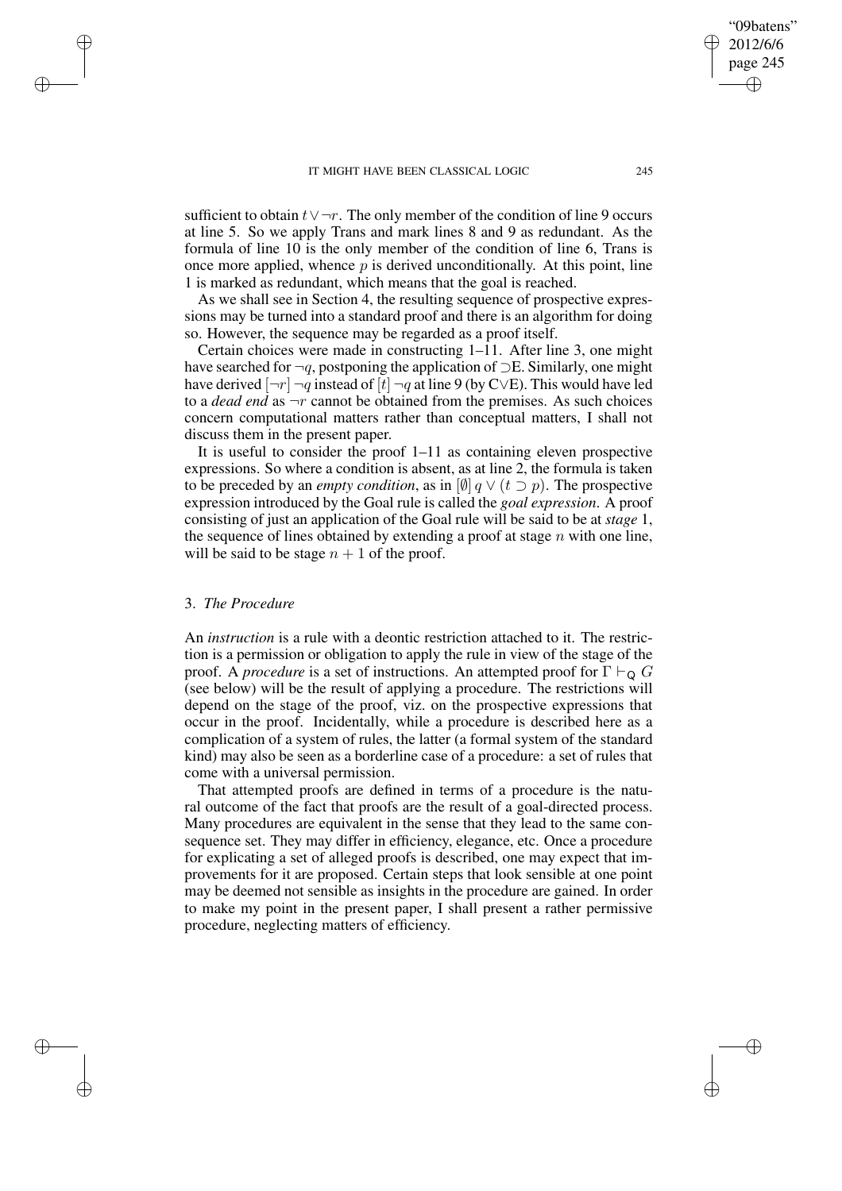sufficient to obtain $t \vee \neg r$. The only member of the condition of line 9 occurs at line 5. So we apply Trans and mark lines 8 and 9 as redundant. As the formula of line 10 is the only member of the condition of line 6, Trans is once more applied, whence $p$ is derived unconditionally. At this point, line 1 is marked as redundant, which means that the goal is reached.

As we shall see in Section 4, the resulting sequence of prospective expressions may be turned into a standard proof and there is an algorithm for doing so. However, the sequence may be regarded as a proof itself.

Certain choices were made in constructing 1–11. After line 3, one might have searched for $\neg q$, postponing the application of $\supset$E. Similarly, one might have derived $[\neg r]\, \neg q$ instead of $[t]\, \neg q$ at line 9 (by C$\vee$E). This would have led to a *dead end* as $\neg r$ cannot be obtained from the premises. As such choices concern computational matters rather than conceptual matters, I shall not discuss them in the present paper.

It is useful to consider the proof 1–11 as containing eleven prospective expressions. So where a condition is absent, as at line 2, the formula is taken to be preceded by an *empty condition*, as in $[\emptyset]\, q \vee (t \supset p)$. The prospective expression introduced by the Goal rule is called the *goal expression*. A proof consisting of just an application of the Goal rule will be said to be at *stage* 1, the sequence of lines obtained by extending a proof at stage $n$ with one line, will be said to be stage $n + 1$ of the proof.

## 3. *The Procedure*

An *instruction* is a rule with a deontic restriction attached to it. The restriction is a permission or obligation to apply the rule in view of the stage of the proof. A *procedure* is a set of instructions. An attempted proof for $\Gamma \vdash_{\mathsf{Q}} G$ (see below) will be the result of applying a procedure. The restrictions will depend on the stage of the proof, viz. on the prospective expressions that occur in the proof. Incidentally, while a procedure is described here as a complication of a system of rules, the latter (a formal system of the standard kind) may also be seen as a borderline case of a procedure: a set of rules that come with a universal permission.

That attempted proofs are defined in terms of a procedure is the natural outcome of the fact that proofs are the result of a goal-directed process. Many procedures are equivalent in the sense that they lead to the same consequence set. They may differ in efficiency, elegance, etc. Once a procedure for explicating a set of alleged proofs is described, one may expect that improvements for it are proposed. Certain steps that look sensible at one point may be deemed not sensible as insights in the procedure are gained. In order to make my point in the present paper, I shall present a rather permissive procedure, neglecting matters of efficiency.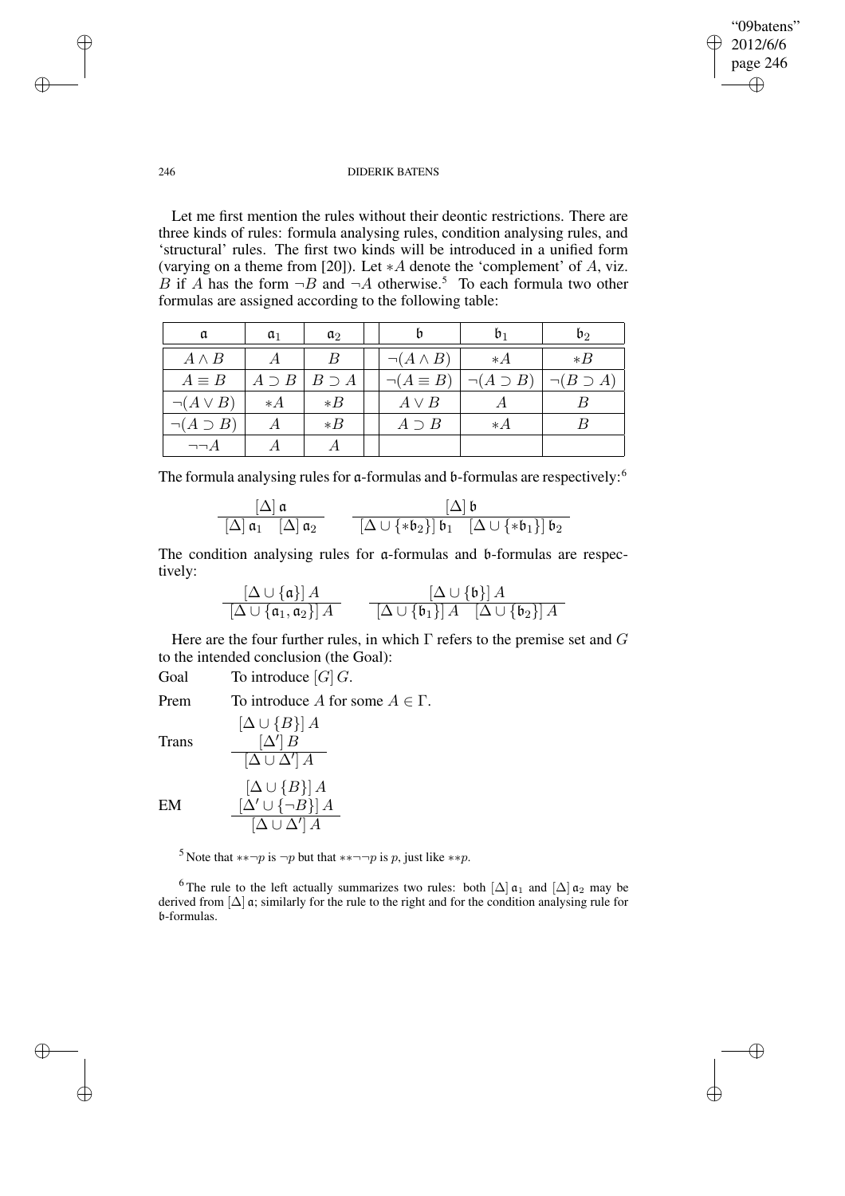Let me first mention the rules without their deontic restrictions. There are three kinds of rules: formula analysing rules, condition analysing rules, and 'structural' rules. The first two kinds will be introduced in a unified form (varying on a theme from [20]). Let $*A$ denote the 'complement' of $A$, viz. $B$ if $A$ has the form $\neg B$ and $\neg A$ otherwise.[5] To each formula two other formulas are assigned according to the following table:

| $\mathfrak{a}$ | $\mathfrak{a}_1$ | $\mathfrak{a}_2$ | | $\mathfrak{b}$ | $\mathfrak{b}_1$ | $\mathfrak{b}_2$ |
|---|---|---|---|---|---|---|
| $A \wedge B$ | $A$ | $B$ | | $\neg(A \wedge B)$ | $*A$ | $*B$ |
| $A \equiv B$ | $A \supset B$ | $B \supset A$ | | $\neg(A \equiv B)$ | $\neg(A \supset B)$ | $\neg(B \supset A)$ |
| $\neg(A \vee B)$ | $*A$ | $*B$ | | $A \vee B$ | $A$ | $B$ |
| $\neg(A \supset B)$ | $A$ | $*B$ | | $A \supset B$ | $*A$ | $B$ |
| $\neg\neg A$ | $A$ | $A$ | | | | |

The formula analysing rules for $\mathfrak{a}$-formulas and $\mathfrak{b}$-formulas are respectively:[6]

$$\frac{[\Delta]\,\mathfrak{a}}{[\Delta]\,\mathfrak{a}_1 \quad [\Delta]\,\mathfrak{a}_2} \qquad\qquad \frac{[\Delta]\,\mathfrak{b}}{[\Delta \cup \{*\mathfrak{b}_2\}]\,\mathfrak{b}_1 \quad [\Delta \cup \{*\mathfrak{b}_1\}]\,\mathfrak{b}_2}$$

The condition analysing rules for $\mathfrak{a}$-formulas and $\mathfrak{b}$-formulas are respectively:

$$\frac{[\Delta \cup \{\mathfrak{a}\}]\,A}{[\Delta \cup \{\mathfrak{a}_1, \mathfrak{a}_2\}]\,A} \qquad\qquad \frac{[\Delta \cup \{\mathfrak{b}\}]\,A}{[\Delta \cup \{\mathfrak{b}_1\}]\,A \quad [\Delta \cup \{\mathfrak{b}_2\}]\,A}$$

Here are the four further rules, in which $\Gamma$ refers to the premise set and $G$ to the intended conclusion (the Goal):

Goal To introduce $[G]\,G$.

Prem To introduce $A$ for some $A \in \Gamma$.

Trans
$$\frac{\begin{array}{c}[\Delta \cup \{B\}]\,A \\ [\Delta']\,B\end{array}}{[\Delta \cup \Delta']\,A}$$

EM
$$\frac{\begin{array}{c}[\Delta \cup \{B\}]\,A \\ [\Delta' \cup \{\neg B\}]\,A\end{array}}{[\Delta \cup \Delta']\,A}$$

[5] Note that $**\neg p$ is $\neg p$ but that $**\neg\neg p$ is $p$, just like $**p$.

[6] The rule to the left actually summarizes two rules: both $[\Delta]\,\mathfrak{a}_1$ and $[\Delta]\,\mathfrak{a}_2$ may be derived from $[\Delta]\,\mathfrak{a}$; similarly for the rule to the right and for the condition analysing rule for $\mathfrak{b}$-formulas.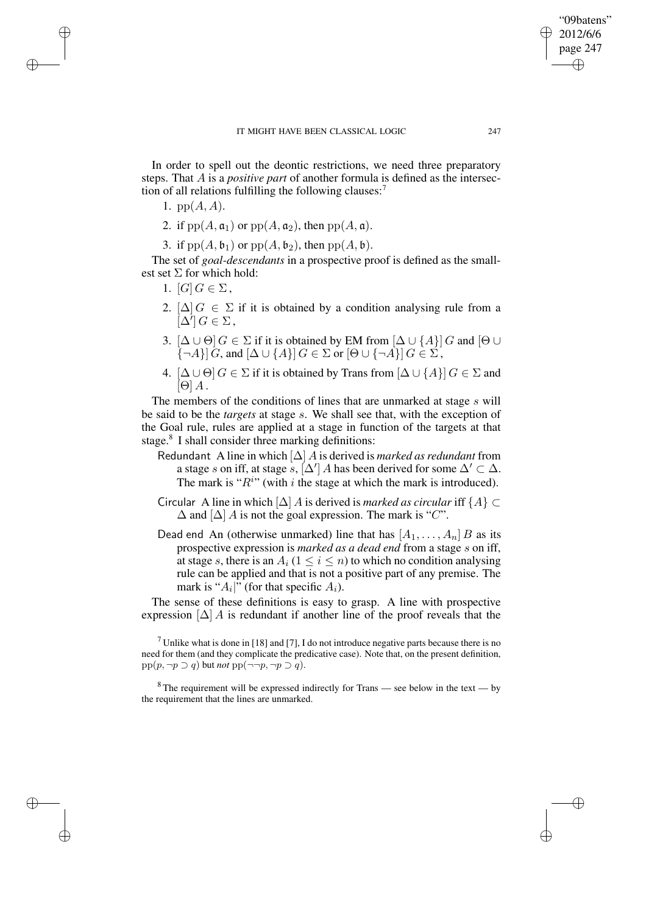In order to spell out the deontic restrictions, we need three preparatory steps. That $A$ is a *positive part* of another formula is defined as the intersection of all relations fulfilling the following clauses:[7]

1. $\mathrm{pp}(A, A)$.
2. if $\mathrm{pp}(A, \mathfrak{a}_1)$ or $\mathrm{pp}(A, \mathfrak{a}_2)$, then $\mathrm{pp}(A, \mathfrak{a})$.
3. if $\mathrm{pp}(A, \mathfrak{b}_1)$ or $\mathrm{pp}(A, \mathfrak{b}_2)$, then $\mathrm{pp}(A, \mathfrak{b})$.

The set of *goal-descendants* in a prospective proof is defined as the smallest set $\Sigma$ for which hold:

1. $[G]\, G \in \Sigma$,
2. $[\Delta]\, G \in \Sigma$ if it is obtained by a condition analysing rule from a $[\Delta']\, G \in \Sigma$,
3. $[\Delta \cup \Theta]\, G \in \Sigma$ if it is obtained by EM from $[\Delta \cup \{A\}]\, G$ and $[\Theta \cup \{\neg A\}]\, G$, and $[\Delta \cup \{A\}]\, G \in \Sigma$ or $[\Theta \cup \{\neg A\}]\, G \in \Sigma$,
4. $[\Delta \cup \Theta]\, G \in \Sigma$ if it is obtained by Trans from $[\Delta \cup \{A\}]\, G \in \Sigma$ and $[\Theta]\, A$.

The members of the conditions of lines that are unmarked at stage $s$ will be said to be the *targets* at stage $s$. We shall see that, with the exception of the Goal rule, rules are applied at a stage in function of the targets at that stage.[8] I shall consider three marking definitions:

Redundant A line in which $[\Delta]\, A$ is derived is *marked as redundant* from a stage $s$ on iff, at stage $s$, $[\Delta']\, A$ has been derived for some $\Delta' \subset \Delta$. The mark is "$R^i$" (with $i$ the stage at which the mark is introduced).

Circular A line in which $[\Delta]\, A$ is derived is *marked as circular* iff $\{A\} \subset \Delta$ and $[\Delta]\, A$ is not the goal expression. The mark is "$C$".

Dead end An (otherwise unmarked) line that has $[A_1, \ldots, A_n]\, B$ as its prospective expression is *marked as a dead end* from a stage $s$ on iff, at stage $s$, there is an $A_i$ ($1 \leq i \leq n$) to which no condition analysing rule can be applied and that is not a positive part of any premise. The mark is "$A_i|$" (for that specific $A_i$).

The sense of these definitions is easy to grasp. A line with prospective expression $[\Delta]\, A$ is redundant if another line of the proof reveals that the

---

[7] Unlike what is done in [18] and [7], I do not introduce negative parts because there is no need for them (and they complicate the predicative case). Note that, on the present definition, $\mathrm{pp}(p, \neg p \supset q)$ but *not* $\mathrm{pp}(\neg\neg p, \neg p \supset q)$.

[8] The requirement will be expressed indirectly for Trans — see below in the text — by the requirement that the lines are unmarked.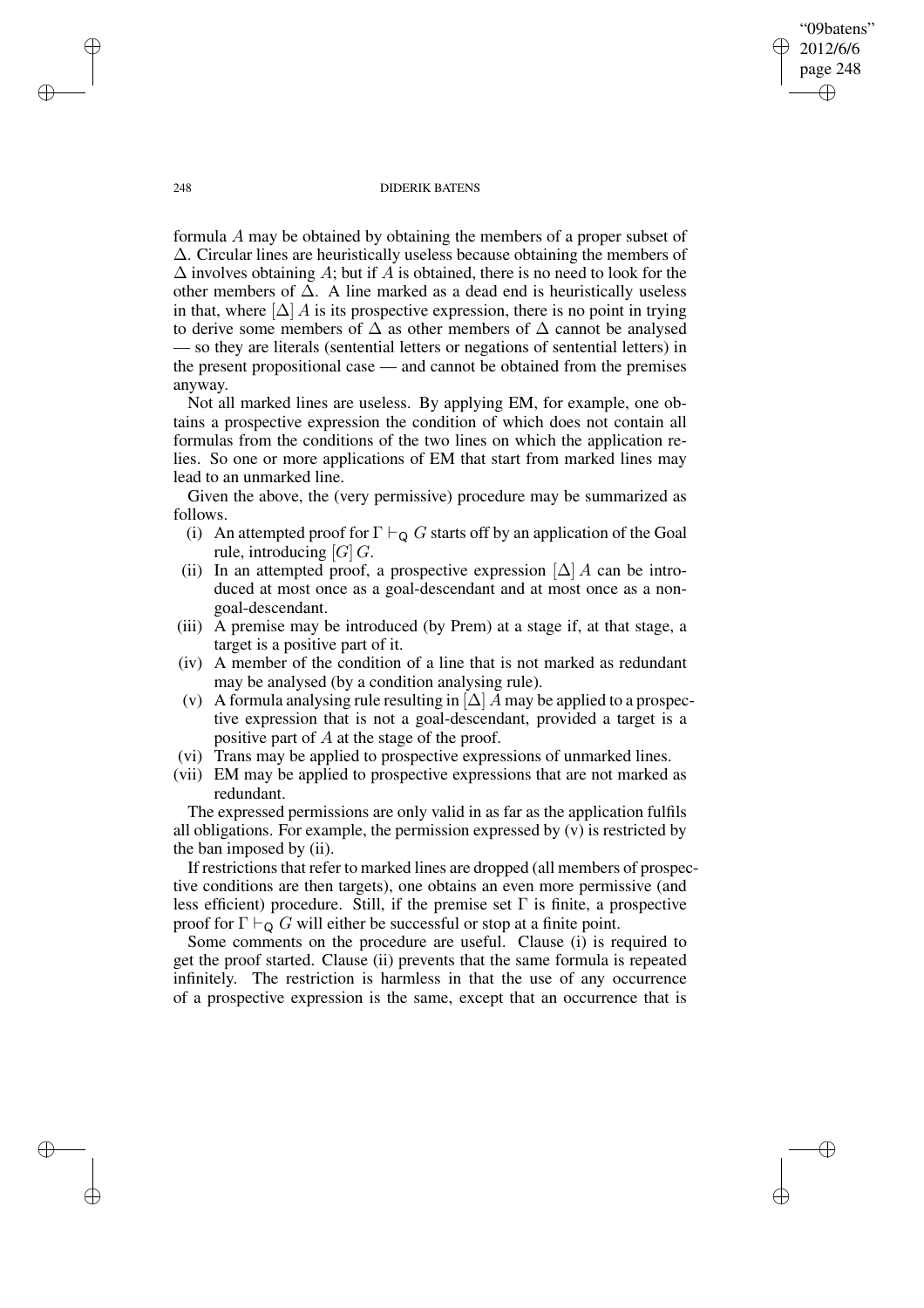formula $A$ may be obtained by obtaining the members of a proper subset of $\Delta$. Circular lines are heuristically useless because obtaining the members of $\Delta$ involves obtaining $A$; but if $A$ is obtained, there is no need to look for the other members of $\Delta$. A line marked as a dead end is heuristically useless in that, where $[\Delta]\, A$ is its prospective expression, there is no point in trying to derive some members of $\Delta$ as other members of $\Delta$ cannot be analysed — so they are literals (sentential letters or negations of sentential letters) in the present propositional case — and cannot be obtained from the premises anyway.

Not all marked lines are useless. By applying EM, for example, one obtains a prospective expression the condition of which does not contain all formulas from the conditions of the two lines on which the application relies. So one or more applications of EM that start from marked lines may lead to an unmarked line.

Given the above, the (very permissive) procedure may be summarized as follows.

(i) An attempted proof for $\Gamma \vdash_{\mathsf{Q}} G$ starts off by an application of the Goal rule, introducing $[G]\, G$.

(ii) In an attempted proof, a prospective expression $[\Delta]\, A$ can be introduced at most once as a goal-descendant and at most once as a non-goal-descendant.

(iii) A premise may be introduced (by Prem) at a stage if, at that stage, a target is a positive part of it.

(iv) A member of the condition of a line that is not marked as redundant may be analysed (by a condition analysing rule).

(v) A formula analysing rule resulting in $[\Delta]\, A$ may be applied to a prospective expression that is not a goal-descendant, provided a target is a positive part of $A$ at the stage of the proof.

(vi) Trans may be applied to prospective expressions of unmarked lines.

(vii) EM may be applied to prospective expressions that are not marked as redundant.

The expressed permissions are only valid in as far as the application fulfils all obligations. For example, the permission expressed by (v) is restricted by the ban imposed by (ii).

If restrictions that refer to marked lines are dropped (all members of prospective conditions are then targets), one obtains an even more permissive (and less efficient) procedure. Still, if the premise set $\Gamma$ is finite, a prospective proof for $\Gamma \vdash_{\mathsf{Q}} G$ will either be successful or stop at a finite point.

Some comments on the procedure are useful. Clause (i) is required to get the proof started. Clause (ii) prevents that the same formula is repeated infinitely. The restriction is harmless in that the use of any occurrence of a prospective expression is the same, except that an occurrence that is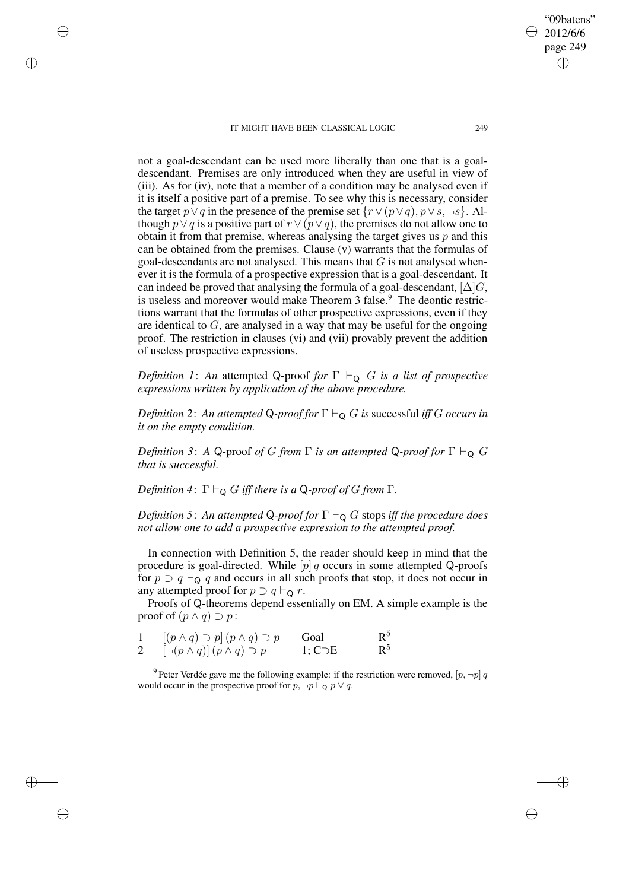not a goal-descendant can be used more liberally than one that is a goal-descendant. Premises are only introduced when they are useful in view of (iii). As for (iv), note that a member of a condition may be analysed even if it is itself a positive part of a premise. To see why this is necessary, consider the target $p \vee q$ in the presence of the premise set $\{r \vee (p \vee q), p \vee s, \neg s\}$. Although $p \vee q$ is a positive part of $r \vee (p \vee q)$, the premises do not allow one to obtain it from that premise, whereas analysing the target gives us $p$ and this can be obtained from the premises. Clause (v) warrants that the formulas of goal-descendants are not analysed. This means that $G$ is not analysed whenever it is the formula of a prospective expression that is a goal-descendant. It can indeed be proved that analysing the formula of a goal-descendant, $[\Delta]G$, is useless and moreover would make Theorem 3 false.[9] The deontic restrictions warrant that the formulas of other prospective expressions, even if they are identical to $G$, are analysed in a way that may be useful for the ongoing proof. The restriction in clauses (vi) and (vii) provably prevent the addition of useless prospective expressions.

*Definition 1*: *An* attempted Q-proof *for* $\Gamma \vdash_{\mathsf{Q}} G$ *is a list of prospective expressions written by application of the above procedure.*

*Definition 2*: *An attempted* Q*-proof for* $\Gamma \vdash_{\mathsf{Q}} G$ *is* successful *iff* $G$ *occurs in it on the empty condition.*

*Definition 3*: *A* Q-proof *of* $G$ *from* $\Gamma$ *is an attempted* Q*-proof for* $\Gamma \vdash_{\mathsf{Q}} G$ *that is successful.*

*Definition 4*: $\Gamma \vdash_{\mathsf{Q}} G$ *iff there is a* Q*-proof of* $G$ *from* $\Gamma$*.*

*Definition 5*: *An attempted* Q*-proof for* $\Gamma \vdash_{\mathsf{Q}} G$ stops *iff the procedure does not allow one to add a prospective expression to the attempted proof.*

In connection with Definition 5, the reader should keep in mind that the procedure is goal-directed. While $[p]\, q$ occurs in some attempted Q-proofs for $p \supset q \vdash_{\mathsf{Q}} q$ and occurs in all such proofs that stop, it does not occur in any attempted proof for $p \supset q \vdash_{\mathsf{Q}} r$.

Proofs of Q-theorems depend essentially on EM. A simple example is the proof of $(p \wedge q) \supset p$:

| | | | |
|---|---|---|---|
| 1 | $[(p \wedge q) \supset p]\, (p \wedge q) \supset p$ | Goal | $R^5$ |
| 2 | $[\neg(p \wedge q)]\, (p \wedge q) \supset p$ | 1; C$\supset$E | $R^5$ |

[9] Peter Verdée gave me the following example: if the restriction were removed, $[p, \neg p]\, q$ would occur in the prospective proof for $p, \neg p \vdash_{\mathsf{Q}} p \vee q$.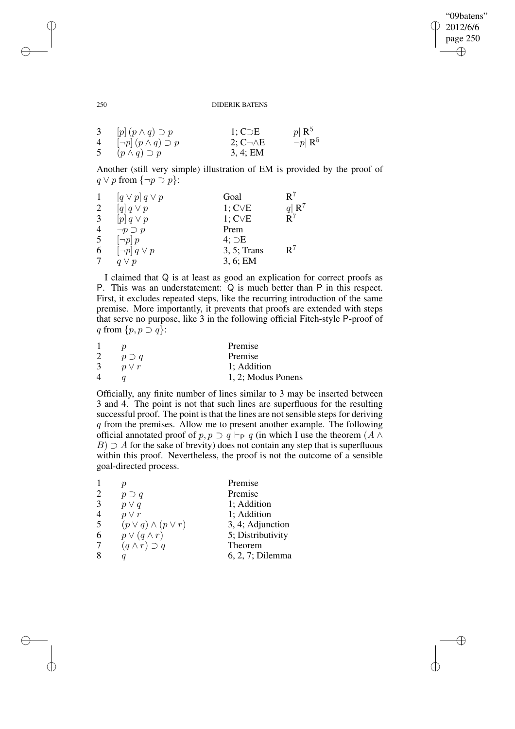| | | | |
|---|---|---|---|
| 3 | $[p]\,(p \wedge q) \supset p$ | 1; C$\supset$E | $p\vert\,\mathrm{R}^5$ |
| 4 | $[\neg p]\,(p \wedge q) \supset p$ | 2; C$\neg\wedge$E | $\neg p\vert\,\mathrm{R}^5$ |
| 5 | $(p \wedge q) \supset p$ | 3, 4; EM | |

Another (still very simple) illustration of EM is provided by the proof of $q \vee p$ from $\{\neg p \supset p\}$:

| | | | |
|---|---|---|---|
| 1 | $[q \vee p]\, q \vee p$ | Goal | $\mathrm{R}^7$ |
| 2 | $[q]\, q \vee p$ | 1; C$\vee$E | $q\vert\,\mathrm{R}^7$ |
| 3 | $[p]\, q \vee p$ | 1; C$\vee$E | $\mathrm{R}^7$ |
| 4 | $\neg p \supset p$ | Prem | |
| 5 | $[\neg p]\, p$ | 4; $\supset$E | |
| 6 | $[\neg p]\, q \vee p$ | 3, 5; Trans | $\mathrm{R}^7$ |
| 7 | $q \vee p$ | 3, 6; EM | |

I claimed that Q is at least as good an explication for correct proofs as P. This was an understatement: Q is much better than P in this respect. First, it excludes repeated steps, like the recurring introduction of the same premise. More importantly, it prevents that proofs are extended with steps that serve no purpose, like 3 in the following official Fitch-style P-proof of $q$ from $\{p, p \supset q\}$:

| | | |
|---|---|---|
| 1 | $p$ | Premise |
| 2 | $p \supset q$ | Premise |
| 3 | $p \vee r$ | 1; Addition |
| 4 | $q$ | 1, 2; Modus Ponens |

Officially, any finite number of lines similar to 3 may be inserted between 3 and 4. The point is not that such lines are superfluous for the resulting successful proof. The point is that the lines are not sensible steps for deriving $q$ from the premises. Allow me to present another example. The following official annotated proof of $p, p \supset q \vdash_{\mathsf{P}} q$ (in which I use the theorem $(A \wedge B) \supset A$ for the sake of brevity) does not contain any step that is superfluous within this proof. Nevertheless, the proof is not the outcome of a sensible goal-directed process.

| | | |
|---|---|---|
| 1 | $p$ | Premise |
| 2 | $p \supset q$ | Premise |
| 3 | $p \vee q$ | 1; Addition |
| 4 | $p \vee r$ | 1; Addition |
| 5 | $(p \vee q) \wedge (p \vee r)$ | 3, 4; Adjunction |
| 6 | $p \vee (q \wedge r)$ | 5; Distributivity |
| 7 | $(q \wedge r) \supset q$ | Theorem |
| 8 | $q$ | 6, 2, 7; Dilemma |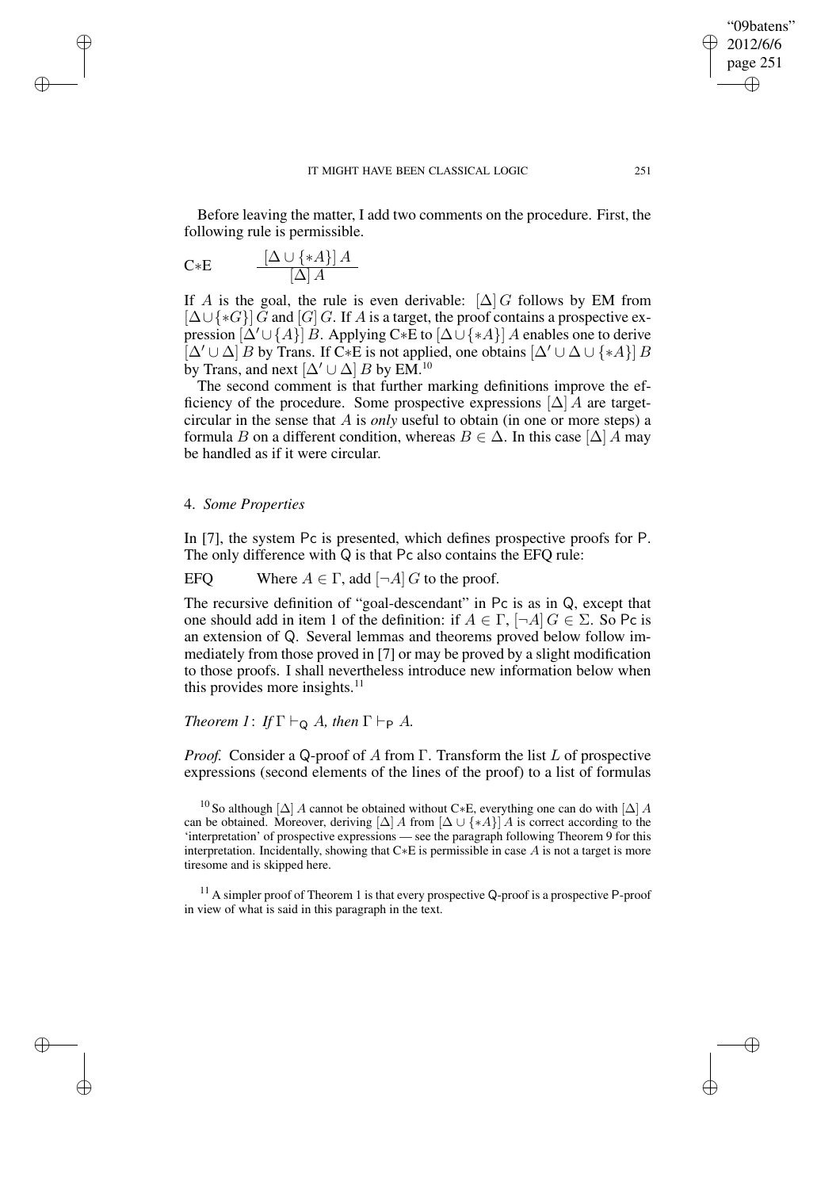Before leaving the matter, I add two comments on the procedure. First, the following rule is permissible.

$$\text{C}{*}\text{E} \qquad \frac{[\Delta \cup \{*A\}]\, A}{[\Delta]\, A}$$

If $A$ is the goal, the rule is even derivable: $[\Delta]\, G$ follows by EM from $[\Delta \cup \{*G\}]\, G$ and $[G]\, G$. If $A$ is a target, the proof contains a prospective expression $[\Delta' \cup \{A\}]\, B$. Applying C$*$E to $[\Delta \cup \{*A\}]\, A$ enables one to derive $[\Delta' \cup \Delta]\, B$ by Trans. If C$*$E is not applied, one obtains $[\Delta' \cup \Delta \cup \{*A\}]\, B$ by Trans, and next $[\Delta' \cup \Delta]\, B$ by EM.[10]

The second comment is that further marking definitions improve the efficiency of the procedure. Some prospective expressions $[\Delta]\, A$ are target-circular in the sense that $A$ is *only* useful to obtain (in one or more steps) a formula $B$ on a different condition, whereas $B \in \Delta$. In this case $[\Delta]\, A$ may be handled as if it were circular.

## 4. *Some Properties*

In [7], the system Pc is presented, which defines prospective proofs for P. The only difference with Q is that Pc also contains the EFQ rule:

EFQ $\qquad$ Where $A \in \Gamma$, add $[\neg A]\, G$ to the proof.

The recursive definition of "goal-descendant" in Pc is as in Q, except that one should add in item 1 of the definition: if $A \in \Gamma$, $[\neg A]\, G \in \Sigma$. So Pc is an extension of Q. Several lemmas and theorems proved below follow immediately from those proved in [7] or may be proved by a slight modification to those proofs. I shall nevertheless introduce new information below when this provides more insights.[11]

*Theorem 1*: *If* $\Gamma \vdash_{\mathsf{Q}} A$*, then* $\Gamma \vdash_{\mathsf{P}} A$*.*

*Proof.* Consider a Q-proof of $A$ from $\Gamma$. Transform the list $L$ of prospective expressions (second elements of the lines of the proof) to a list of formulas

[10] So although $[\Delta]\, A$ cannot be obtained without C$*$E, everything one can do with $[\Delta]\, A$ can be obtained. Moreover, deriving $[\Delta]\, A$ from $[\Delta \cup \{*A\}]\, A$ is correct according to the 'interpretation' of prospective expressions — see the paragraph following Theorem 9 for this interpretation. Incidentally, showing that C$*$E is permissible in case $A$ is not a target is more tiresome and is skipped here.

[11] A simpler proof of Theorem 1 is that every prospective Q-proof is a prospective P-proof in view of what is said in this paragraph in the text.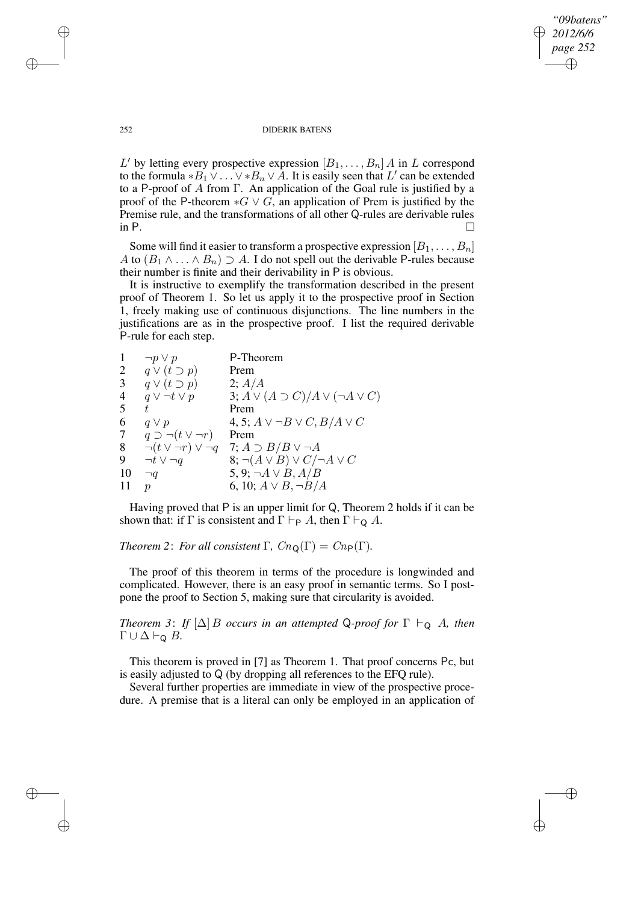$L'$ by letting every prospective expression $[B_1, \ldots, B_n]\, A$ in $L$ correspond to the formula $*B_1 \vee \ldots \vee *B_n \vee A$. It is easily seen that $L'$ can be extended to a $\mathsf{P}$-proof of $A$ from $\Gamma$. An application of the Goal rule is justified by a proof of the $\mathsf{P}$-theorem $*G \vee G$, an application of Prem is justified by the Premise rule, and the transformations of all other $\mathsf{Q}$-rules are derivable rules in $\mathsf{P}$. $\square$

Some will find it easier to transform a prospective expression $[B_1, \ldots, B_n]$ $A$ to $(B_1 \wedge \ldots \wedge B_n) \supset A$. I do not spell out the derivable $\mathsf{P}$-rules because their number is finite and their derivability in $\mathsf{P}$ is obvious.

It is instructive to exemplify the transformation described in the present proof of Theorem 1. So let us apply it to the prospective proof in Section 1, freely making use of continuous disjunctions. The line numbers in the justifications are as in the prospective proof. I list the required derivable $\mathsf{P}$-rule for each step.

| | | |
|---|---|---|
| 1 | $\neg p \vee p$ | P-Theorem |
| 2 | $q \vee (t \supset p)$ | Prem |
| 3 | $q \vee (t \supset p)$ | 2; $A/A$ |
| 4 | $q \vee \neg t \vee p$ | 3; $A \vee (A \supset C)/A \vee (\neg A \vee C)$ |
| 5 | $t$ | Prem |
| 6 | $q \vee p$ | 4, 5; $A \vee \neg B \vee C, B/A \vee C$ |
| 7 | $q \supset \neg(t \vee \neg r)$ | Prem |
| 8 | $\neg(t \vee \neg r) \vee \neg q$ | 7; $A \supset B/B \vee \neg A$ |
| 9 | $\neg t \vee \neg q$ | 8; $\neg(A \vee B) \vee C/\neg A \vee C$ |
| 10 | $\neg q$ | 5, 9; $\neg A \vee B, A/B$ |
| 11 | $p$ | 6, 10; $A \vee B, \neg B/A$ |

Having proved that $\mathsf{P}$ is an upper limit for $\mathsf{Q}$, Theorem 2 holds if it can be shown that: if $\Gamma$ is consistent and $\Gamma \vdash_{\mathsf{P}} A$, then $\Gamma \vdash_{\mathsf{Q}} A$.

*Theorem 2*: *For all consistent* $\Gamma$*,* $Cn_{\mathsf{Q}}(\Gamma) = Cn_{\mathsf{P}}(\Gamma)$*.*

The proof of this theorem in terms of the procedure is longwinded and complicated. However, there is an easy proof in semantic terms. So I postpone the proof to Section 5, making sure that circularity is avoided.

*Theorem 3*: *If* $[\Delta]\, B$ *occurs in an attempted* $\mathsf{Q}$*-proof for* $\Gamma \vdash_{\mathsf{Q}} A$*, then* $\Gamma \cup \Delta \vdash_{\mathsf{Q}} B$*.*

This theorem is proved in [7] as Theorem 1. That proof concerns $\mathsf{Pc}$, but is easily adjusted to $\mathsf{Q}$ (by dropping all references to the EFQ rule).

Several further properties are immediate in view of the prospective procedure. A premise that is a literal can only be employed in an application of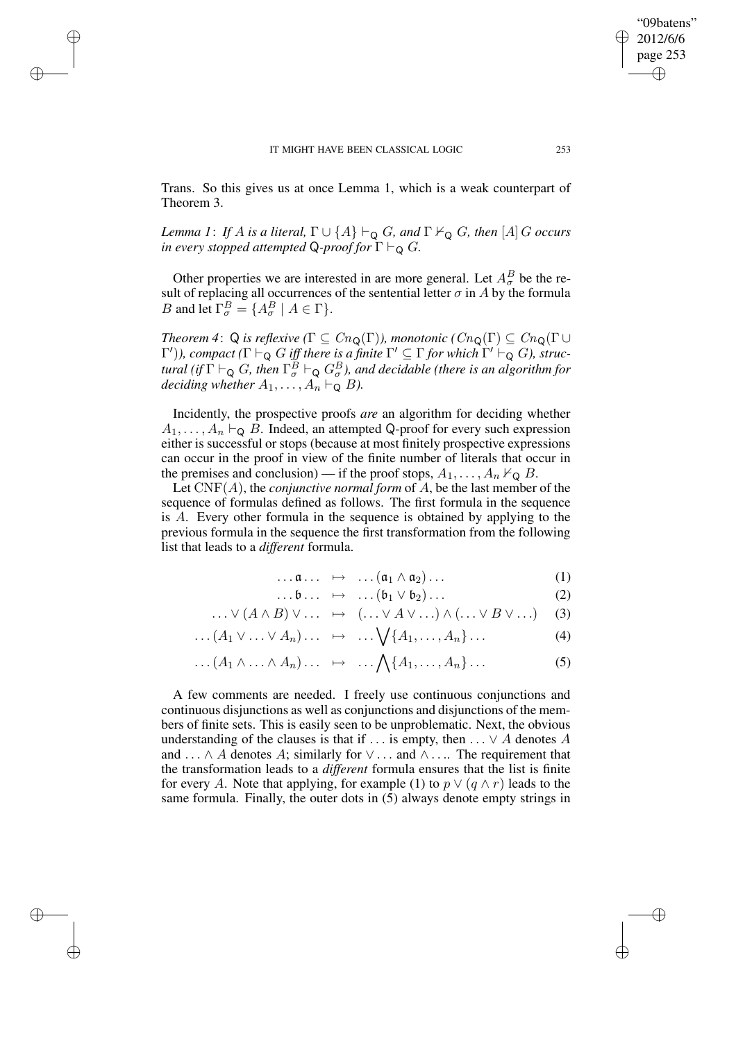Trans. So this gives us at once Lemma 1, which is a weak counterpart of Theorem 3.

*Lemma 1*: *If $A$ is a literal, $\Gamma \cup \{A\} \vdash_{\mathsf{Q}} G$, and $\Gamma \nvdash_{\mathsf{Q}} G$, then $[A]\, G$ occurs in every stopped attempted* Q*-proof for $\Gamma \vdash_{\mathsf{Q}} G$.*

Other properties we are interested in are more general. Let $A^B_\sigma$ be the result of replacing all occurrences of the sentential letter $\sigma$ in $A$ by the formula $B$ and let $\Gamma^B_\sigma = \{A^B_\sigma \mid A \in \Gamma\}$.

*Theorem 4*: Q *is reflexive ($\Gamma \subseteq Cn_{\mathsf{Q}}(\Gamma)$), monotonic ($Cn_{\mathsf{Q}}(\Gamma) \subseteq Cn_{\mathsf{Q}}(\Gamma \cup \Gamma')$), compact ($\Gamma \vdash_{\mathsf{Q}} G$ iff there is a finite $\Gamma' \subseteq \Gamma$ for which $\Gamma' \vdash_{\mathsf{Q}} G$), structural (if $\Gamma \vdash_{\mathsf{Q}} G$, then $\Gamma^B_\sigma \vdash_{\mathsf{Q}} G^B_\sigma$), and decidable (there is an algorithm for deciding whether $A_1, \ldots, A_n \vdash_{\mathsf{Q}} B$).*

Incidentally, the prospective proofs *are* an algorithm for deciding whether $A_1, \ldots, A_n \vdash_{\mathsf{Q}} B$. Indeed, an attempted Q-proof for every such expression either is successful or stops (because at most finitely prospective expressions can occur in the proof in view of the finite number of literals that occur in the premises and conclusion) — if the proof stops, $A_1, \ldots, A_n \nvdash_{\mathsf{Q}} B$.

Let $\mathrm{CNF}(A)$, the *conjunctive normal form* of $A$, be the last member of the sequence of formulas defined as follows. The first formula in the sequence is $A$. Every other formula in the sequence is obtained by applying to the previous formula in the sequence the first transformation from the following list that leads to a *different* formula.

$$\ldots \mathfrak{a} \ldots \;\mapsto\; \ldots (\mathfrak{a}_1 \wedge \mathfrak{a}_2) \ldots \tag{1}$$

$$\ldots \mathfrak{b} \ldots \;\mapsto\; \ldots (\mathfrak{b}_1 \vee \mathfrak{b}_2) \ldots \tag{2}$$

$$\ldots \vee (A \wedge B) \vee \ldots \;\mapsto\; (\ldots \vee A \vee \ldots) \wedge (\ldots \vee B \vee \ldots) \tag{3}$$

$$\ldots (A_1 \vee \ldots \vee A_n) \ldots \;\mapsto\; \ldots \bigvee \{A_1, \ldots, A_n\} \ldots \tag{4}$$

$$\ldots (A_1 \wedge \ldots \wedge A_n) \ldots \;\mapsto\; \ldots \bigwedge \{A_1, \ldots, A_n\} \ldots \tag{5}$$

A few comments are needed. I freely use continuous conjunctions and continuous disjunctions as well as conjunctions and disjunctions of the members of finite sets. This is easily seen to be unproblematic. Next, the obvious understanding of the clauses is that if $\ldots$ is empty, then $\ldots \vee A$ denotes $A$ and $\ldots \wedge A$ denotes $A$; similarly for $\vee \ldots$ and $\wedge \ldots$. The requirement that the transformation leads to a *different* formula ensures that the list is finite for every $A$. Note that applying, for example (1) to $p \vee (q \wedge r)$ leads to the same formula. Finally, the outer dots in (5) always denote empty strings in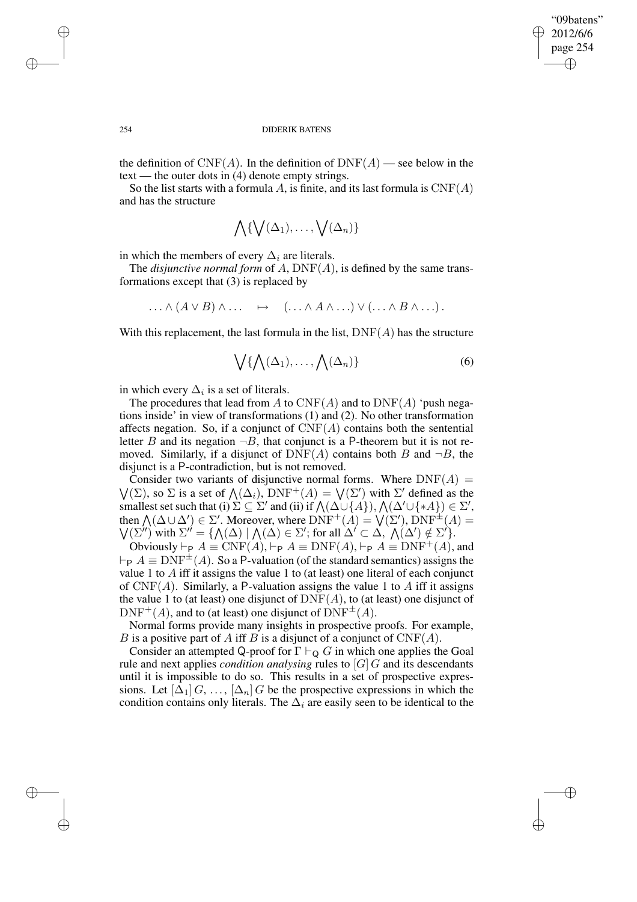the definition of $\mathrm{CNF}(A)$. In the definition of $\mathrm{DNF}(A)$ — see below in the text — the outer dots in (4) denote empty strings.

So the list starts with a formula $A$, is finite, and its last formula is $\mathrm{CNF}(A)$ and has the structure

$$\bigwedge\{\bigvee(\Delta_1), \ldots, \bigvee(\Delta_n)\}$$

in which the members of every $\Delta_i$ are literals.

The *disjunctive normal form* of $A$, $\mathrm{DNF}(A)$, is defined by the same transformations except that (3) is replaced by

$$\ldots \wedge (A \vee B) \wedge \ldots \quad \mapsto \quad (\ldots \wedge A \wedge \ldots) \vee (\ldots \wedge B \wedge \ldots)\,.$$

With this replacement, the last formula in the list, $\mathrm{DNF}(A)$ has the structure

$$\bigvee\{\bigwedge(\Delta_1), \ldots, \bigwedge(\Delta_n)\} \tag{6}$$

in which every $\Delta_i$ is a set of literals.

The procedures that lead from $A$ to $\mathrm{CNF}(A)$ and to $\mathrm{DNF}(A)$ 'push negations inside' in view of transformations (1) and (2). No other transformation affects negation. So, if a conjunct of $\mathrm{CNF}(A)$ contains both the sentential letter $B$ and its negation $\neg B$, that conjunct is a P-theorem but it is not removed. Similarly, if a disjunct of $\mathrm{DNF}(A)$ contains both $B$ and $\neg B$, the disjunct is a P-contradiction, but is not removed.

Consider two variants of disjunctive normal forms. Where $\mathrm{DNF}(A) = \bigvee(\Sigma)$, so $\Sigma$ is a set of $\bigwedge(\Delta_i)$, $\mathrm{DNF}^+(A) = \bigvee(\Sigma')$ with $\Sigma'$ defined as the smallest set such that (i) $\Sigma \subseteq \Sigma'$ and (ii) if $\bigwedge(\Delta \cup \{A\}), \bigwedge(\Delta' \cup \{*A\}) \in \Sigma'$, then $\bigwedge(\Delta \cup \Delta') \in \Sigma'$. Moreover, where $\mathrm{DNF}^+(A) = \bigvee(\Sigma')$, $\mathrm{DNF}^\pm(A) = \bigvee(\Sigma'')$ with $\Sigma'' = \{\bigwedge(\Delta) \mid \bigwedge(\Delta) \in \Sigma';$ for all $\Delta' \subset \Delta$, $\bigwedge(\Delta') \notin \Sigma'\}$.

Obviously $\vdash_{\mathsf{P}} A \equiv \mathrm{CNF}(A)$, $\vdash_{\mathsf{P}} A \equiv \mathrm{DNF}(A)$, $\vdash_{\mathsf{P}} A \equiv \mathrm{DNF}^+(A)$, and $\vdash_{\mathsf{P}} A \equiv \mathrm{DNF}^\pm(A)$. So a P-valuation (of the standard semantics) assigns the value 1 to $A$ iff it assigns the value 1 to (at least) one literal of each conjunct of $\mathrm{CNF}(A)$. Similarly, a P-valuation assigns the value 1 to $A$ iff it assigns the value 1 to (at least) one disjunct of $\mathrm{DNF}(A)$, to (at least) one disjunct of $\mathrm{DNF}^+(A)$, and to (at least) one disjunct of $\mathrm{DNF}^\pm(A)$.

Normal forms provide many insights in prospective proofs. For example, $B$ is a positive part of $A$ iff $B$ is a disjunct of a conjunct of $\mathrm{CNF}(A)$.

Consider an attempted Q-proof for $\Gamma \vdash_{\mathsf{Q}} G$ in which one applies the Goal rule and next applies *condition analysing* rules to $[G]\,G$ and its descendants until it is impossible to do so. This results in a set of prospective expressions. Let $[\Delta_1]\,G, \ldots, [\Delta_n]\,G$ be the prospective expressions in which the condition contains only literals. The $\Delta_i$ are easily seen to be identical to the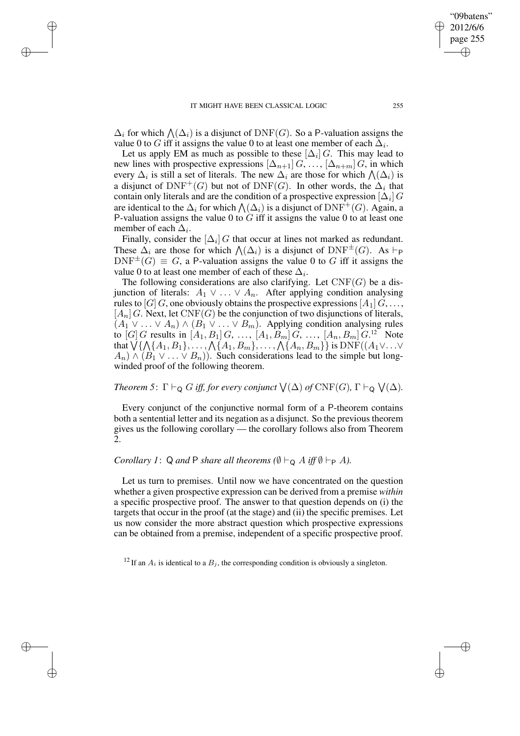$\Delta_i$ for which $\bigwedge(\Delta_i)$ is a disjunct of $\mathrm{DNF}(G)$. So a P-valuation assigns the value 0 to $G$ iff it assigns the value 0 to at least one member of each $\Delta_i$.

Let us apply EM as much as possible to these $[\Delta_i]\, G$. This may lead to new lines with prospective expressions $[\Delta_{n+1}]\, G, \ldots, [\Delta_{n+m}]\, G$, in which every $\Delta_i$ is still a set of literals. The new $\Delta_i$ are those for which $\bigwedge(\Delta_i)$ is a disjunct of $\mathrm{DNF}^+(G)$ but not of $\mathrm{DNF}(G)$. In other words, the $\Delta_i$ that contain only literals and are the condition of a prospective expression $[\Delta_i]\, G$ are identical to the $\Delta_i$ for which $\bigwedge(\Delta_i)$ is a disjunct of $\mathrm{DNF}^+(G)$. Again, a P-valuation assigns the value 0 to $G$ iff it assigns the value 0 to at least one member of each $\Delta_i$.

Finally, consider the $[\Delta_i]\, G$ that occur at lines not marked as redundant. These $\Delta_i$ are those for which $\bigwedge(\Delta_i)$ is a disjunct of $\mathrm{DNF}^{\pm}(G)$. As $\vdash_{\mathsf{P}} \mathrm{DNF}^{\pm}(G) \equiv G$, a P-valuation assigns the value 0 to $G$ iff it assigns the value 0 to at least one member of each of these $\Delta_i$.

The following considerations are also clarifying. Let $\mathrm{CNF}(G)$ be a disjunction of literals: $A_1 \vee \ldots \vee A_n$. After applying condition analysing rules to $[G]\, G$, one obviously obtains the prospective expressions $[A_1]\, G, \ldots, [A_n]\, G$. Next, let $\mathrm{CNF}(G)$ be the conjunction of two disjunctions of literals, $(A_1 \vee \ldots \vee A_n) \wedge (B_1 \vee \ldots \vee B_m)$. Applying condition analysing rules to $[G]\, G$ results in $[A_1, B_1]\, G, \ldots, [A_1, B_m]\, G, \ldots, [A_n, B_m]\, G$.[12] Note that $\bigvee\{\bigwedge\{A_1, B_1\}, \ldots, \bigwedge\{A_1, B_m\}, \ldots, \bigwedge\{A_n, B_m\}\}$ is $\mathrm{DNF}((A_1 \vee \ldots \vee A_n) \wedge (B_1 \vee \ldots \vee B_n))$. Such considerations lead to the simple but long-winded proof of the following theorem.

*Theorem 5*: $\Gamma \vdash_{\mathsf{Q}} G$ *iff, for every conjunct* $\bigvee(\Delta)$ *of* $\mathrm{CNF}(G)$, $\Gamma \vdash_{\mathsf{Q}} \bigvee(\Delta)$.

Every conjunct of the conjunctive normal form of a P-theorem contains both a sentential letter and its negation as a disjunct. So the previous theorem gives us the following corollary — the corollary follows also from Theorem 2.

*Corollary 1*: Q *and* P *share all theorems* ($\emptyset \vdash_{\mathsf{Q}} A$ *iff* $\emptyset \vdash_{\mathsf{P}} A$).

Let us turn to premises. Until now we have concentrated on the question whether a given prospective expression can be derived from a premise *within* a specific prospective proof. The answer to that question depends on (i) the targets that occur in the proof (at the stage) and (ii) the specific premises. Let us now consider the more abstract question which prospective expressions can be obtained from a premise, independent of a specific prospective proof.

[12] If an $A_i$ is identical to a $B_j$, the corresponding condition is obviously a singleton.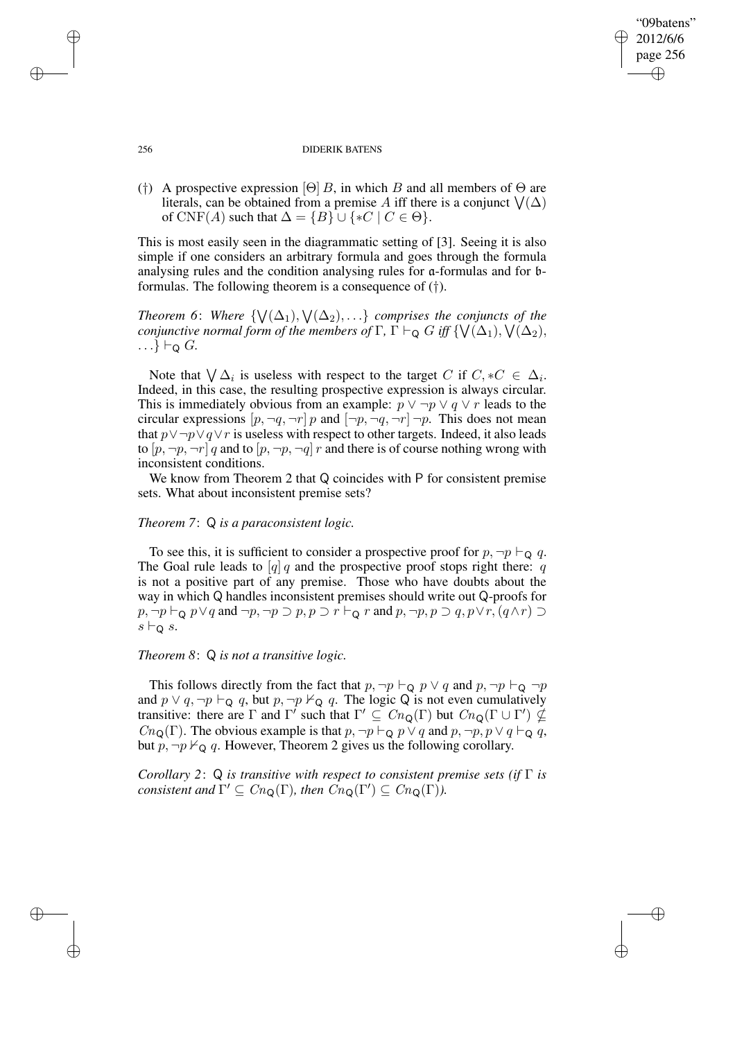(†) A prospective expression $[\Theta]\, B$, in which $B$ and all members of $\Theta$ are literals, can be obtained from a premise $A$ iff there is a conjunct $\bigvee(\Delta)$ of $\mathrm{CNF}(A)$ such that $\Delta = \{B\} \cup \{*C \mid C \in \Theta\}$.

This is most easily seen in the diagrammatic setting of [3]. Seeing it is also simple if one considers an arbitrary formula and goes through the formula analysing rules and the condition analysing rules for $\mathfrak{a}$-formulas and for $\mathfrak{b}$-formulas. The following theorem is a consequence of (†).

*Theorem 6*: *Where* $\{\bigvee(\Delta_1), \bigvee(\Delta_2), \ldots\}$ *comprises the conjuncts of the conjunctive normal form of the members of* $\Gamma$*,* $\Gamma \vdash_{\mathsf{Q}} G$ *iff* $\{\bigvee(\Delta_1), \bigvee(\Delta_2), \ldots\} \vdash_{\mathsf{Q}} G$*.*

Note that $\bigvee \Delta_i$ is useless with respect to the target $C$ if $C, *C \in \Delta_i$. Indeed, in this case, the resulting prospective expression is always circular. This is immediately obvious from an example: $p \vee \neg p \vee q \vee r$ leads to the circular expressions $[p, \neg q, \neg r]\, p$ and $[\neg p, \neg q, \neg r]\, \neg p$. This does not mean that $p \vee \neg p \vee q \vee r$ is useless with respect to other targets. Indeed, it also leads to $[p, \neg p, \neg r]\, q$ and to $[p, \neg p, \neg q]\, r$ and there is of course nothing wrong with inconsistent conditions.

We know from Theorem 2 that $\mathsf{Q}$ coincides with $\mathsf{P}$ for consistent premise sets. What about inconsistent premise sets?

*Theorem 7*: $\mathsf{Q}$ *is a paraconsistent logic.*

To see this, it is sufficient to consider a prospective proof for $p, \neg p \vdash_{\mathsf{Q}} q$. The Goal rule leads to $[q]\, q$ and the prospective proof stops right there: $q$ is not a positive part of any premise. Those who have doubts about the way in which $\mathsf{Q}$ handles inconsistent premises should write out $\mathsf{Q}$-proofs for $p, \neg p \vdash_{\mathsf{Q}} p \vee q$ and $\neg p, \neg p \supset p, p \supset r \vdash_{\mathsf{Q}} r$ and $p, \neg p, p \supset q, p \vee r, (q \wedge r) \supset s \vdash_{\mathsf{Q}} s$.

*Theorem 8*: $\mathsf{Q}$ *is not a transitive logic.*

This follows directly from the fact that $p, \neg p \vdash_{\mathsf{Q}} p \vee q$ and $p, \neg p \vdash_{\mathsf{Q}} \neg p$ and $p \vee q, \neg p \vdash_{\mathsf{Q}} q$, but $p, \neg p \nvdash_{\mathsf{Q}} q$. The logic $\mathsf{Q}$ is not even cumulatively transitive: there are $\Gamma$ and $\Gamma'$ such that $\Gamma' \subseteq Cn_{\mathsf{Q}}(\Gamma)$ but $Cn_{\mathsf{Q}}(\Gamma \cup \Gamma') \nsubseteq Cn_{\mathsf{Q}}(\Gamma)$. The obvious example is that $p, \neg p \vdash_{\mathsf{Q}} p \vee q$ and $p, \neg p, p \vee q \vdash_{\mathsf{Q}} q$, but $p, \neg p \nvdash_{\mathsf{Q}} q$. However, Theorem 2 gives us the following corollary.

*Corollary 2*: $\mathsf{Q}$ *is transitive with respect to consistent premise sets (if* $\Gamma$ *is consistent and* $\Gamma' \subseteq Cn_{\mathsf{Q}}(\Gamma)$*, then* $Cn_{\mathsf{Q}}(\Gamma') \subseteq Cn_{\mathsf{Q}}(\Gamma)$*).*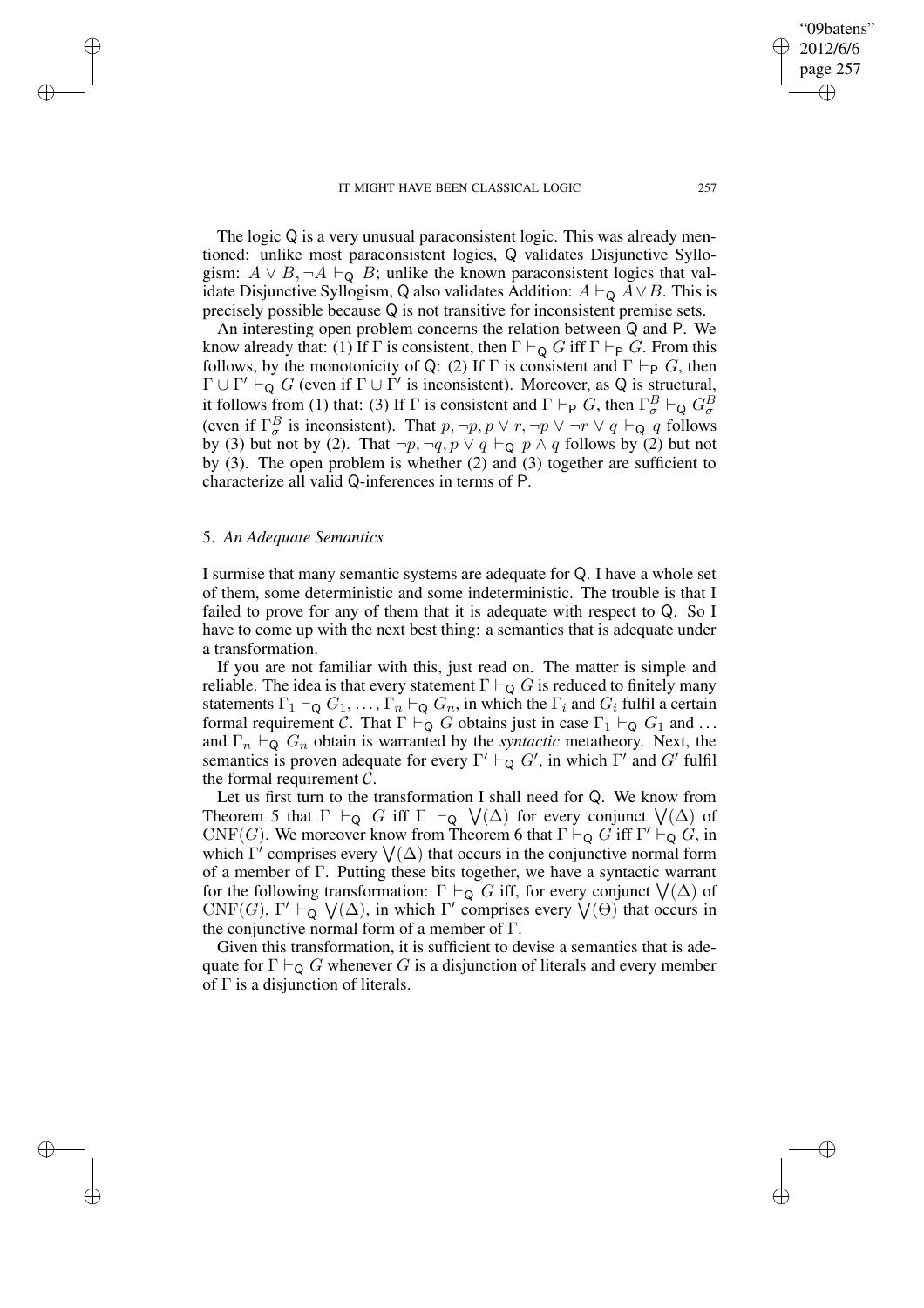The logic Q is a very unusual paraconsistent logic. This was already mentioned: unlike most paraconsistent logics, Q validates Disjunctive Syllogism: $A \vee B, \neg A \vdash_{\mathsf{Q}} B$; unlike the known paraconsistent logics that validate Disjunctive Syllogism, Q also validates Addition: $A \vdash_{\mathsf{Q}} A \vee B$. This is precisely possible because Q is not transitive for inconsistent premise sets.

An interesting open problem concerns the relation between Q and P. We know already that: (1) If $\Gamma$ is consistent, then $\Gamma \vdash_{\mathsf{Q}} G$ iff $\Gamma \vdash_{\mathsf{P}} G$. From this follows, by the monotonicity of Q: (2) If $\Gamma$ is consistent and $\Gamma \vdash_{\mathsf{P}} G$, then $\Gamma \cup \Gamma' \vdash_{\mathsf{Q}} G$ (even if $\Gamma \cup \Gamma'$ is inconsistent). Moreover, as Q is structural, it follows from (1) that: (3) If $\Gamma$ is consistent and $\Gamma \vdash_{\mathsf{P}} G$, then $\Gamma^B_\sigma \vdash_{\mathsf{Q}} G^B_\sigma$ (even if $\Gamma^B_\sigma$ is inconsistent). That $p, \neg p, p \vee r, \neg p \vee \neg r \vee q \vdash_{\mathsf{Q}} q$ follows by (3) but not by (2). That $\neg p, \neg q, p \vee q \vdash_{\mathsf{Q}} p \wedge q$ follows by (2) but not by (3). The open problem is whether (2) and (3) together are sufficient to characterize all valid Q-inferences in terms of P.

## 5. *An Adequate Semantics*

I surmise that many semantic systems are adequate for Q. I have a whole set of them, some deterministic and some indeterministic. The trouble is that I failed to prove for any of them that it is adequate with respect to Q. So I have to come up with the next best thing: a semantics that is adequate under a transformation.

If you are not familiar with this, just read on. The matter is simple and reliable. The idea is that every statement $\Gamma \vdash_{\mathsf{Q}} G$ is reduced to finitely many statements $\Gamma_1 \vdash_{\mathsf{Q}} G_1, \ldots, \Gamma_n \vdash_{\mathsf{Q}} G_n$, in which the $\Gamma_i$ and $G_i$ fulfil a certain formal requirement $\mathcal{C}$. That $\Gamma \vdash_{\mathsf{Q}} G$ obtains just in case $\Gamma_1 \vdash_{\mathsf{Q}} G_1$ and $\ldots$ and $\Gamma_n \vdash_{\mathsf{Q}} G_n$ obtain is warranted by the *syntactic* metatheory. Next, the semantics is proven adequate for every $\Gamma' \vdash_{\mathsf{Q}} G'$, in which $\Gamma'$ and $G'$ fulfil the formal requirement $\mathcal{C}$.

Let us first turn to the transformation I shall need for Q. We know from Theorem 5 that $\Gamma \vdash_{\mathsf{Q}} G$ iff $\Gamma \vdash_{\mathsf{Q}} \bigvee(\Delta)$ for every conjunct $\bigvee(\Delta)$ of $\mathrm{CNF}(G)$. We moreover know from Theorem 6 that $\Gamma \vdash_{\mathsf{Q}} G$ iff $\Gamma' \vdash_{\mathsf{Q}} G$, in which $\Gamma'$ comprises every $\bigvee(\Delta)$ that occurs in the conjunctive normal form of a member of $\Gamma$. Putting these bits together, we have a syntactic warrant for the following transformation: $\Gamma \vdash_{\mathsf{Q}} G$ iff, for every conjunct $\bigvee(\Delta)$ of $\mathrm{CNF}(G)$, $\Gamma' \vdash_{\mathsf{Q}} \bigvee(\Delta)$, in which $\Gamma'$ comprises every $\bigvee(\Theta)$ that occurs in the conjunctive normal form of a member of $\Gamma$.

Given this transformation, it is sufficient to devise a semantics that is adequate for $\Gamma \vdash_{\mathsf{Q}} G$ whenever $G$ is a disjunction of literals and every member of $\Gamma$ is a disjunction of literals.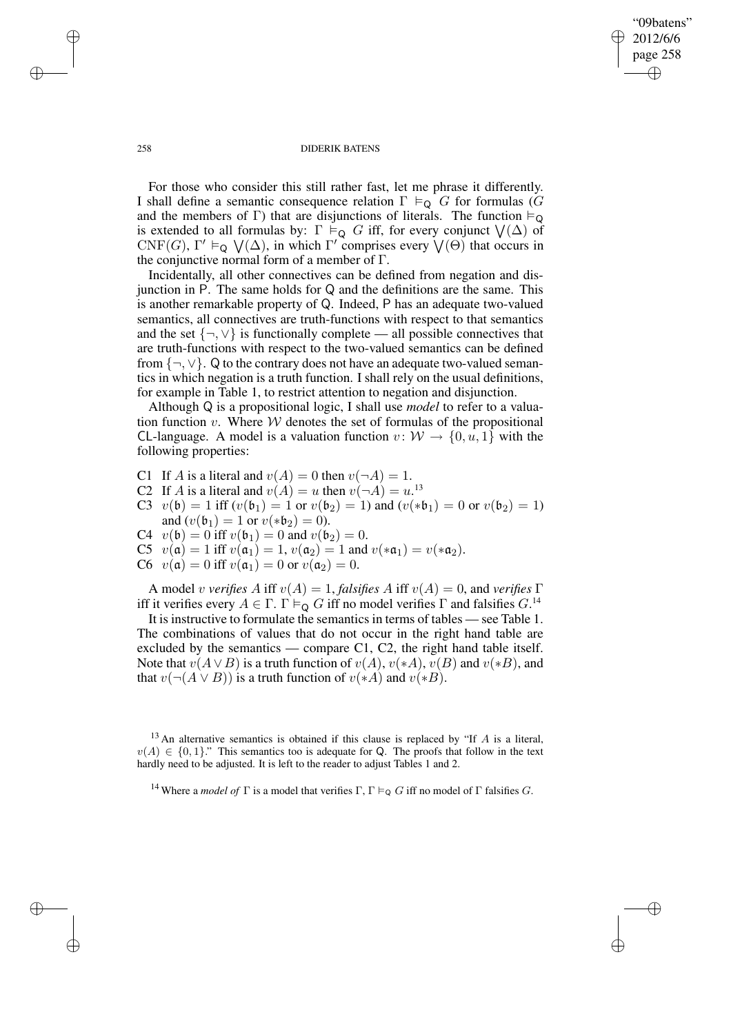For those who consider this still rather fast, let me phrase it differently. I shall define a semantic consequence relation $\Gamma \vDash_{\mathsf{Q}} G$ for formulas ($G$ and the members of $\Gamma$) that are disjunctions of literals. The function $\vDash_{\mathsf{Q}}$ is extended to all formulas by: $\Gamma \vDash_{\mathsf{Q}} G$ iff, for every conjunct $\bigvee(\Delta)$ of $\mathrm{CNF}(G)$, $\Gamma' \vDash_{\mathsf{Q}} \bigvee(\Delta)$, in which $\Gamma'$ comprises every $\bigvee(\Theta)$ that occurs in the conjunctive normal form of a member of $\Gamma$.

Incidentally, all other connectives can be defined from negation and disjunction in P. The same holds for Q and the definitions are the same. This is another remarkable property of Q. Indeed, P has an adequate two-valued semantics, all connectives are truth-functions with respect to that semantics and the set $\{\neg, \vee\}$ is functionally complete — all possible connectives that are truth-functions with respect to the two-valued semantics can be defined from $\{\neg, \vee\}$. Q to the contrary does not have an adequate two-valued semantics in which negation is a truth function. I shall rely on the usual definitions, for example in Table 1, to restrict attention to negation and disjunction.

Although Q is a propositional logic, I shall use *model* to refer to a valuation function $v$. Where $\mathcal{W}$ denotes the set of formulas of the propositional CL-language. A model is a valuation function $v \colon \mathcal{W} \to \{0, u, 1\}$ with the following properties:

C1 If $A$ is a literal and $v(A) = 0$ then $v(\neg A) = 1$.
C2 If $A$ is a literal and $v(A) = u$ then $v(\neg A) = u$.[13]
C3 $v(\mathfrak{b}) = 1$ iff $(v(\mathfrak{b}_1) = 1$ or $v(\mathfrak{b}_2) = 1)$ and $(v({*}\mathfrak{b}_1) = 0$ or $v(\mathfrak{b}_2) = 1)$ and $(v(\mathfrak{b}_1) = 1$ or $v({*}\mathfrak{b}_2) = 0)$.
C4 $v(\mathfrak{b}) = 0$ iff $v(\mathfrak{b}_1) = 0$ and $v(\mathfrak{b}_2) = 0$.
C5 $v(\mathfrak{a}) = 1$ iff $v(\mathfrak{a}_1) = 1$, $v(\mathfrak{a}_2) = 1$ and $v({*}\mathfrak{a}_1) = v({*}\mathfrak{a}_2)$.
C6 $v(\mathfrak{a}) = 0$ iff $v(\mathfrak{a}_1) = 0$ or $v(\mathfrak{a}_2) = 0$.

A model $v$ *verifies* $A$ iff $v(A) = 1$, *falsifies* $A$ iff $v(A) = 0$, and *verifies* $\Gamma$ iff it verifies every $A \in \Gamma$. $\Gamma \vDash_{\mathsf{Q}} G$ iff no model verifies $\Gamma$ and falsifies $G$.[14]

It is instructive to formulate the semantics in terms of tables — see Table 1. The combinations of values that do not occur in the right hand table are excluded by the semantics — compare C1, C2, the right hand table itself. Note that $v(A \vee B)$ is a truth function of $v(A)$, $v({*}A)$, $v(B)$ and $v({*}B)$, and that $v(\neg(A \vee B))$ is a truth function of $v({*}A)$ and $v({*}B)$.

[13] An alternative semantics is obtained if this clause is replaced by "If $A$ is a literal, $v(A) \in \{0, 1\}$." This semantics too is adequate for Q. The proofs that follow in the text hardly need to be adjusted. It is left to the reader to adjust Tables 1 and 2.

[14] Where a *model of* $\Gamma$ is a model that verifies $\Gamma$, $\Gamma \vDash_{\mathsf{Q}} G$ iff no model of $\Gamma$ falsifies $G$.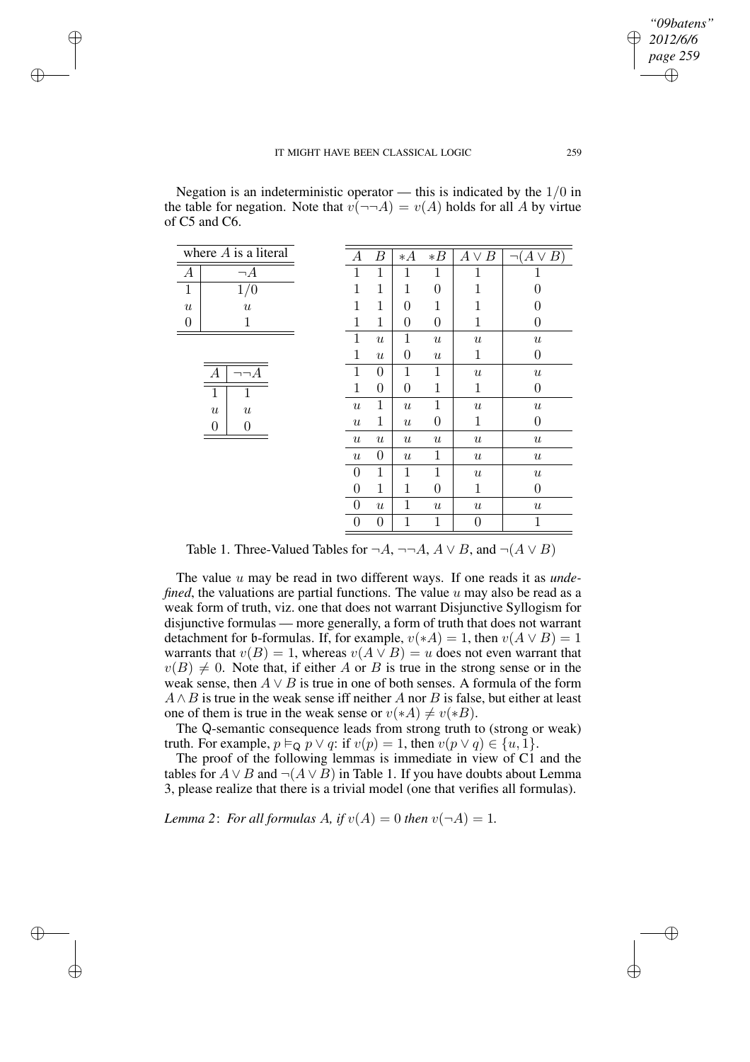Negation is an indeterministic operator — this is indicated by the $1/0$ in the table for negation. Note that $v(\neg\neg A) = v(A)$ holds for all $A$ by virtue of C5 and C6.

| where $A$ is a literal | |
|---|---|
| $A$ | $\neg A$ |
| 1 | $1/0$ |
| $u$ | $u$ |
| 0 | 1 |

| $A$ | $\neg\neg A$ |
|---|---|
| 1 | 1 |
| $u$ | $u$ |
| 0 | 0 |

| $A$ | $B$ | $*A$ | $*B$ | $A \vee B$ | $\neg(A \vee B)$ |
|---|---|---|---|---|---|
| 1 | 1 | 1 | 1 | 1 | 1 |
| 1 | 1 | 1 | 0 | 1 | 0 |
| 1 | 1 | 0 | 1 | 1 | 0 |
| 1 | 1 | 0 | 0 | 1 | 0 |
| 1 | $u$ | 1 | $u$ | $u$ | $u$ |
| 1 | $u$ | 0 | $u$ | 1 | 0 |
| 1 | 0 | 1 | 1 | $u$ | $u$ |
| 1 | 0 | 0 | 1 | 1 | 0 |
| $u$ | 1 | $u$ | 1 | $u$ | $u$ |
| $u$ | 1 | $u$ | 0 | 1 | 0 |
| $u$ | $u$ | $u$ | $u$ | $u$ | $u$ |
| $u$ | 0 | $u$ | 1 | $u$ | $u$ |
| 0 | 1 | 1 | 1 | $u$ | $u$ |
| 0 | 1 | 1 | 0 | 1 | 0 |
| 0 | $u$ | 1 | $u$ | $u$ | $u$ |
| 0 | 0 | 1 | 1 | 0 | 1 |

Table 1. Three-Valued Tables for $\neg A$, $\neg\neg A$, $A \vee B$, and $\neg(A \vee B)$

The value $u$ may be read in two different ways. If one reads it as *undefined*, the valuations are partial functions. The value $u$ may also be read as a weak form of truth, viz. one that does not warrant Disjunctive Syllogism for disjunctive formulas — more generally, a form of truth that does not warrant detachment for $\mathfrak{b}$-formulas. If, for example, $v(*A) = 1$, then $v(A \vee B) = 1$ warrants that $v(B) = 1$, whereas $v(A \vee B) = u$ does not even warrant that $v(B) \neq 0$. Note that, if either $A$ or $B$ is true in the strong sense or in the weak sense, then $A \vee B$ is true in one of both senses. A formula of the form $A \wedge B$ is true in the weak sense iff neither $A$ nor $B$ is false, but either at least one of them is true in the weak sense or $v(*A) \neq v(*B)$.

The $\mathsf{Q}$-semantic consequence leads from strong truth to (strong or weak) truth. For example, $p \vDash_{\mathsf{Q}} p \vee q$: if $v(p) = 1$, then $v(p \vee q) \in \{u, 1\}$.

The proof of the following lemmas is immediate in view of C1 and the tables for $A \vee B$ and $\neg(A \vee B)$ in Table 1. If you have doubts about Lemma 3, please realize that there is a trivial model (one that verifies all formulas).

*Lemma 2*: *For all formulas $A$, if $v(A) = 0$ then $v(\neg A) = 1$.*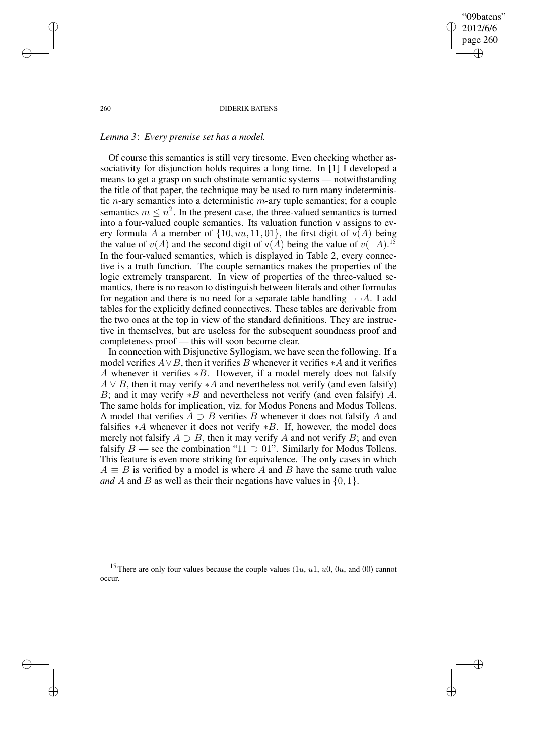*Lemma 3*: *Every premise set has a model.*

Of course this semantics is still very tiresome. Even checking whether associativity for disjunction holds requires a long time. In [1] I developed a means to get a grasp on such obstinate semantic systems — notwithstanding the title of that paper, the technique may be used to turn many indeterministic $n$-ary semantics into a deterministic $m$-ary tuple semantics; for a couple semantics $m \leq n^2$. In the present case, the three-valued semantics is turned into a four-valued couple semantics. Its valuation function $\mathsf{v}$ assigns to every formula $A$ a member of $\{10, uu, 11, 01\}$, the first digit of $\mathsf{v}(A)$ being the value of $v(A)$ and the second digit of $\mathsf{v}(A)$ being the value of $v(\neg A)$.[15] In the four-valued semantics, which is displayed in Table 2, every connective is a truth function. The couple semantics makes the properties of the logic extremely transparent. In view of properties of the three-valued semantics, there is no reason to distinguish between literals and other formulas for negation and there is no need for a separate table handling $\neg\neg A$. I add tables for the explicitly defined connectives. These tables are derivable from the two ones at the top in view of the standard definitions. They are instructive in themselves, but are useless for the subsequent soundness proof and completeness proof — this will soon become clear.

In connection with Disjunctive Syllogism, we have seen the following. If a model verifies $A \vee B$, then it verifies $B$ whenever it verifies $*A$ and it verifies $A$ whenever it verifies $*B$. However, if a model merely does not falsify $A \vee B$, then it may verify $*A$ and nevertheless not verify (and even falsify) $B$; and it may verify $*B$ and nevertheless not verify (and even falsify) $A$. The same holds for implication, viz. for Modus Ponens and Modus Tollens. A model that verifies $A \supset B$ verifies $B$ whenever it does not falsify $A$ and falsifies $*A$ whenever it does not verify $*B$. If, however, the model does merely not falsify $A \supset B$, then it may verify $A$ and not verify $B$; and even falsify $B$ — see the combination "$11 \supset 01$". Similarly for Modus Tollens. This feature is even more striking for equivalence. The only cases in which $A \equiv B$ is verified by a model is where $A$ and $B$ have the same truth value *and* $A$ and $B$ as well as their their negations have values in $\{0, 1\}$.

[15] There are only four values because the couple values ($1u$, $u1$, $u0$, $0u$, and $00$) cannot occur.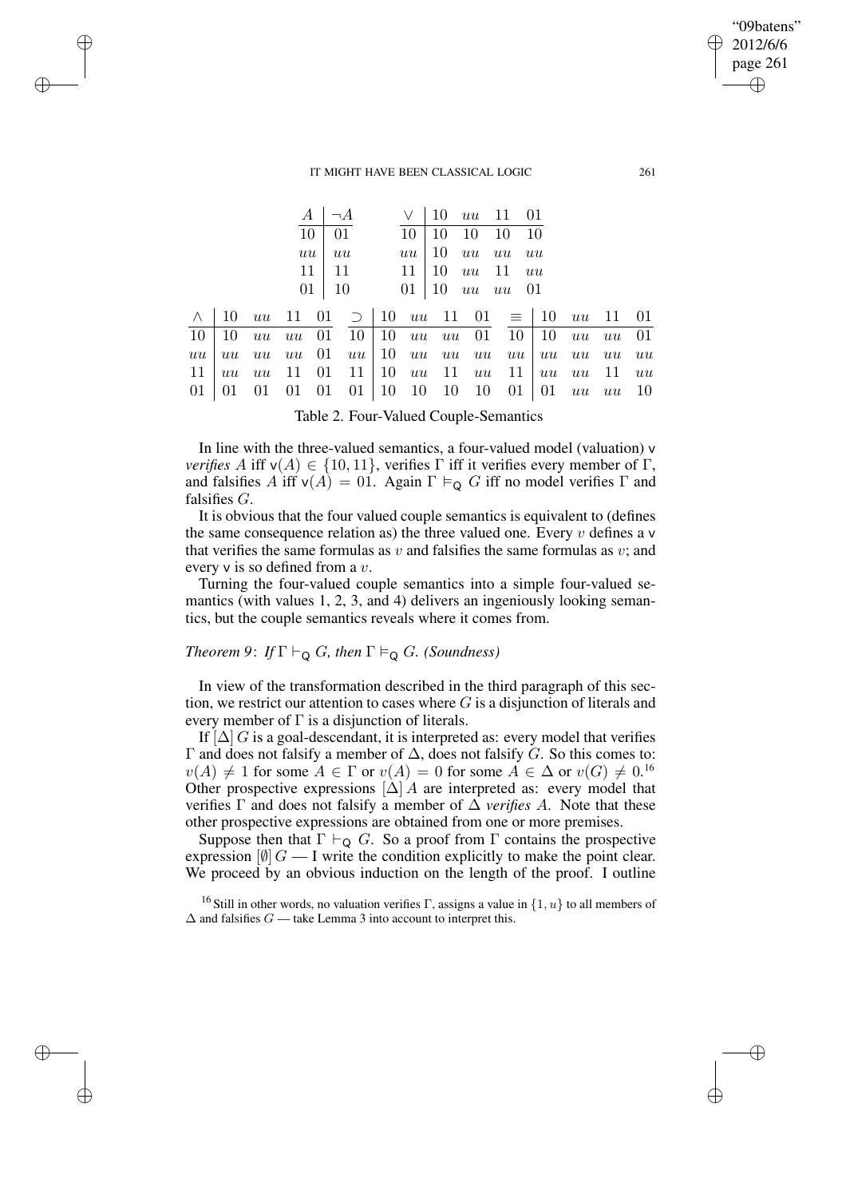| $A$ | $\neg A$ |
|---|---|
| 10 | 01 |
| $uu$ | $uu$ |
| 11 | 11 |
| 01 | 10 |

| $\vee$ | 10 | $uu$ | 11 | 01 |
|---|---|---|---|---|
| 10 | 10 | 10 | 10 | 10 |
| $uu$ | 10 | $uu$ | $uu$ | $uu$ |
| 11 | 10 | $uu$ | 11 | $uu$ |
| 01 | 10 | $uu$ | $uu$ | 01 |

| $\wedge$ | 10 | $uu$ | 11 | 01 |
|---|---|---|---|---|
| 10 | 10 | $uu$ | $uu$ | 01 |
| $uu$ | $uu$ | $uu$ | $uu$ | 01 |
| 11 | $uu$ | $uu$ | 11 | 01 |
| 01 | 01 | 01 | 01 | 01 |

| $\supset$ | 10 | $uu$ | 11 | 01 |
|---|---|---|---|---|
| 10 | 10 | $uu$ | $uu$ | 01 |
| $uu$ | 10 | $uu$ | $uu$ | $uu$ |
| 11 | 10 | $uu$ | 11 | $uu$ |
| 01 | 10 | 10 | 10 | 10 |

| $\equiv$ | 10 | $uu$ | 11 | 01 |
|---|---|---|---|---|
| 10 | 10 | $uu$ | $uu$ | 01 |
| $uu$ | $uu$ | $uu$ | $uu$ | $uu$ |
| 11 | $uu$ | $uu$ | 11 | $uu$ |
| 01 | 01 | $uu$ | $uu$ | 10 |

Table 2. Four-Valued Couple-Semantics

In line with the three-valued semantics, a four-valued model (valuation) $\mathsf{v}$ *verifies* $A$ iff $\mathsf{v}(A) \in \{10, 11\}$, verifies $\Gamma$ iff it verifies every member of $\Gamma$, and falsifies $A$ iff $\mathsf{v}(A) = 01$. Again $\Gamma \vDash_{\mathsf{Q}} G$ iff no model verifies $\Gamma$ and falsifies $G$.

It is obvious that the four valued couple semantics is equivalent to (defines the same consequence relation as) the three valued one. Every $v$ defines a $\mathsf{v}$ that verifies the same formulas as $v$ and falsifies the same formulas as $v$; and every $\mathsf{v}$ is so defined from a $v$.

Turning the four-valued couple semantics into a simple four-valued semantics (with values 1, 2, 3, and 4) delivers an ingeniously looking semantics, but the couple semantics reveals where it comes from.

*Theorem 9*: *If $\Gamma \vdash_{\mathsf{Q}} G$, then $\Gamma \vDash_{\mathsf{Q}} G$. (Soundness)*

In view of the transformation described in the third paragraph of this section, we restrict our attention to cases where $G$ is a disjunction of literals and every member of $\Gamma$ is a disjunction of literals.

If $[\Delta]\, G$ is a goal-descendant, it is interpreted as: every model that verifies $\Gamma$ and does not falsify a member of $\Delta$, does not falsify $G$. So this comes to: $v(A) \neq 1$ for some $A \in \Gamma$ or $v(A) = 0$ for some $A \in \Delta$ or $v(G) \neq 0$.[16] Other prospective expressions $[\Delta]\, A$ are interpreted as: every model that verifies $\Gamma$ and does not falsify a member of $\Delta$ *verifies* $A$. Note that these other prospective expressions are obtained from one or more premises.

Suppose then that $\Gamma \vdash_{\mathsf{Q}} G$. So a proof from $\Gamma$ contains the prospective expression $[\emptyset]\, G$ — I write the condition explicitly to make the point clear. We proceed by an obvious induction on the length of the proof. I outline

[16] Still in other words, no valuation verifies $\Gamma$, assigns a value in $\{1, u\}$ to all members of $\Delta$ and falsifies $G$ — take Lemma 3 into account to interpret this.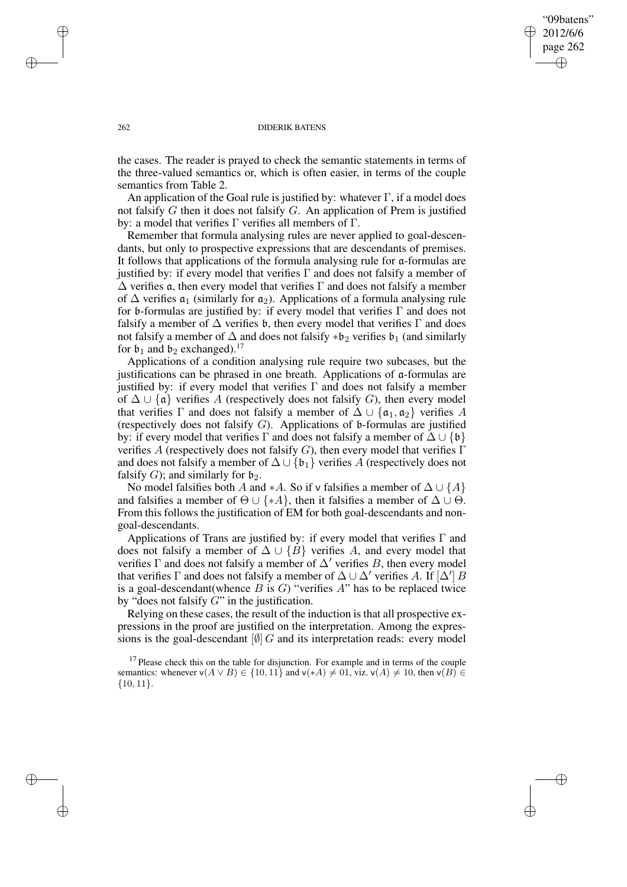the cases. The reader is prayed to check the semantic statements in terms of the three-valued semantics or, which is often easier, in terms of the couple semantics from Table 2.

An application of the Goal rule is justified by: whatever $\Gamma$, if a model does not falsify $G$ then it does not falsify $G$. An application of Prem is justified by: a model that verifies $\Gamma$ verifies all members of $\Gamma$.

Remember that formula analysing rules are never applied to goal-descendants, but only to prospective expressions that are descendants of premises. It follows that applications of the formula analysing rule for $\mathfrak{a}$-formulas are justified by: if every model that verifies $\Gamma$ and does not falsify a member of $\Delta$ verifies $\mathfrak{a}$, then every model that verifies $\Gamma$ and does not falsify a member of $\Delta$ verifies $\mathfrak{a}_1$ (similarly for $\mathfrak{a}_2$). Applications of a formula analysing rule for $\mathfrak{b}$-formulas are justified by: if every model that verifies $\Gamma$ and does not falsify a member of $\Delta$ verifies $\mathfrak{b}$, then every model that verifies $\Gamma$ and does not falsify a member of $\Delta$ and does not falsify $*\mathfrak{b}_2$ verifies $\mathfrak{b}_1$ (and similarly for $\mathfrak{b}_1$ and $\mathfrak{b}_2$ exchanged).[17]

Applications of a condition analysing rule require two subcases, but the justifications can be phrased in one breath. Applications of $\mathfrak{a}$-formulas are justified by: if every model that verifies $\Gamma$ and does not falsify a member of $\Delta \cup \{\mathfrak{a}\}$ verifies $A$ (respectively does not falsify $G$), then every model that verifies $\Gamma$ and does not falsify a member of $\Delta \cup \{\mathfrak{a}_1, \mathfrak{a}_2\}$ verifies $A$ (respectively does not falsify $G$). Applications of $\mathfrak{b}$-formulas are justified by: if every model that verifies $\Gamma$ and does not falsify a member of $\Delta \cup \{\mathfrak{b}\}$ verifies $A$ (respectively does not falsify $G$), then every model that verifies $\Gamma$ and does not falsify a member of $\Delta \cup \{\mathfrak{b}_1\}$ verifies $A$ (respectively does not falsify $G$); and similarly for $\mathfrak{b}_2$.

No model falsifies both $A$ and $*A$. So if $\mathsf{v}$ falsifies a member of $\Delta \cup \{A\}$ and falsifies a member of $\Theta \cup \{*A\}$, then it falsifies a member of $\Delta \cup \Theta$. From this follows the justification of EM for both goal-descendants and non-goal-descendants.

Applications of Trans are justified by: if every model that verifies $\Gamma$ and does not falsify a member of $\Delta \cup \{B\}$ verifies $A$, and every model that verifies $\Gamma$ and does not falsify a member of $\Delta'$ verifies $B$, then every model that verifies $\Gamma$ and does not falsify a member of $\Delta \cup \Delta'$ verifies $A$. If $[\Delta']\, B$ is a goal-descendant(whence $B$ is $G$) "verifies $A$" has to be replaced twice by "does not falsify $G$" in the justification.

Relying on these cases, the result of the induction is that all prospective expressions in the proof are justified on the interpretation. Among the expressions is the goal-descendant $[\emptyset]\, G$ and its interpretation reads: every model

[17] Please check this on the table for disjunction. For example and in terms of the couple semantics: whenever $\mathsf{v}(A \vee B) \in \{10, 11\}$ and $\mathsf{v}(*A) \neq 01$, viz. $\mathsf{v}(A) \neq 10$, then $\mathsf{v}(B) \in \{10, 11\}$.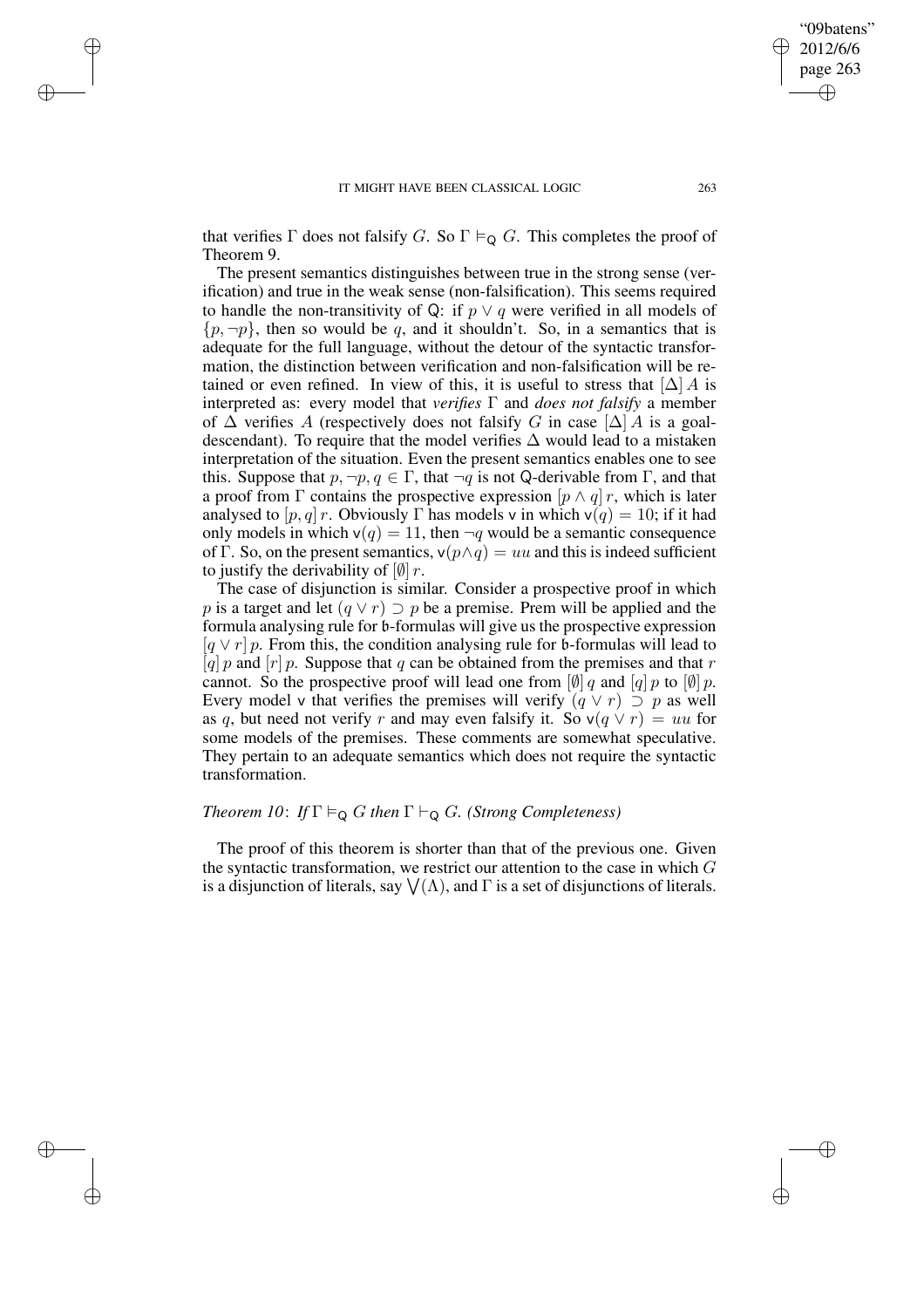that verifies $\Gamma$ does not falsify $G$. So $\Gamma \vDash_{\mathsf{Q}} G$. This completes the proof of Theorem 9.

The present semantics distinguishes between true in the strong sense (verification) and true in the weak sense (non-falsification). This seems required to handle the non-transitivity of $\mathsf{Q}$: if $p \vee q$ were verified in all models of $\{p, \neg p\}$, then so would be $q$, and it shouldn't. So, in a semantics that is adequate for the full language, without the detour of the syntactic transformation, the distinction between verification and non-falsification will be retained or even refined. In view of this, it is useful to stress that $[\Delta]\, A$ is interpreted as: every model that *verifies* $\Gamma$ and *does not falsify* a member of $\Delta$ verifies $A$ (respectively does not falsify $G$ in case $[\Delta]\, A$ is a goal-descendant). To require that the model verifies $\Delta$ would lead to a mistaken interpretation of the situation. Even the present semantics enables one to see this. Suppose that $p, \neg p, q \in \Gamma$, that $\neg q$ is not $\mathsf{Q}$-derivable from $\Gamma$, and that a proof from $\Gamma$ contains the prospective expression $[p \wedge q]\, r$, which is later analysed to $[p, q]\, r$. Obviously $\Gamma$ has models $\mathsf{v}$ in which $\mathsf{v}(q) = 10$; if it had only models in which $\mathsf{v}(q) = 11$, then $\neg q$ would be a semantic consequence of $\Gamma$. So, on the present semantics, $\mathsf{v}(p \wedge q) = uu$ and this is indeed sufficient to justify the derivability of $[\emptyset]\, r$.

The case of disjunction is similar. Consider a prospective proof in which $p$ is a target and let $(q \vee r) \supset p$ be a premise. Prem will be applied and the formula analysing rule for $\mathfrak{b}$-formulas will give us the prospective expression $[q \vee r]\, p$. From this, the condition analysing rule for $\mathfrak{b}$-formulas will lead to $[q]\, p$ and $[r]\, p$. Suppose that $q$ can be obtained from the premises and that $r$ cannot. So the prospective proof will lead one from $[\emptyset]\, q$ and $[q]\, p$ to $[\emptyset]\, p$. Every model $\mathsf{v}$ that verifies the premises will verify $(q \vee r) \supset p$ as well as $q$, but need not verify $r$ and may even falsify it. So $\mathsf{v}(q \vee r) = uu$ for some models of the premises. These comments are somewhat speculative. They pertain to an adequate semantics which does not require the syntactic transformation.

*Theorem 10*: *If* $\Gamma \vDash_{\mathsf{Q}} G$ *then* $\Gamma \vdash_{\mathsf{Q}} G$. *(Strong Completeness)*

The proof of this theorem is shorter than that of the previous one. Given the syntactic transformation, we restrict our attention to the case in which $G$ is a disjunction of literals, say $\bigvee(\Lambda)$, and $\Gamma$ is a set of disjunctions of literals.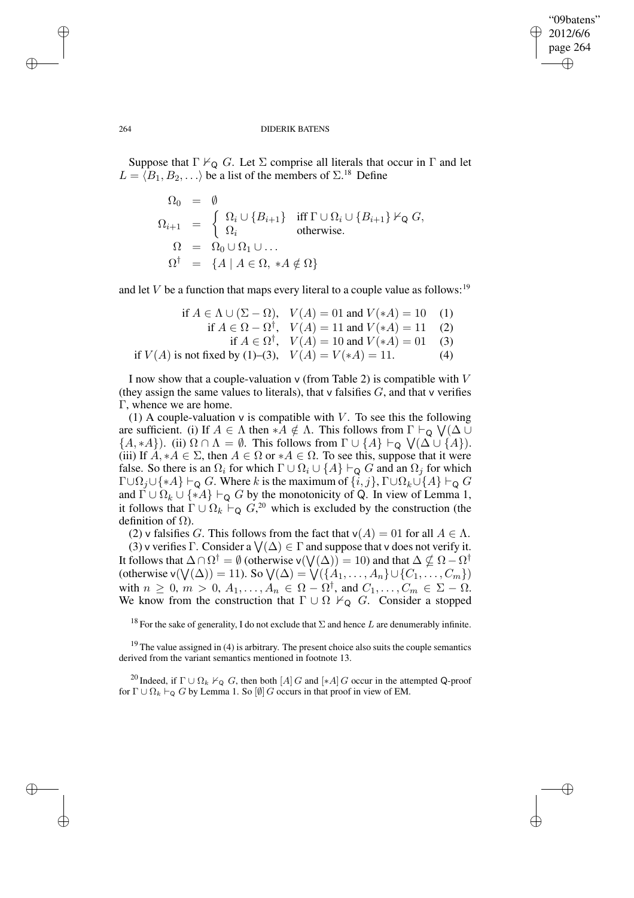Suppose that $\Gamma \nvdash_{\mathsf{Q}} G$. Let $\Sigma$ comprise all literals that occur in $\Gamma$ and let $L = \langle B_1, B_2, \ldots\rangle$ be a list of the members of $\Sigma$.[18] Define

$$
\begin{aligned}
\Omega_0 &= \emptyset \\
\Omega_{i+1} &= \begin{cases} \Omega_i \cup \{B_{i+1}\} & \text{iff } \Gamma \cup \Omega_i \cup \{B_{i+1}\} \nvdash_{\mathsf{Q}} G, \\ \Omega_i & \text{otherwise.} \end{cases} \\
\Omega &= \Omega_0 \cup \Omega_1 \cup \ldots \\
\Omega^\dagger &= \{A \mid A \in \Omega,\ *A \notin \Omega\}
\end{aligned}
$$

and let $V$ be a function that maps every literal to a couple value as follows:[19]

$$
\begin{aligned}
\text{if } A \in \Lambda \cup (\Sigma - \Omega),&\quad V(A) = 01 \text{ and } V(*A) = 10 \quad (1)\\
\text{if } A \in \Omega - \Omega^\dagger,&\quad V(A) = 11 \text{ and } V(*A) = 11 \quad (2)\\
\text{if } A \in \Omega^\dagger,&\quad V(A) = 10 \text{ and } V(*A) = 01 \quad (3)\\
\text{if } V(A) \text{ is not fixed by (1)–(3)},&\quad V(A) = V(*A) = 11. \quad (4)
\end{aligned}
$$

I now show that a couple-valuation $\mathsf{v}$ (from Table 2) is compatible with $V$ (they assign the same values to literals), that $\mathsf{v}$ falsifies $G$, and that $\mathsf{v}$ verifies $\Gamma$, whence we are home.

(1) A couple-valuation $\mathsf{v}$ is compatible with $V$. To see this the following are sufficient. (i) If $A \in \Lambda$ then $*A \notin \Lambda$. This follows from $\Gamma \vdash_{\mathsf{Q}} \bigvee(\Delta \cup \{A, *A\})$. (ii) $\Omega \cap \Lambda = \emptyset$. This follows from $\Gamma \cup \{A\} \vdash_{\mathsf{Q}} \bigvee(\Delta \cup \{A\})$. (iii) If $A, *A \in \Sigma$, then $A \in \Omega$ or $*A \in \Omega$. To see this, suppose that it were false. So there is an $\Omega_i$ for which $\Gamma \cup \Omega_i \cup \{A\} \vdash_{\mathsf{Q}} G$ and an $\Omega_j$ for which $\Gamma \cup \Omega_j \cup \{*A\} \vdash_{\mathsf{Q}} G$. Where $k$ is the maximum of $\{i, j\}$, $\Gamma \cup \Omega_k \cup \{A\} \vdash_{\mathsf{Q}} G$ and $\Gamma \cup \Omega_k \cup \{*A\} \vdash_{\mathsf{Q}} G$ by the monotonicity of $\mathsf{Q}$. In view of Lemma 1, it follows that $\Gamma \cup \Omega_k \vdash_{\mathsf{Q}} G$,[20] which is excluded by the construction (the definition of $\Omega$).

(2) $\mathsf{v}$ falsifies $G$. This follows from the fact that $\mathsf{v}(A) = 01$ for all $A \in \Lambda$.

(3) $\mathsf{v}$ verifies $\Gamma$. Consider a $\bigvee(\Delta) \in \Gamma$ and suppose that $\mathsf{v}$ does not verify it. It follows that $\Delta \cap \Omega^\dagger = \emptyset$ (otherwise $\mathsf{v}(\bigvee(\Delta)) = 10$) and that $\Delta \nsubseteq \Omega - \Omega^\dagger$ (otherwise $\mathsf{v}(\bigvee(\Delta)) = 11$). So $\bigvee(\Delta) = \bigvee(\{A_1, \ldots, A_n\} \cup \{C_1, \ldots, C_m\})$ with $n \geq 0$, $m > 0$, $A_1, \ldots, A_n \in \Omega - \Omega^\dagger$, and $C_1, \ldots, C_m \in \Sigma - \Omega$. We know from the construction that $\Gamma \cup \Omega \nvdash_{\mathsf{Q}} G$. Consider a stopped

[18] For the sake of generality, I do not exclude that $\Sigma$ and hence $L$ are denumerably infinite.

[19] The value assigned in (4) is arbitrary. The present choice also suits the couple semantics derived from the variant semantics mentioned in footnote 13.

[20] Indeed, if $\Gamma \cup \Omega_k \nvdash_{\mathsf{Q}} G$, then both $[A]\,G$ and $[*A]\,G$ occur in the attempted $\mathsf{Q}$-proof for $\Gamma \cup \Omega_k \vdash_{\mathsf{Q}} G$ by Lemma 1. So $[\emptyset]\,G$ occurs in that proof in view of EM.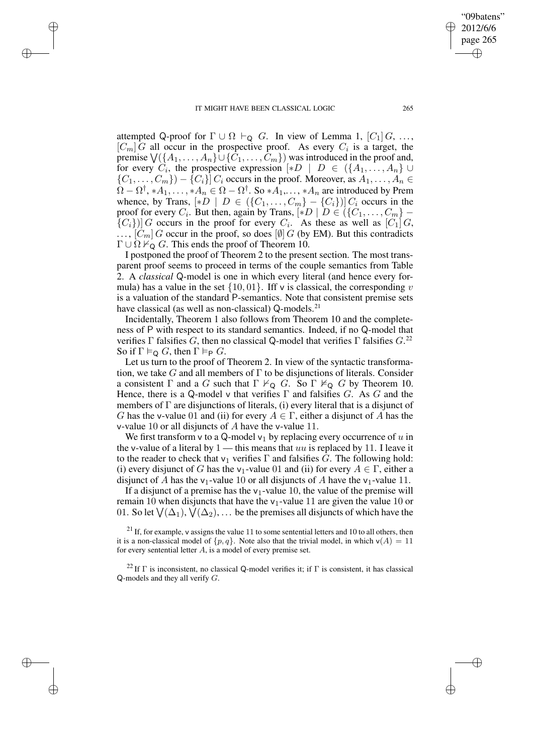attempted Q-proof for $\Gamma \cup \Omega \vdash_{\mathsf{Q}} G$. In view of Lemma 1, $[C_1]\, G$, ..., $[C_m]\, G$ all occur in the prospective proof. As every $C_i$ is a target, the premise $\bigvee(\{A_1, \ldots, A_n\} \cup \{C_1, \ldots, C_m\})$ was introduced in the proof and, for every $C_i$, the prospective expression $[*D \mid D \in (\{A_1, \ldots, A_n\} \cup \{C_1, \ldots, C_m\}) - \{C_i\}]\, C_i$ occurs in the proof. Moreover, as $A_1, \ldots, A_n \in \Omega - \Omega^\dagger$, $*A_1, \ldots, *A_n \in \Omega - \Omega^\dagger$. So $*A_1, \ldots, *A_n$ are introduced by Prem whence, by Trans, $[*D \mid D \in (\{C_1, \ldots, C_m\} - \{C_i\})]\, C_i$ occurs in the proof for every $C_i$. But then, again by Trans, $[*D \mid D \in (\{C_1, \ldots, C_m\} - \{C_i\})]\, G$ occurs in the proof for every $C_i$. As these as well as $[C_1]\, G$, ..., $[C_m]\, G$ occur in the proof, so does $[\emptyset]\, G$ (by EM). But this contradicts $\Gamma \cup \Omega \nvdash_{\mathsf{Q}} G$. This ends the proof of Theorem 10.

I postponed the proof of Theorem 2 to the present section. The most transparent proof seems to proceed in terms of the couple semantics from Table 2. A *classical* Q-model is one in which every literal (and hence every formula) has a value in the set $\{10, 01\}$. Iff v is classical, the corresponding $v$ is a valuation of the standard P-semantics. Note that consistent premise sets have classical (as well as non-classical) Q-models.[21]

Incidentally, Theorem 1 also follows from Theorem 10 and the completeness of P with respect to its standard semantics. Indeed, if no Q-model that verifies $\Gamma$ falsifies $G$, then no classical Q-model that verifies $\Gamma$ falsifies $G$.[22] So if $\Gamma \vDash_{\mathsf{Q}} G$, then $\Gamma \vDash_{\mathsf{P}} G$.

Let us turn to the proof of Theorem 2. In view of the syntactic transformation, we take $G$ and all members of $\Gamma$ to be disjunctions of literals. Consider a consistent $\Gamma$ and a $G$ such that $\Gamma \nvdash_{\mathsf{Q}} G$. So $\Gamma \nvDash_{\mathsf{Q}} G$ by Theorem 10. Hence, there is a Q-model v that verifies $\Gamma$ and falsifies $G$. As $G$ and the members of $\Gamma$ are disjunctions of literals, (i) every literal that is a disjunct of $G$ has the v-value 01 and (ii) for every $A \in \Gamma$, either a disjunct of $A$ has the v-value 10 or all disjuncts of $A$ have the v-value 11.

We first transform v to a Q-model $\mathsf{v}_1$ by replacing every occurrence of $u$ in the v-value of a literal by 1 — this means that $uu$ is replaced by 11. I leave it to the reader to check that $\mathsf{v}_1$ verifies $\Gamma$ and falsifies $G$. The following hold: (i) every disjunct of $G$ has the $\mathsf{v}_1$-value 01 and (ii) for every $A \in \Gamma$, either a disjunct of $A$ has the $\mathsf{v}_1$-value 10 or all disjuncts of $A$ have the $\mathsf{v}_1$-value 11.

If a disjunct of a premise has the $\mathsf{v}_1$-value 10, the value of the premise will remain 10 when disjuncts that have the $\mathsf{v}_1$-value 11 are given the value 10 or 01. So let $\bigvee(\Delta_1), \bigvee(\Delta_2), \ldots$ be the premises all disjuncts of which have the

[21] If, for example, v assigns the value 11 to some sentential letters and 10 to all others, then it is a non-classical model of $\{p, q\}$. Note also that the trivial model, in which $\mathsf{v}(A) = 11$ for every sentential letter $A$, is a model of every premise set.

[22] If $\Gamma$ is inconsistent, no classical Q-model verifies it; if $\Gamma$ is consistent, it has classical Q-models and they all verify $G$.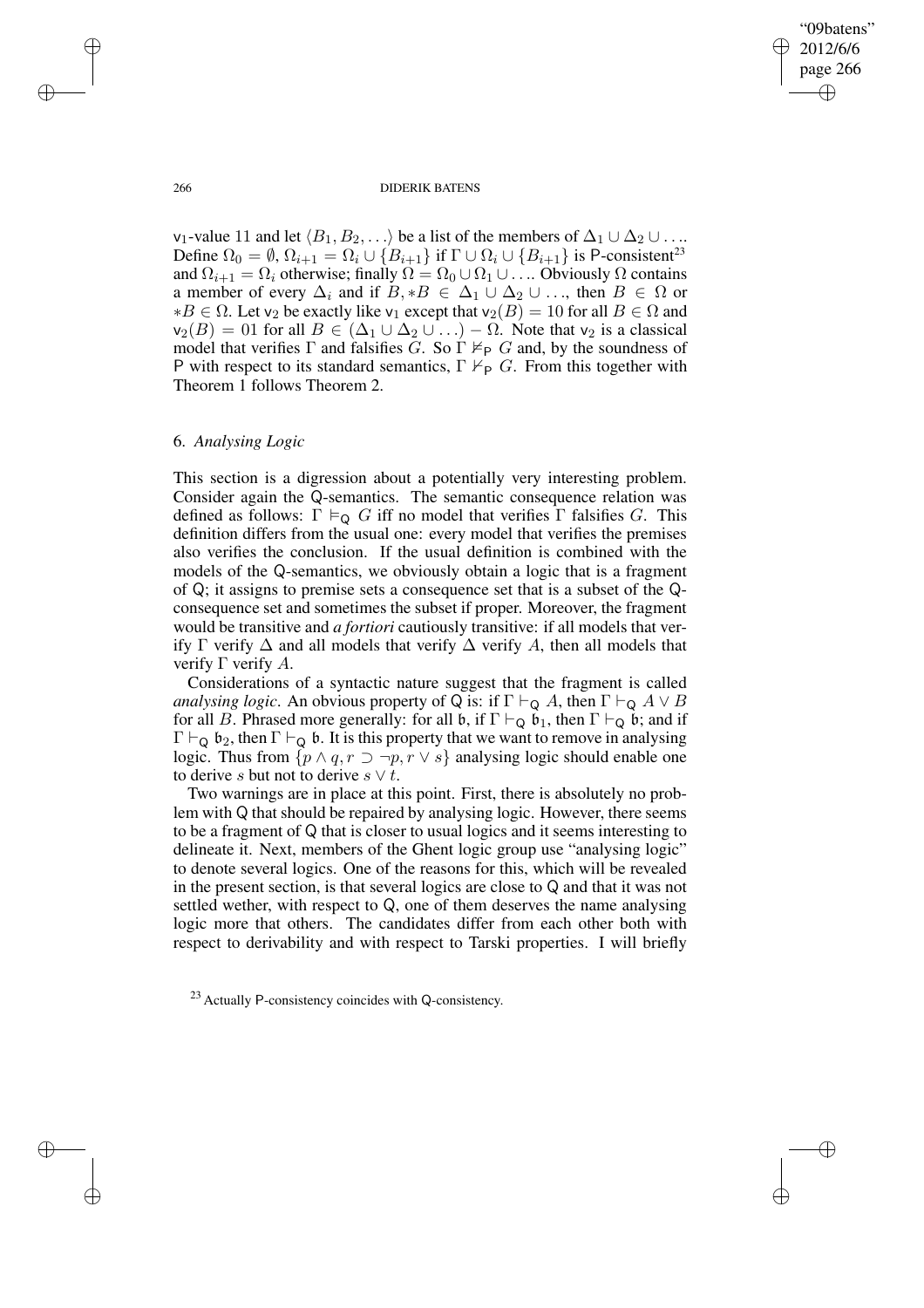$\mathsf{v}_1$-value 11 and let $\langle B_1, B_2, \ldots\rangle$ be a list of the members of $\Delta_1 \cup \Delta_2 \cup \ldots$. Define $\Omega_0 = \emptyset$, $\Omega_{i+1} = \Omega_i \cup \{B_{i+1}\}$ if $\Gamma \cup \Omega_i \cup \{B_{i+1}\}$ is $\mathsf{P}$-consistent[23] and $\Omega_{i+1} = \Omega_i$ otherwise; finally $\Omega = \Omega_0 \cup \Omega_1 \cup \ldots$. Obviously $\Omega$ contains a member of every $\Delta_i$ and if $B, *B \in \Delta_1 \cup \Delta_2 \cup \ldots$, then $B \in \Omega$ or $*B \in \Omega$. Let $\mathsf{v}_2$ be exactly like $\mathsf{v}_1$ except that $\mathsf{v}_2(B) = 10$ for all $B \in \Omega$ and $\mathsf{v}_2(B) = 01$ for all $B \in (\Delta_1 \cup \Delta_2 \cup \ldots) - \Omega$. Note that $\mathsf{v}_2$ is a classical model that verifies $\Gamma$ and falsifies $G$. So $\Gamma \nvDash_{\mathsf{P}} G$ and, by the soundness of $\mathsf{P}$ with respect to its standard semantics, $\Gamma \nvdash_{\mathsf{P}} G$. From this together with Theorem 1 follows Theorem 2.

## 6. *Analysing Logic*

This section is a digression about a potentially very interesting problem. Consider again the $\mathsf{Q}$-semantics. The semantic consequence relation was defined as follows: $\Gamma \vDash_{\mathsf{Q}} G$ iff no model that verifies $\Gamma$ falsifies $G$. This definition differs from the usual one: every model that verifies the premises also verifies the conclusion. If the usual definition is combined with the models of the $\mathsf{Q}$-semantics, we obviously obtain a logic that is a fragment of $\mathsf{Q}$; it assigns to premise sets a consequence set that is a subset of the $\mathsf{Q}$-consequence set and sometimes the subset if proper. Moreover, the fragment would be transitive and *a fortiori* cautiously transitive: if all models that verify $\Gamma$ verify $\Delta$ and all models that verify $\Delta$ verify $A$, then all models that verify $\Gamma$ verify $A$.

Considerations of a syntactic nature suggest that the fragment is called *analysing logic*. An obvious property of $\mathsf{Q}$ is: if $\Gamma \vdash_{\mathsf{Q}} A$, then $\Gamma \vdash_{\mathsf{Q}} A \vee B$ for all $B$. Phrased more generally: for all $\mathfrak{b}$, if $\Gamma \vdash_{\mathsf{Q}} \mathfrak{b}_1$, then $\Gamma \vdash_{\mathsf{Q}} \mathfrak{b}$; and if $\Gamma \vdash_{\mathsf{Q}} \mathfrak{b}_2$, then $\Gamma \vdash_{\mathsf{Q}} \mathfrak{b}$. It is this property that we want to remove in analysing logic. Thus from $\{p \wedge q, r \supset \neg p, r \vee s\}$ analysing logic should enable one to derive $s$ but not to derive $s \vee t$.

Two warnings are in place at this point. First, there is absolutely no problem with $\mathsf{Q}$ that should be repaired by analysing logic. However, there seems to be a fragment of $\mathsf{Q}$ that is closer to usual logics and it seems interesting to delineate it. Next, members of the Ghent logic group use "analysing logic" to denote several logics. One of the reasons for this, which will be revealed in the present section, is that several logics are close to $\mathsf{Q}$ and that it was not settled wether, with respect to $\mathsf{Q}$, one of them deserves the name analysing logic more that others. The candidates differ from each other both with respect to derivability and with respect to Tarski properties. I will briefly

[23] Actually $\mathsf{P}$-consistency coincides with $\mathsf{Q}$-consistency.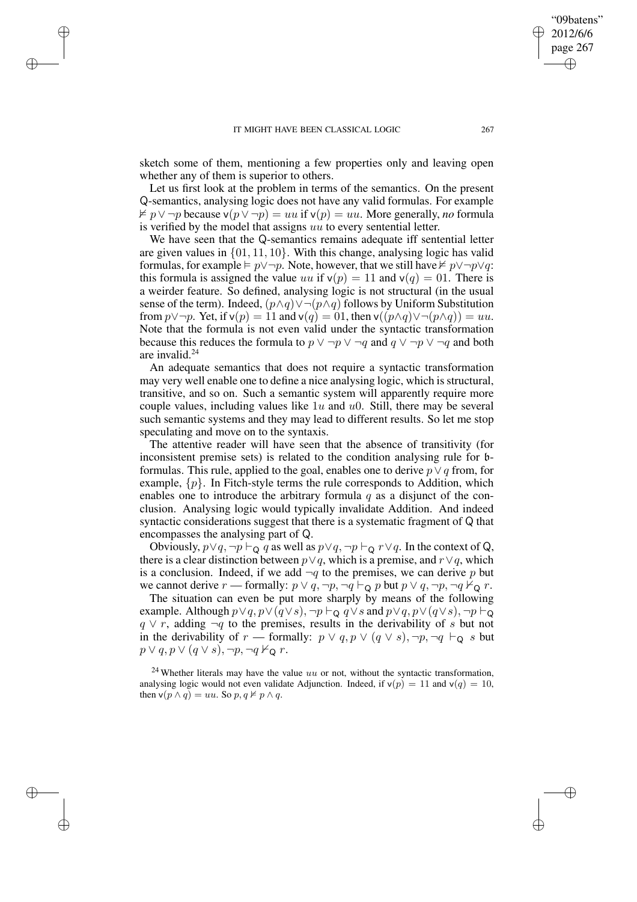sketch some of them, mentioning a few properties only and leaving open whether any of them is superior to others.

Let us first look at the problem in terms of the semantics. On the present Q-semantics, analysing logic does not have any valid formulas. For example $\nvDash p \vee \neg p$ because $\mathsf{v}(p \vee \neg p) = uu$ if $\mathsf{v}(p) = uu$. More generally, *no* formula is verified by the model that assigns $uu$ to every sentential letter.

We have seen that the Q-semantics remains adequate iff sentential letter are given values in $\{01, 11, 10\}$. With this change, analysing logic has valid formulas, for example $\vDash p \vee \neg p$. Note, however, that we still have $\nvDash p \vee \neg p \vee q$: this formula is assigned the value $uu$ if $\mathsf{v}(p) = 11$ and $\mathsf{v}(q) = 01$. There is a weirder feature. So defined, analysing logic is not structural (in the usual sense of the term). Indeed, $(p \wedge q) \vee \neg(p \wedge q)$ follows by Uniform Substitution from $p \vee \neg p$. Yet, if $\mathsf{v}(p) = 11$ and $\mathsf{v}(q) = 01$, then $\mathsf{v}((p \wedge q) \vee \neg(p \wedge q)) = uu$. Note that the formula is not even valid under the syntactic transformation because this reduces the formula to $p \vee \neg p \vee \neg q$ and $q \vee \neg p \vee \neg q$ and both are invalid.[24]

An adequate semantics that does not require a syntactic transformation may very well enable one to define a nice analysing logic, which is structural, transitive, and so on. Such a semantic system will apparently require more couple values, including values like $1u$ and $u0$. Still, there may be several such semantic systems and they may lead to different results. So let me stop speculating and move on to the syntaxis.

The attentive reader will have seen that the absence of transitivity (for inconsistent premise sets) is related to the condition analysing rule for $\mathfrak{b}$-formulas. This rule, applied to the goal, enables one to derive $p \vee q$ from, for example, $\{p\}$. In Fitch-style terms the rule corresponds to Addition, which enables one to introduce the arbitrary formula $q$ as a disjunct of the conclusion. Analysing logic would typically invalidate Addition. And indeed syntactic considerations suggest that there is a systematic fragment of Q that encompasses the analysing part of Q.

Obviously, $p \vee q, \neg p \vdash_{\mathsf{Q}} q$ as well as $p \vee q, \neg p \vdash_{\mathsf{Q}} r \vee q$. In the context of Q, there is a clear distinction between $p \vee q$, which is a premise, and $r \vee q$, which is a conclusion. Indeed, if we add $\neg q$ to the premises, we can derive $p$ but we cannot derive $r$ — formally: $p \vee q, \neg p, \neg q \vdash_{\mathsf{Q}} p$ but $p \vee q, \neg p, \neg q \nvdash_{\mathsf{Q}} r$.

The situation can even be put more sharply by means of the following example. Although $p \vee q, p \vee (q \vee s), \neg p \vdash_{\mathsf{Q}} q \vee s$ and $p \vee q, p \vee (q \vee s), \neg p \vdash_{\mathsf{Q}} q \vee r$, adding $\neg q$ to the premises, results in the derivability of $s$ but not in the derivability of $r$ — formally: $p \vee q, p \vee (q \vee s), \neg p, \neg q \vdash_{\mathsf{Q}} s$ but $p \vee q, p \vee (q \vee s), \neg p, \neg q \nvdash_{\mathsf{Q}} r$.

[24] Whether literals may have the value $uu$ or not, without the syntactic transformation, analysing logic would not even validate Adjunction. Indeed, if $\mathsf{v}(p) = 11$ and $\mathsf{v}(q) = 10$, then $\mathsf{v}(p \wedge q) = uu$. So $p, q \nvDash p \wedge q$.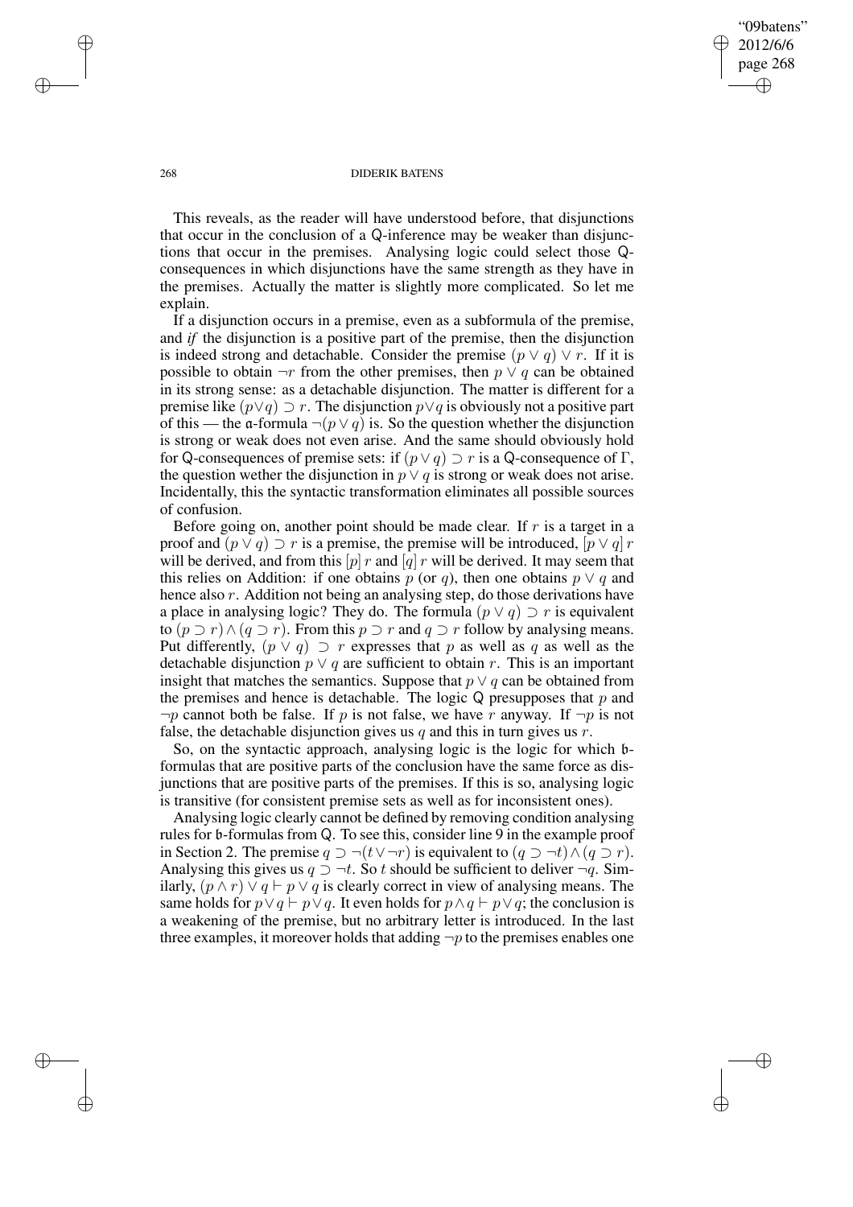This reveals, as the reader will have understood before, that disjunctions that occur in the conclusion of a Q-inference may be weaker than disjunctions that occur in the premises. Analysing logic could select those Q-consequences in which disjunctions have the same strength as they have in the premises. Actually the matter is slightly more complicated. So let me explain.

If a disjunction occurs in a premise, even as a subformula of the premise, and *if* the disjunction is a positive part of the premise, then the disjunction is indeed strong and detachable. Consider the premise $(p \vee q) \vee r$. If it is possible to obtain $\neg r$ from the other premises, then $p \vee q$ can be obtained in its strong sense: as a detachable disjunction. The matter is different for a premise like $(p \vee q) \supset r$. The disjunction $p \vee q$ is obviously not a positive part of this — the $\mathfrak{a}$-formula $\neg(p \vee q)$ is. So the question whether the disjunction is strong or weak does not even arise. And the same should obviously hold for Q-consequences of premise sets: if $(p \vee q) \supset r$ is a Q-consequence of $\Gamma$, the question wether the disjunction in $p \vee q$ is strong or weak does not arise. Incidentally, this the syntactic transformation eliminates all possible sources of confusion.

Before going on, another point should be made clear. If $r$ is a target in a proof and $(p \vee q) \supset r$ is a premise, the premise will be introduced, $[p \vee q]\, r$ will be derived, and from this $[p]\, r$ and $[q]\, r$ will be derived. It may seem that this relies on Addition: if one obtains $p$ (or $q$), then one obtains $p \vee q$ and hence also $r$. Addition not being an analysing step, do those derivations have a place in analysing logic? They do. The formula $(p \vee q) \supset r$ is equivalent to $(p \supset r) \wedge (q \supset r)$. From this $p \supset r$ and $q \supset r$ follow by analysing means. Put differently, $(p \vee q) \supset r$ expresses that $p$ as well as $q$ as well as the detachable disjunction $p \vee q$ are sufficient to obtain $r$. This is an important insight that matches the semantics. Suppose that $p \vee q$ can be obtained from the premises and hence is detachable. The logic Q presupposes that $p$ and $\neg p$ cannot both be false. If $p$ is not false, we have $r$ anyway. If $\neg p$ is not false, the detachable disjunction gives us $q$ and this in turn gives us $r$.

So, on the syntactic approach, analysing logic is the logic for which $\mathfrak{b}$-formulas that are positive parts of the conclusion have the same force as disjunctions that are positive parts of the premises. If this is so, analysing logic is transitive (for consistent premise sets as well as for inconsistent ones).

Analysing logic clearly cannot be defined by removing condition analysing rules for $\mathfrak{b}$-formulas from Q. To see this, consider line 9 in the example proof in Section 2. The premise $q \supset \neg(t \vee \neg r)$ is equivalent to $(q \supset \neg t) \wedge (q \supset r)$. Analysing this gives us $q \supset \neg t$. So $t$ should be sufficient to deliver $\neg q$. Similarly, $(p \wedge r) \vee q \vdash p \vee q$ is clearly correct in view of analysing means. The same holds for $p \vee q \vdash p \vee q$. It even holds for $p \wedge q \vdash p \vee q$; the conclusion is a weakening of the premise, but no arbitrary letter is introduced. In the last three examples, it moreover holds that adding $\neg p$ to the premises enables one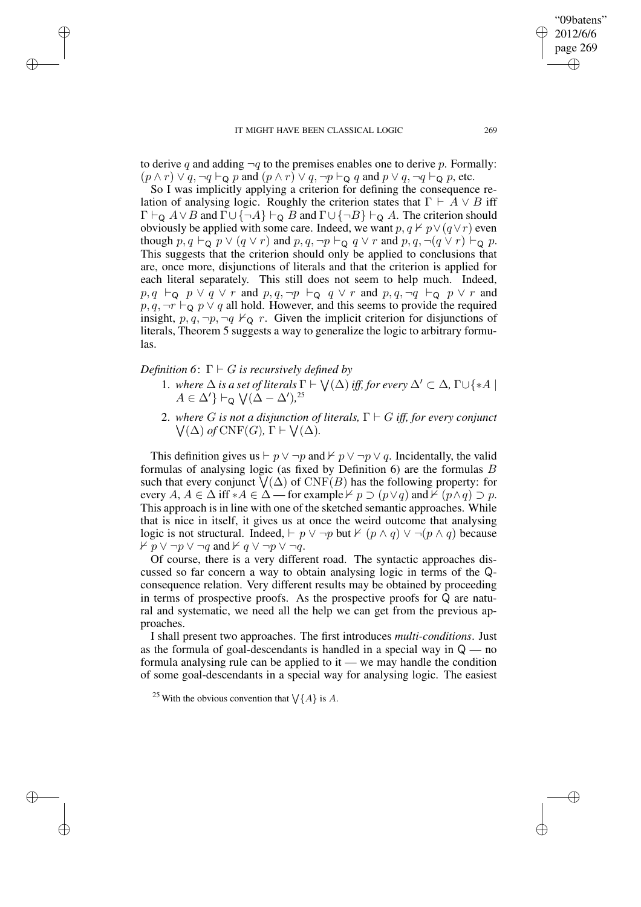to derive $q$ and adding $\neg q$ to the premises enables one to derive $p$. Formally: $(p \wedge r) \vee q, \neg q \vdash_{\mathsf{Q}} p$ and $(p \wedge r) \vee q, \neg p \vdash_{\mathsf{Q}} q$ and $p \vee q, \neg q \vdash_{\mathsf{Q}} p$, etc.

So I was implicitly applying a criterion for defining the consequence relation of analysing logic. Roughly the criterion states that $\Gamma \vdash A \vee B$ iff $\Gamma \vdash_{\mathsf{Q}} A \vee B$ and $\Gamma \cup \{\neg A\} \vdash_{\mathsf{Q}} B$ and $\Gamma \cup \{\neg B\} \vdash_{\mathsf{Q}} A$. The criterion should obviously be applied with some care. Indeed, we want $p, q \nvdash p \vee (q \vee r)$ even though $p, q \vdash_{\mathsf{Q}} p \vee (q \vee r)$ and $p, q, \neg p \vdash_{\mathsf{Q}} q \vee r$ and $p, q, \neg(q \vee r) \vdash_{\mathsf{Q}} p$. This suggests that the criterion should only be applied to conclusions that are, once more, disjunctions of literals and that the criterion is applied for each literal separately. This still does not seem to help much. Indeed, $p, q \vdash_{\mathsf{Q}} p \vee q \vee r$ and $p, q, \neg p \vdash_{\mathsf{Q}} q \vee r$ and $p, q, \neg q \vdash_{\mathsf{Q}} p \vee r$ and $p, q, \neg r \vdash_{\mathsf{Q}} p \vee q$ all hold. However, and this seems to provide the required insight, $p, q, \neg p, \neg q \nvdash_{\mathsf{Q}} r$. Given the implicit criterion for disjunctions of literals, Theorem 5 suggests a way to generalize the logic to arbitrary formulas.

*Definition 6*: *$\Gamma \vdash G$ is recursively defined by*

1. *where $\Delta$ is a set of literals $\Gamma \vdash \bigvee(\Delta)$ iff, for every $\Delta' \subset \Delta$, $\Gamma \cup \{*A \mid A \in \Delta'\} \vdash_{\mathsf{Q}} \bigvee(\Delta - \Delta')$,*[25]
2. *where $G$ is not a disjunction of literals, $\Gamma \vdash G$ iff, for every conjunct $\bigvee(\Delta)$ of $\mathrm{CNF}(G)$, $\Gamma \vdash \bigvee(\Delta)$.*

This definition gives us $\vdash p \vee \neg p$ and $\nvdash p \vee \neg p \vee q$. Incidentally, the valid formulas of analysing logic (as fixed by Definition 6) are the formulas $B$ such that every conjunct $\bigvee(\Delta)$ of $\mathrm{CNF}(B)$ has the following property: for every $A$, $A \in \Delta$ iff $*A \in \Delta$ — for example $\nvdash p \supset (p \vee q)$ and $\nvdash (p \wedge q) \supset p$. This approach is in line with one of the sketched semantic approaches. While that is nice in itself, it gives us at once the weird outcome that analysing logic is not structural. Indeed, $\vdash p \vee \neg p$ but $\nvdash (p \wedge q) \vee \neg(p \wedge q)$ because $\nvdash p \vee \neg p \vee \neg q$ and $\nvdash q \vee \neg p \vee \neg q$.

Of course, there is a very different road. The syntactic approaches discussed so far concern a way to obtain analysing logic in terms of the Q-consequence relation. Very different results may be obtained by proceeding in terms of prospective proofs. As the prospective proofs for Q are natural and systematic, we need all the help we can get from the previous approaches.

I shall present two approaches. The first introduces *multi-conditions*. Just as the formula of goal-descendants is handled in a special way in Q — no formula analysing rule can be applied to it — we may handle the condition of some goal-descendants in a special way for analysing logic. The easiest

[25] With the obvious convention that $\bigvee\{A\}$ is $A$.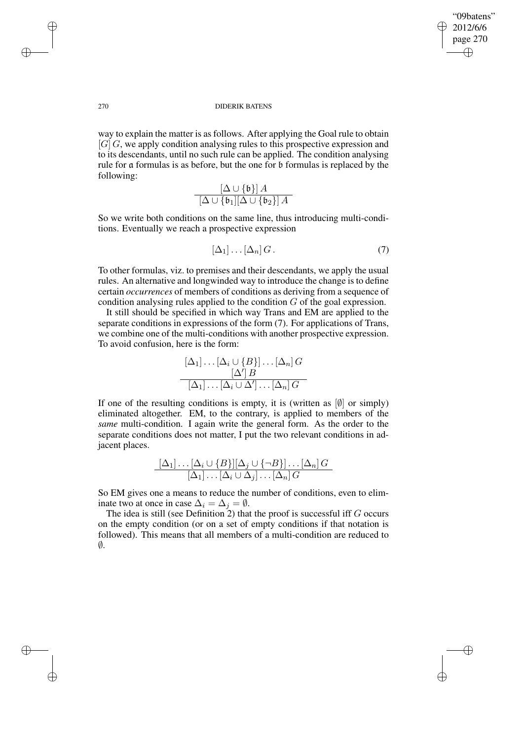way to explain the matter is as follows. After applying the Goal rule to obtain $[G]\,G$, we apply condition analysing rules to this prospective expression and to its descendants, until no such rule can be applied. The condition analysing rule for $\mathfrak{a}$ formulas is as before, but the one for $\mathfrak{b}$ formulas is replaced by the following:

$$\frac{[\Delta \cup \{\mathfrak{b}\}]\,A}{[\Delta \cup \{\mathfrak{b}_1][\Delta \cup \{\mathfrak{b}_2\}]\,A}$$

So we write both conditions on the same line, thus introducing multi-conditions. Eventually we reach a prospective expression

$$[\Delta_1] \ldots [\Delta_n]\,G\,. \tag{7}$$

To other formulas, viz. to premises and their descendants, we apply the usual rules. An alternative and longwinded way to introduce the change is to define certain *occurrences* of members of conditions as deriving from a sequence of condition analysing rules applied to the condition $G$ of the goal expression.

It still should be specified in which way Trans and EM are applied to the separate conditions in expressions of the form (7). For applications of Trans, we combine one of the multi-conditions with another prospective expression. To avoid confusion, here is the form:

$$\frac{\begin{array}{c}[\Delta_1] \ldots [\Delta_i \cup \{B\}] \ldots [\Delta_n]\,G \\ [\Delta']\,B\end{array}}{[\Delta_1] \ldots [\Delta_i \cup \Delta'] \ldots [\Delta_n]\,G}$$

If one of the resulting conditions is empty, it is (written as $[\emptyset]$ or simply) eliminated altogether. EM, to the contrary, is applied to members of the *same* multi-condition. I again write the general form. As the order to the separate conditions does not matter, I put the two relevant conditions in adjacent places.

$$\frac{[\Delta_1] \ldots [\Delta_i \cup \{B\}][\Delta_j \cup \{\neg B\}] \ldots [\Delta_n]\,G}{[\Delta_1] \ldots [\Delta_i \cup \Delta_j] \ldots [\Delta_n]\,G}$$

So EM gives one a means to reduce the number of conditions, even to eliminate two at once in case $\Delta_i = \Delta_j = \emptyset$.

The idea is still (see Definition 2) that the proof is successful iff $G$ occurs on the empty condition (or on a set of empty conditions if that notation is followed). This means that all members of a multi-condition are reduced to $\emptyset$.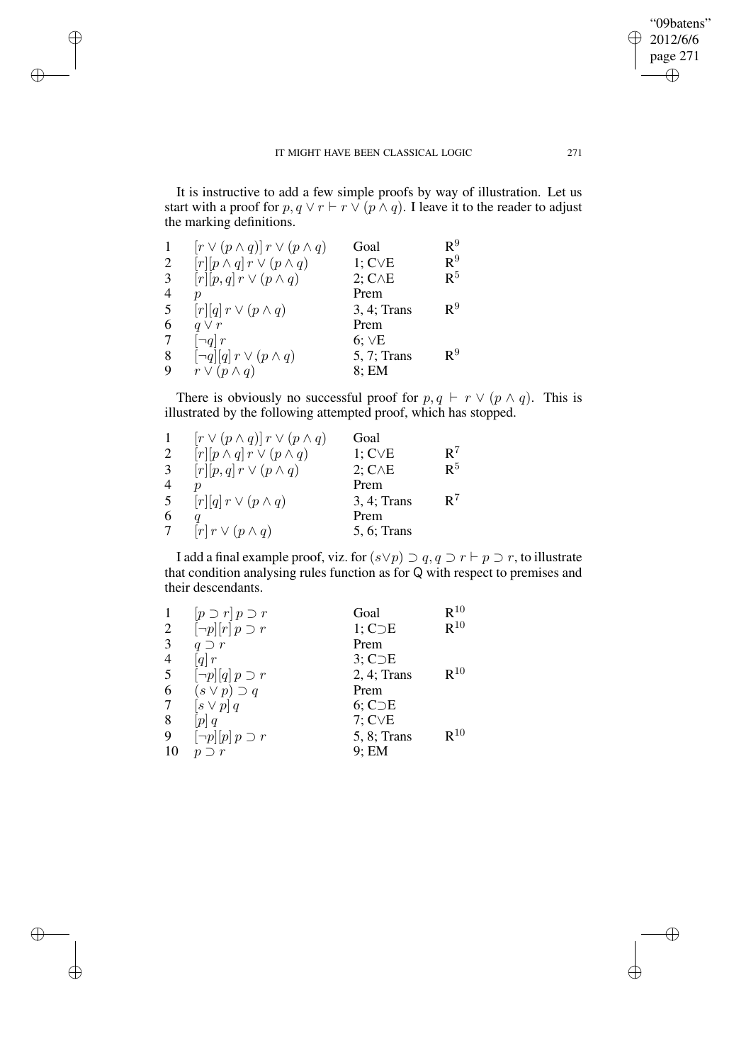It is instructive to add a few simple proofs by way of illustration. Let us start with a proof for $p, q \vee r \vdash r \vee (p \wedge q)$. I leave it to the reader to adjust the marking definitions.

| | | | |
|---|---|---|---|
| 1 | $[r \vee (p \wedge q)]\, r \vee (p \wedge q)$ | Goal | $R^9$ |
| 2 | $[r][p \wedge q]\, r \vee (p \wedge q)$ | 1; C∨E | $R^9$ |
| 3 | $[r][p, q]\, r \vee (p \wedge q)$ | 2; C∧E | $R^5$ |
| 4 | $p$ | Prem | |
| 5 | $[r][q]\, r \vee (p \wedge q)$ | 3, 4; Trans | $R^9$ |
| 6 | $q \vee r$ | Prem | |
| 7 | $[\neg q]\, r$ | 6; ∨E | |
| 8 | $[\neg q][q]\, r \vee (p \wedge q)$ | 5, 7; Trans | $R^9$ |
| 9 | $r \vee (p \wedge q)$ | 8; EM | |

There is obviously no successful proof for $p, q \vdash r \vee (p \wedge q)$. This is illustrated by the following attempted proof, which has stopped.

| | | | |
|---|---|---|---|
| 1 | $[r \vee (p \wedge q)]\, r \vee (p \wedge q)$ | Goal | |
| 2 | $[r][p \wedge q]\, r \vee (p \wedge q)$ | 1; C∨E | $R^7$ |
| 3 | $[r][p, q]\, r \vee (p \wedge q)$ | 2; C∧E | $R^5$ |
| 4 | $p$ | Prem | |
| 5 | $[r][q]\, r \vee (p \wedge q)$ | 3, 4; Trans | $R^7$ |
| 6 | $q$ | Prem | |
| 7 | $[r]\, r \vee (p \wedge q)$ | 5, 6; Trans | |

I add a final example proof, viz. for $(s \vee p) \supset q, q \supset r \vdash p \supset r$, to illustrate that condition analysing rules function as for Q with respect to premises and their descendants.

| | | | |
|---|---|---|---|
| 1 | $[p \supset r]\, p \supset r$ | Goal | $R^{10}$ |
| 2 | $[\neg p][r]\, p \supset r$ | 1; C⊃E | $R^{10}$ |
| 3 | $q \supset r$ | Prem | |
| 4 | $[q]\, r$ | 3; C⊃E | |
| 5 | $[\neg p][q]\, p \supset r$ | 2, 4; Trans | $R^{10}$ |
| 6 | $(s \vee p) \supset q$ | Prem | |
| 7 | $[s \vee p]\, q$ | 6; C⊃E | |
| 8 | $[p]\, q$ | 7; C∨E | |
| 9 | $[\neg p][p]\, p \supset r$ | 5, 8; Trans | $R^{10}$ |
| 10 | $p \supset r$ | 9; EM | |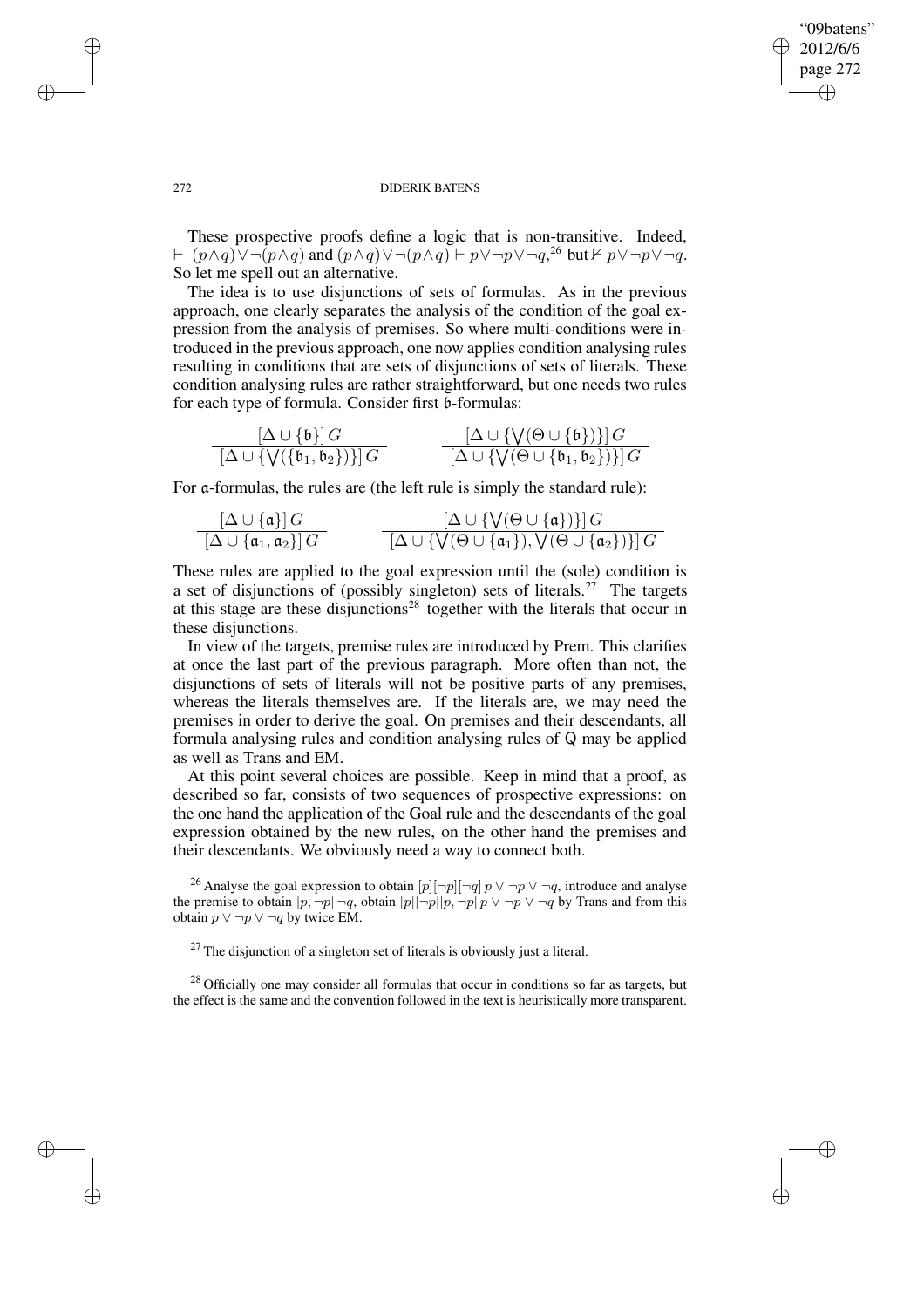These prospective proofs define a logic that is non-transitive. Indeed, $\vdash (p \wedge q) \vee \neg(p \wedge q)$ and $(p \wedge q) \vee \neg(p \wedge q) \vdash p \vee \neg p \vee \neg q$,[26] but $\nvdash p \vee \neg p \vee \neg q$. So let me spell out an alternative.

The idea is to use disjunctions of sets of formulas. As in the previous approach, one clearly separates the analysis of the condition of the goal expression from the analysis of premises. So where multi-conditions were introduced in the previous approach, one now applies condition analysing rules resulting in conditions that are sets of disjunctions of sets of literals. These condition analysing rules are rather straightforward, but one needs two rules for each type of formula. Consider first $\mathfrak{b}$-formulas:

$$\frac{[\Delta \cup \{\mathfrak{b}\}]\, G}{[\Delta \cup \{\bigvee(\{\mathfrak{b}_1, \mathfrak{b}_2\})\}]\, G} \qquad \frac{[\Delta \cup \{\bigvee(\Theta \cup \{\mathfrak{b}\})\}]\, G}{[\Delta \cup \{\bigvee(\Theta \cup \{\mathfrak{b}_1, \mathfrak{b}_2\})\}]\, G}$$

For $\mathfrak{a}$-formulas, the rules are (the left rule is simply the standard rule):

$$\frac{[\Delta \cup \{\mathfrak{a}\}]\, G}{[\Delta \cup \{\mathfrak{a}_1, \mathfrak{a}_2\}]\, G} \qquad \frac{[\Delta \cup \{\bigvee(\Theta \cup \{\mathfrak{a}\})\}]\, G}{[\Delta \cup \{\bigvee(\Theta \cup \{\mathfrak{a}_1\}), \bigvee(\Theta \cup \{\mathfrak{a}_2\})\}]\, G}$$

These rules are applied to the goal expression until the (sole) condition is a set of disjunctions of (possibly singleton) sets of literals.[27] The targets at this stage are these disjunctions[28] together with the literals that occur in these disjunctions.

In view of the targets, premise rules are introduced by Prem. This clarifies at once the last part of the previous paragraph. More often than not, the disjunctions of sets of literals will not be positive parts of any premises, whereas the literals themselves are. If the literals are, we may need the premises in order to derive the goal. On premises and their descendants, all formula analysing rules and condition analysing rules of $\mathsf{Q}$ may be applied as well as Trans and EM.

At this point several choices are possible. Keep in mind that a proof, as described so far, consists of two sequences of prospective expressions: on the one hand the application of the Goal rule and the descendants of the goal expression obtained by the new rules, on the other hand the premises and their descendants. We obviously need a way to connect both.

[26] Analyse the goal expression to obtain $[p][\neg p][\neg q]\; p \vee \neg p \vee \neg q$, introduce and analyse the premise to obtain $[p, \neg p]\; \neg q$, obtain $[p][\neg p][p, \neg p]\; p \vee \neg p \vee \neg q$ by Trans and from this obtain $p \vee \neg p \vee \neg q$ by twice EM.

[27] The disjunction of a singleton set of literals is obviously just a literal.

[28] Officially one may consider all formulas that occur in conditions so far as targets, but the effect is the same and the convention followed in the text is heuristically more transparent.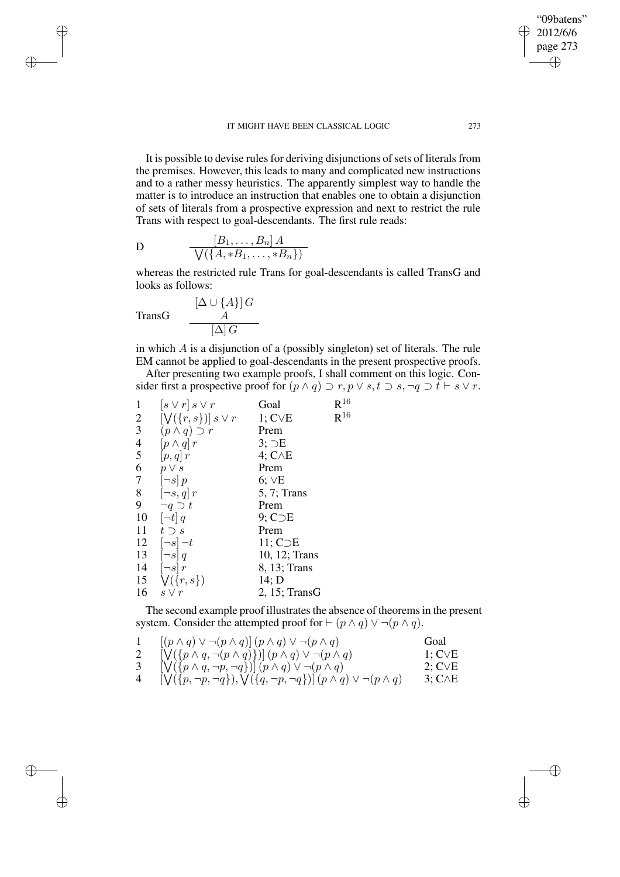It is possible to devise rules for deriving disjunctions of sets of literals from the premises. However, this leads to many and complicated new instructions and to a rather messy heuristics. The apparently simplest way to handle the matter is to introduce an instruction that enables one to obtain a disjunction of sets of literals from a prospective expression and next to restrict the rule Trans with respect to goal-descendants. The first rule reads:

$$\text{D} \qquad \frac{[B_1, \ldots, B_n]\, A}{\bigvee(\{A, *B_1, \ldots, *B_n\})}$$

whereas the restricted rule Trans for goal-descendants is called TransG and looks as follows:

$$\text{TransG} \qquad \frac{\begin{array}{c}[\Delta \cup \{A\}]\, G \\ A\end{array}}{[\Delta]\, G}$$

in which $A$ is a disjunction of a (possibly singleton) set of literals. The rule EM cannot be applied to goal-descendants in the present prospective proofs.

After presenting two example proofs, I shall comment on this logic. Consider first a prospective proof for $(p \wedge q) \supset r, p \vee s, t \supset s, \neg q \supset t \vdash s \vee r$.

| | | | |
|---|---|---|---|
| 1 | $[s \vee r]\, s \vee r$ | Goal | $\text{R}^{16}$ |
| 2 | $[\bigvee(\{r, s\})]\, s \vee r$ | 1; C$\vee$E | $\text{R}^{16}$ |
| 3 | $(p \wedge q) \supset r$ | Prem | |
| 4 | $[p \wedge q]\, r$ | 3; $\supset$E | |
| 5 | $[p, q]\, r$ | 4; C$\wedge$E | |
| 6 | $p \vee s$ | Prem | |
| 7 | $[\neg s]\, p$ | 6; $\vee$E | |
| 8 | $[\neg s, q]\, r$ | 5, 7; Trans | |
| 9 | $\neg q \supset t$ | Prem | |
| 10 | $[\neg t]\, q$ | 9; C$\supset$E | |
| 11 | $t \supset s$ | Prem | |
| 12 | $[\neg s]\, \neg t$ | 11; C$\supset$E | |
| 13 | $[\neg s]\, q$ | 10, 12; Trans | |
| 14 | $[\neg s]\, r$ | 8, 13; Trans | |
| 15 | $\bigvee(\{r, s\})$ | 14; D | |
| 16 | $s \vee r$ | 2, 15; TransG | |

The second example proof illustrates the absence of theorems in the present system. Consider the attempted proof for $\vdash (p \wedge q) \vee \neg(p \wedge q)$.

| | | |
|---|---|---|
| 1 | $[(p \wedge q) \vee \neg(p \wedge q)]\, (p \wedge q) \vee \neg(p \wedge q)$ | Goal |
| 2 | $[\bigvee(\{p \wedge q, \neg(p \wedge q)\})]\, (p \wedge q) \vee \neg(p \wedge q)$ | 1; C$\vee$E |
| 3 | $[\bigvee(\{p \wedge q, \neg p, \neg q\})]\, (p \wedge q) \vee \neg(p \wedge q)$ | 2; C$\vee$E |
| 4 | $[\bigvee(\{p, \neg p, \neg q\}), \bigvee(\{q, \neg p, \neg q\})]\, (p \wedge q) \vee \neg(p \wedge q)$ | 3; C$\wedge$E |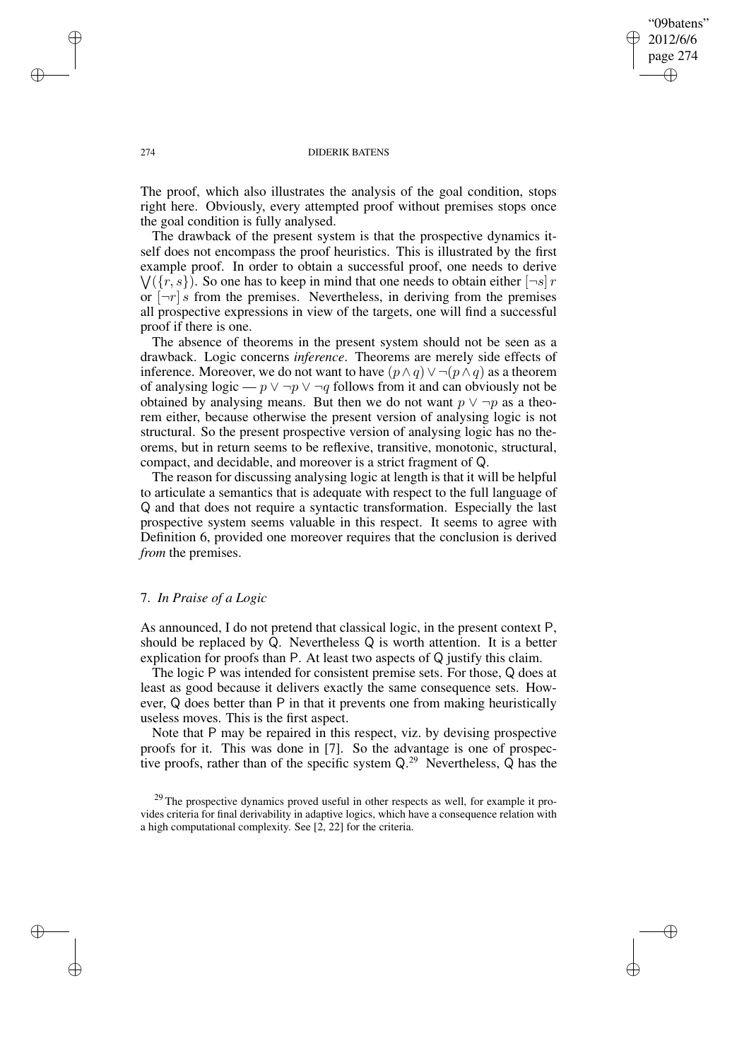The proof, which also illustrates the analysis of the goal condition, stops right here. Obviously, every attempted proof without premises stops once the goal condition is fully analysed.

The drawback of the present system is that the prospective dynamics itself does not encompass the proof heuristics. This is illustrated by the first example proof. In order to obtain a successful proof, one needs to derive $\bigvee(\{r, s\})$. So one has to keep in mind that one needs to obtain either $[\neg s]\, r$ or $[\neg r]\, s$ from the premises. Nevertheless, in deriving from the premises all prospective expressions in view of the targets, one will find a successful proof if there is one.

The absence of theorems in the present system should not be seen as a drawback. Logic concerns *inference*. Theorems are merely side effects of inference. Moreover, we do not want to have $(p \wedge q) \vee \neg(p \wedge q)$ as a theorem of analysing logic — $p \vee \neg p \vee \neg q$ follows from it and can obviously not be obtained by analysing means. But then we do not want $p \vee \neg p$ as a theorem either, because otherwise the present version of analysing logic is not structural. So the present prospective version of analysing logic has no theorems, but in return seems to be reflexive, transitive, monotonic, structural, compact, and decidable, and moreover is a strict fragment of Q.

The reason for discussing analysing logic at length is that it will be helpful to articulate a semantics that is adequate with respect to the full language of Q and that does not require a syntactic transformation. Especially the last prospective system seems valuable in this respect. It seems to agree with Definition 6, provided one moreover requires that the conclusion is derived *from* the premises.

## 7. *In Praise of a Logic*

As announced, I do not pretend that classical logic, in the present context P, should be replaced by Q. Nevertheless Q is worth attention. It is a better explication for proofs than P. At least two aspects of Q justify this claim.

The logic P was intended for consistent premise sets. For those, Q does at least as good because it delivers exactly the same consequence sets. However, Q does better than P in that it prevents one from making heuristically useless moves. This is the first aspect.

Note that P may be repaired in this respect, viz. by devising prospective proofs for it. This was done in [7]. So the advantage is one of prospective proofs, rather than of the specific system Q.[29] Nevertheless, Q has the

[29] The prospective dynamics proved useful in other respects as well, for example it provides criteria for final derivability in adaptive logics, which have a consequence relation with a high computational complexity. See [2, 22] for the criteria.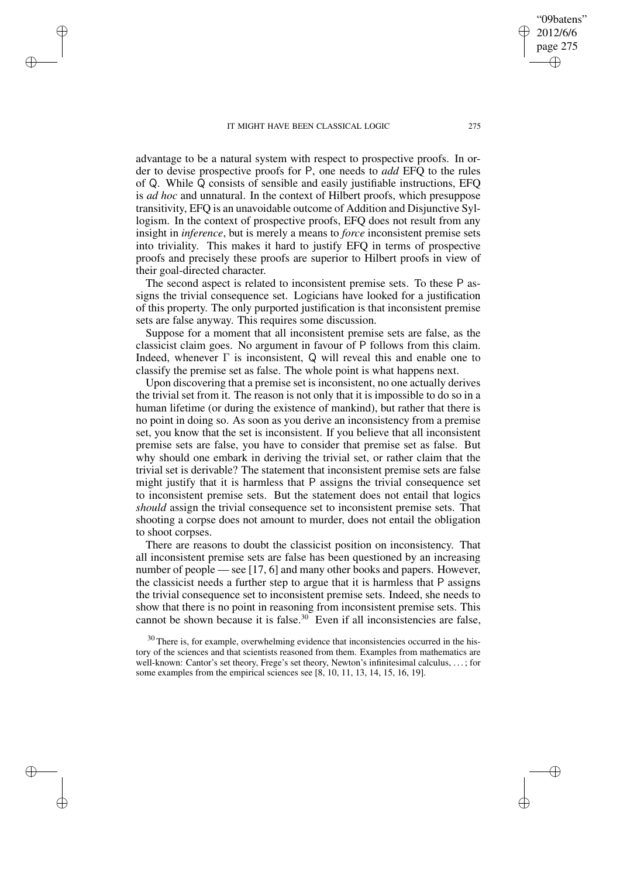advantage to be a natural system with respect to prospective proofs. In order to devise prospective proofs for P, one needs to *add* EFQ to the rules of Q. While Q consists of sensible and easily justifiable instructions, EFQ is *ad hoc* and unnatural. In the context of Hilbert proofs, which presuppose transitivity, EFQ is an unavoidable outcome of Addition and Disjunctive Syllogism. In the context of prospective proofs, EFQ does not result from any insight in *inference*, but is merely a means to *force* inconsistent premise sets into triviality. This makes it hard to justify EFQ in terms of prospective proofs and precisely these proofs are superior to Hilbert proofs in view of their goal-directed character.

The second aspect is related to inconsistent premise sets. To these P assigns the trivial consequence set. Logicians have looked for a justification of this property. The only purported justification is that inconsistent premise sets are false anyway. This requires some discussion.

Suppose for a moment that all inconsistent premise sets are false, as the classicist claim goes. No argument in favour of P follows from this claim. Indeed, whenever $\Gamma$ is inconsistent, Q will reveal this and enable one to classify the premise set as false. The whole point is what happens next.

Upon discovering that a premise set is inconsistent, no one actually derives the trivial set from it. The reason is not only that it is impossible to do so in a human lifetime (or during the existence of mankind), but rather that there is no point in doing so. As soon as you derive an inconsistency from a premise set, you know that the set is inconsistent. If you believe that all inconsistent premise sets are false, you have to consider that premise set as false. But why should one embark in deriving the trivial set, or rather claim that the trivial set is derivable? The statement that inconsistent premise sets are false might justify that it is harmless that P assigns the trivial consequence set to inconsistent premise sets. But the statement does not entail that logics *should* assign the trivial consequence set to inconsistent premise sets. That shooting a corpse does not amount to murder, does not entail the obligation to shoot corpses.

There are reasons to doubt the classicist position on inconsistency. That all inconsistent premise sets are false has been questioned by an increasing number of people — see [17, 6] and many other books and papers. However, the classicist needs a further step to argue that it is harmless that P assigns the trivial consequence set to inconsistent premise sets. Indeed, she needs to show that there is no point in reasoning from inconsistent premise sets. This cannot be shown because it is false.[30] Even if all inconsistencies are false,

[30] There is, for example, overwhelming evidence that inconsistencies occurred in the history of the sciences and that scientists reasoned from them. Examples from mathematics are well-known: Cantor's set theory, Frege's set theory, Newton's infinitesimal calculus, . . . ; for some examples from the empirical sciences see [8, 10, 11, 13, 14, 15, 16, 19].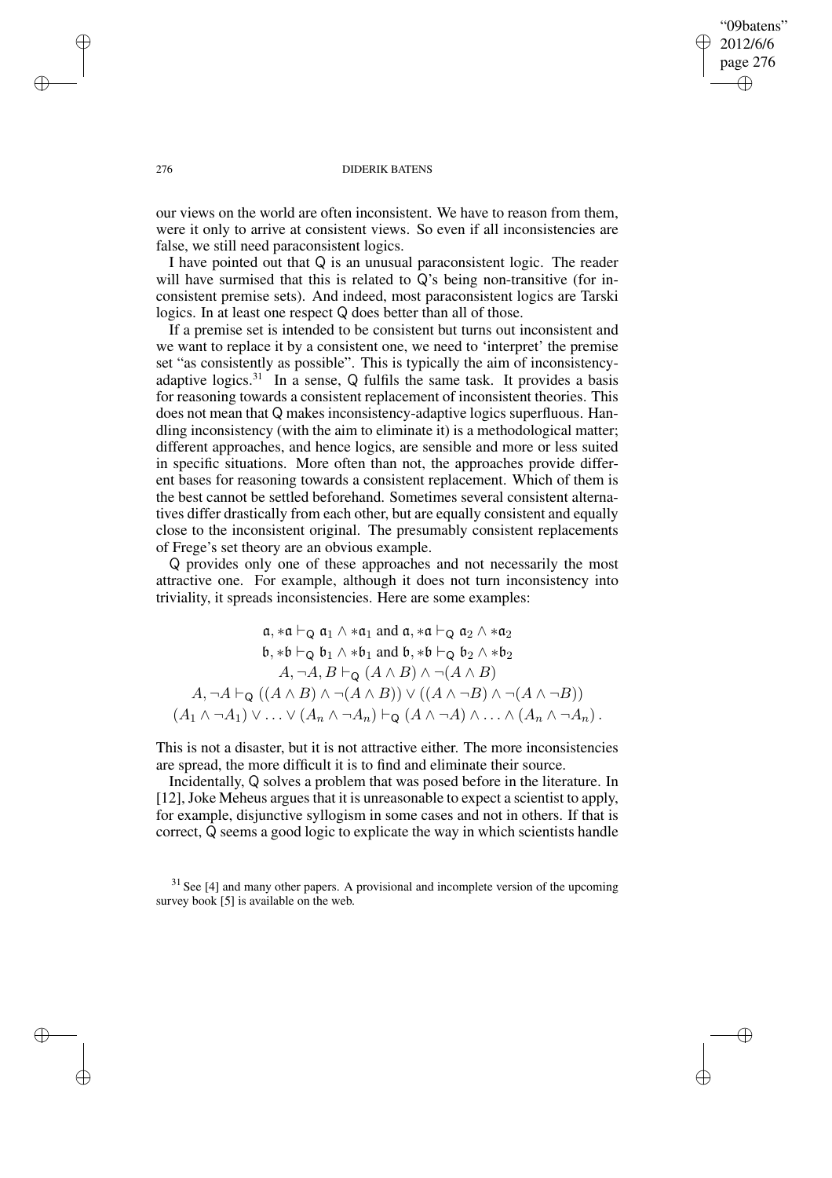our views on the world are often inconsistent. We have to reason from them, were it only to arrive at consistent views. So even if all inconsistencies are false, we still need paraconsistent logics.

I have pointed out that Q is an unusual paraconsistent logic. The reader will have surmised that this is related to Q's being non-transitive (for inconsistent premise sets). And indeed, most paraconsistent logics are Tarski logics. In at least one respect Q does better than all of those.

If a premise set is intended to be consistent but turns out inconsistent and we want to replace it by a consistent one, we need to 'interpret' the premise set "as consistently as possible". This is typically the aim of inconsistency-adaptive logics.[31] In a sense, Q fulfils the same task. It provides a basis for reasoning towards a consistent replacement of inconsistent theories. This does not mean that Q makes inconsistency-adaptive logics superfluous. Handling inconsistency (with the aim to eliminate it) is a methodological matter; different approaches, and hence logics, are sensible and more or less suited in specific situations. More often than not, the approaches provide different bases for reasoning towards a consistent replacement. Which of them is the best cannot be settled beforehand. Sometimes several consistent alternatives differ drastically from each other, but are equally consistent and equally close to the inconsistent original. The presumably consistent replacements of Frege's set theory are an obvious example.

Q provides only one of these approaches and not necessarily the most attractive one. For example, although it does not turn inconsistency into triviality, it spreads inconsistencies. Here are some examples:

$$\mathfrak{a}, *\mathfrak{a} \vdash_{\mathsf{Q}} \mathfrak{a}_1 \wedge *\mathfrak{a}_1 \text{ and } \mathfrak{a}, *\mathfrak{a} \vdash_{\mathsf{Q}} \mathfrak{a}_2 \wedge *\mathfrak{a}_2$$
$$\mathfrak{b}, *\mathfrak{b} \vdash_{\mathsf{Q}} \mathfrak{b}_1 \wedge *\mathfrak{b}_1 \text{ and } \mathfrak{b}, *\mathfrak{b} \vdash_{\mathsf{Q}} \mathfrak{b}_2 \wedge *\mathfrak{b}_2$$
$$A, \neg A, B \vdash_{\mathsf{Q}} (A \wedge B) \wedge \neg(A \wedge B)$$
$$A, \neg A \vdash_{\mathsf{Q}} ((A \wedge B) \wedge \neg(A \wedge B)) \vee ((A \wedge \neg B) \wedge \neg(A \wedge \neg B))$$
$$(A_1 \wedge \neg A_1) \vee \ldots \vee (A_n \wedge \neg A_n) \vdash_{\mathsf{Q}} (A \wedge \neg A) \wedge \ldots \wedge (A_n \wedge \neg A_n)\,.$$

This is not a disaster, but it is not attractive either. The more inconsistencies are spread, the more difficult it is to find and eliminate their source.

Incidentally, Q solves a problem that was posed before in the literature. In [12], Joke Meheus argues that it is unreasonable to expect a scientist to apply, for example, disjunctive syllogism in some cases and not in others. If that is correct, Q seems a good logic to explicate the way in which scientists handle

[31] See [4] and many other papers. A provisional and incomplete version of the upcoming survey book [5] is available on the web.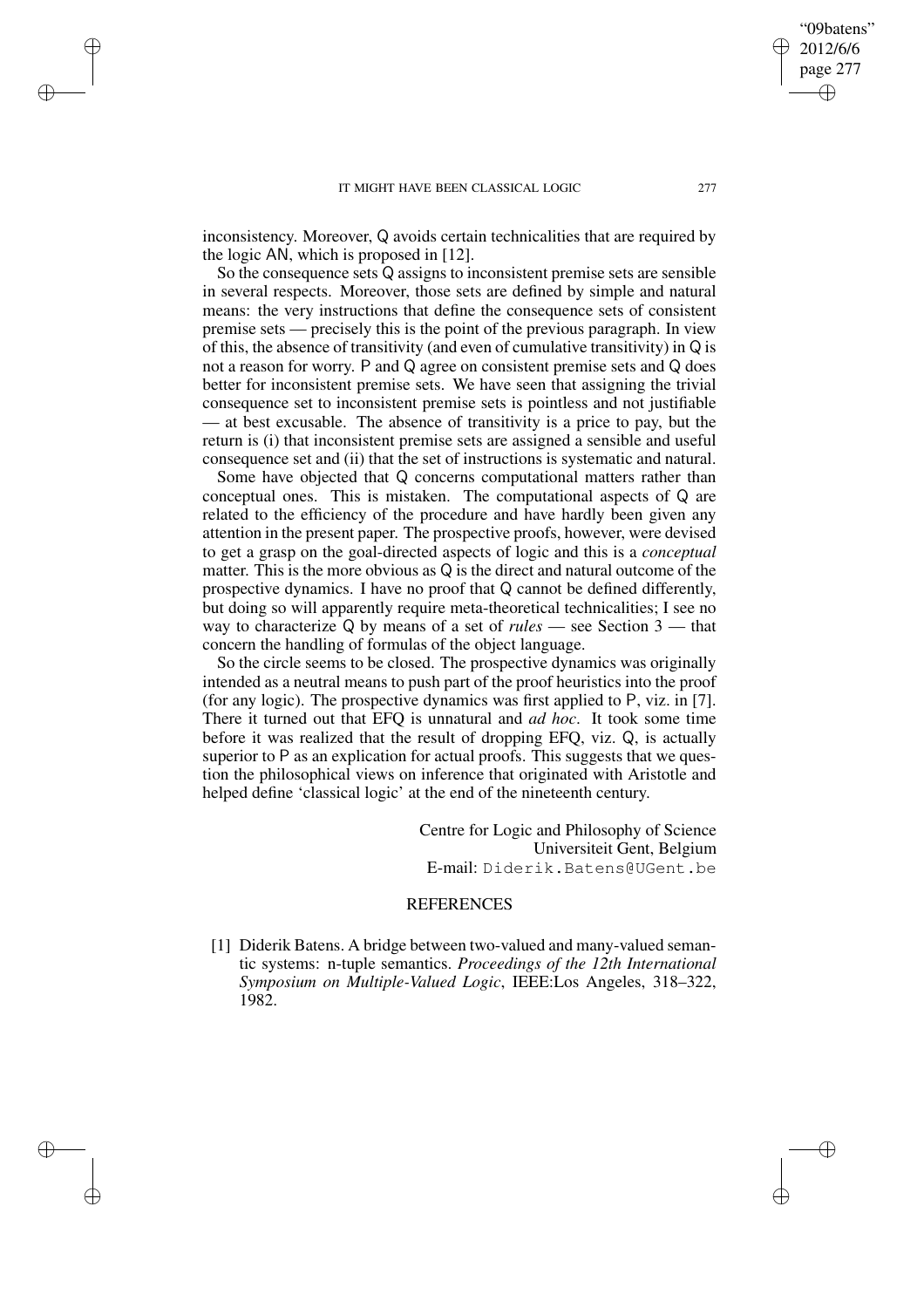inconsistency. Moreover, Q avoids certain technicalities that are required by the logic AN, which is proposed in [12].

So the consequence sets Q assigns to inconsistent premise sets are sensible in several respects. Moreover, those sets are defined by simple and natural means: the very instructions that define the consequence sets of consistent premise sets — precisely this is the point of the previous paragraph. In view of this, the absence of transitivity (and even of cumulative transitivity) in Q is not a reason for worry. P and Q agree on consistent premise sets and Q does better for inconsistent premise sets. We have seen that assigning the trivial consequence set to inconsistent premise sets is pointless and not justifiable — at best excusable. The absence of transitivity is a price to pay, but the return is (i) that inconsistent premise sets are assigned a sensible and useful consequence set and (ii) that the set of instructions is systematic and natural.

Some have objected that Q concerns computational matters rather than conceptual ones. This is mistaken. The computational aspects of Q are related to the efficiency of the procedure and have hardly been given any attention in the present paper. The prospective proofs, however, were devised to get a grasp on the goal-directed aspects of logic and this is a *conceptual* matter. This is the more obvious as Q is the direct and natural outcome of the prospective dynamics. I have no proof that Q cannot be defined differently, but doing so will apparently require meta-theoretical technicalities; I see no way to characterize Q by means of a set of *rules* — see Section 3 — that concern the handling of formulas of the object language.

So the circle seems to be closed. The prospective dynamics was originally intended as a neutral means to push part of the proof heuristics into the proof (for any logic). The prospective dynamics was first applied to P, viz. in [7]. There it turned out that EFQ is unnatural and *ad hoc*. It took some time before it was realized that the result of dropping EFQ, viz. Q, is actually superior to P as an explication for actual proofs. This suggests that we question the philosophical views on inference that originated with Aristotle and helped define 'classical logic' at the end of the nineteenth century.

Centre for Logic and Philosophy of Science
Universiteit Gent, Belgium
E-mail: Diderik.Batens@UGent.be

## REFERENCES

[1] Diderik Batens. A bridge between two-valued and many-valued semantic systems: n-tuple semantics. *Proceedings of the 12th International Symposium on Multiple-Valued Logic*, IEEE:Los Angeles, 318–322, 1982.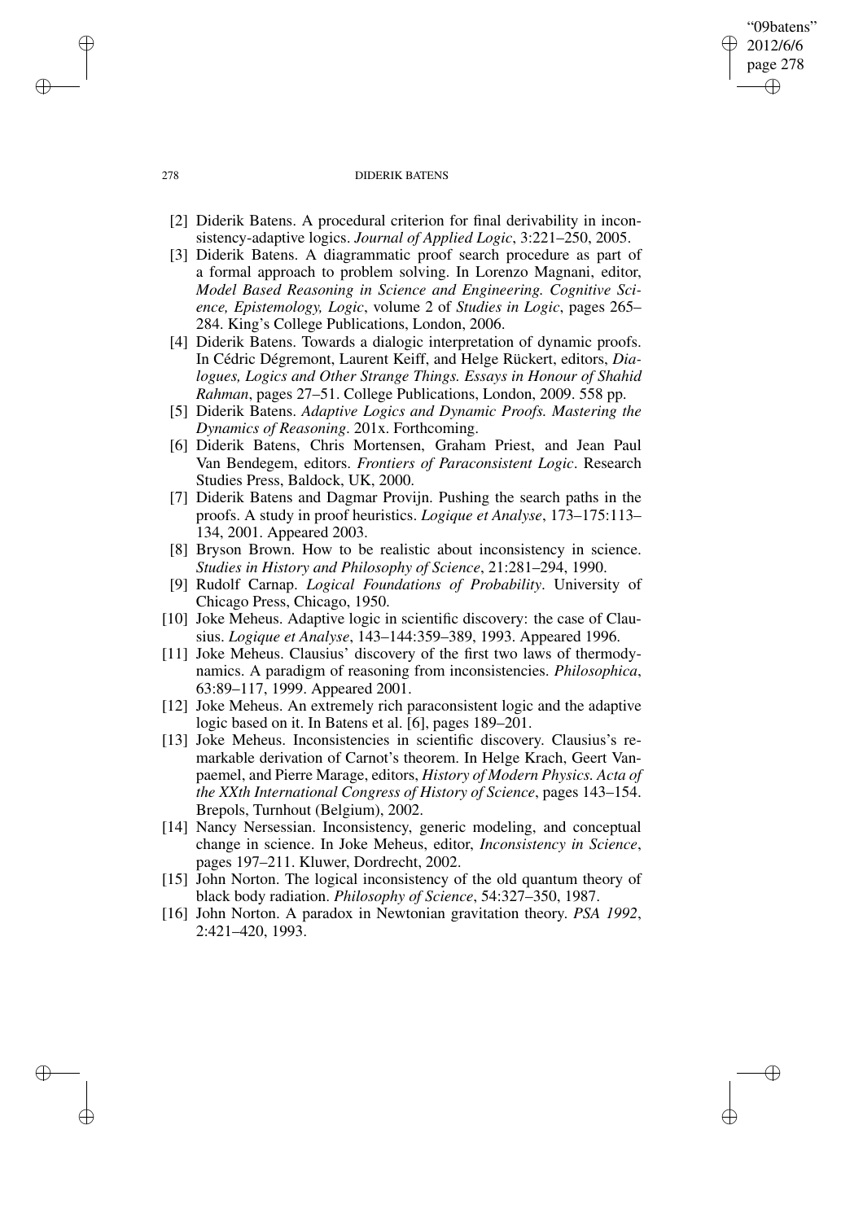[2] Diderik Batens. A procedural criterion for final derivability in inconsistency-adaptive logics. *Journal of Applied Logic*, 3:221–250, 2005.

[3] Diderik Batens. A diagrammatic proof search procedure as part of a formal approach to problem solving. In Lorenzo Magnani, editor, *Model Based Reasoning in Science and Engineering. Cognitive Science, Epistemology, Logic*, volume 2 of *Studies in Logic*, pages 265–284. King's College Publications, London, 2006.

[4] Diderik Batens. Towards a dialogic interpretation of dynamic proofs. In Cédric Dégremont, Laurent Keiff, and Helge Rückert, editors, *Dialogues, Logics and Other Strange Things. Essays in Honour of Shahid Rahman*, pages 27–51. College Publications, London, 2009. 558 pp.

[5] Diderik Batens. *Adaptive Logics and Dynamic Proofs. Mastering the Dynamics of Reasoning*. 201x. Forthcoming.

[6] Diderik Batens, Chris Mortensen, Graham Priest, and Jean Paul Van Bendegem, editors. *Frontiers of Paraconsistent Logic*. Research Studies Press, Baldock, UK, 2000.

[7] Diderik Batens and Dagmar Provijn. Pushing the search paths in the proofs. A study in proof heuristics. *Logique et Analyse*, 173–175:113–134, 2001. Appeared 2003.

[8] Bryson Brown. How to be realistic about inconsistency in science. *Studies in History and Philosophy of Science*, 21:281–294, 1990.

[9] Rudolf Carnap. *Logical Foundations of Probability*. University of Chicago Press, Chicago, 1950.

[10] Joke Meheus. Adaptive logic in scientific discovery: the case of Clausius. *Logique et Analyse*, 143–144:359–389, 1993. Appeared 1996.

[11] Joke Meheus. Clausius' discovery of the first two laws of thermodynamics. A paradigm of reasoning from inconsistencies. *Philosophica*, 63:89–117, 1999. Appeared 2001.

[12] Joke Meheus. An extremely rich paraconsistent logic and the adaptive logic based on it. In Batens et al. [6], pages 189–201.

[13] Joke Meheus. Inconsistencies in scientific discovery. Clausius's remarkable derivation of Carnot's theorem. In Helge Krach, Geert Vanpaemel, and Pierre Marage, editors, *History of Modern Physics. Acta of the XXth International Congress of History of Science*, pages 143–154. Brepols, Turnhout (Belgium), 2002.

[14] Nancy Nersessian. Inconsistency, generic modeling, and conceptual change in science. In Joke Meheus, editor, *Inconsistency in Science*, pages 197–211. Kluwer, Dordrecht, 2002.

[15] John Norton. The logical inconsistency of the old quantum theory of black body radiation. *Philosophy of Science*, 54:327–350, 1987.

[16] John Norton. A paradox in Newtonian gravitation theory. *PSA 1992*, 2:421–420, 1993.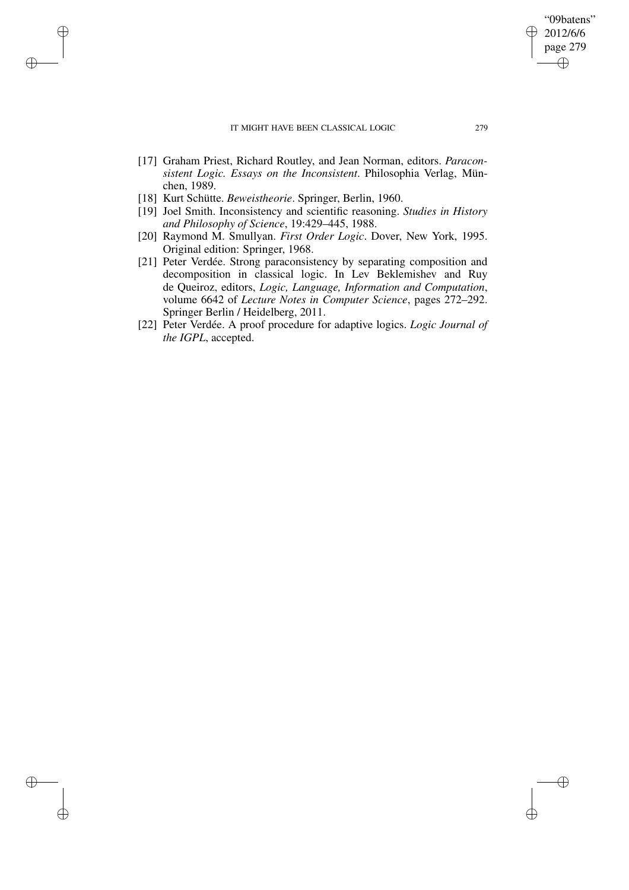[17] Graham Priest, Richard Routley, and Jean Norman, editors. *Paraconsistent Logic. Essays on the Inconsistent*. Philosophia Verlag, München, 1989.

[18] Kurt Schütte. *Beweistheorie*. Springer, Berlin, 1960.

[19] Joel Smith. Inconsistency and scientific reasoning. *Studies in History and Philosophy of Science*, 19:429–445, 1988.

[20] Raymond M. Smullyan. *First Order Logic*. Dover, New York, 1995. Original edition: Springer, 1968.

[21] Peter Verdée. Strong paraconsistency by separating composition and decomposition in classical logic. In Lev Beklemishev and Ruy de Queiroz, editors, *Logic, Language, Information and Computation*, volume 6642 of *Lecture Notes in Computer Science*, pages 272–292. Springer Berlin / Heidelberg, 2011.

[22] Peter Verdée. A proof procedure for adaptive logics. *Logic Journal of the IGPL*, accepted.